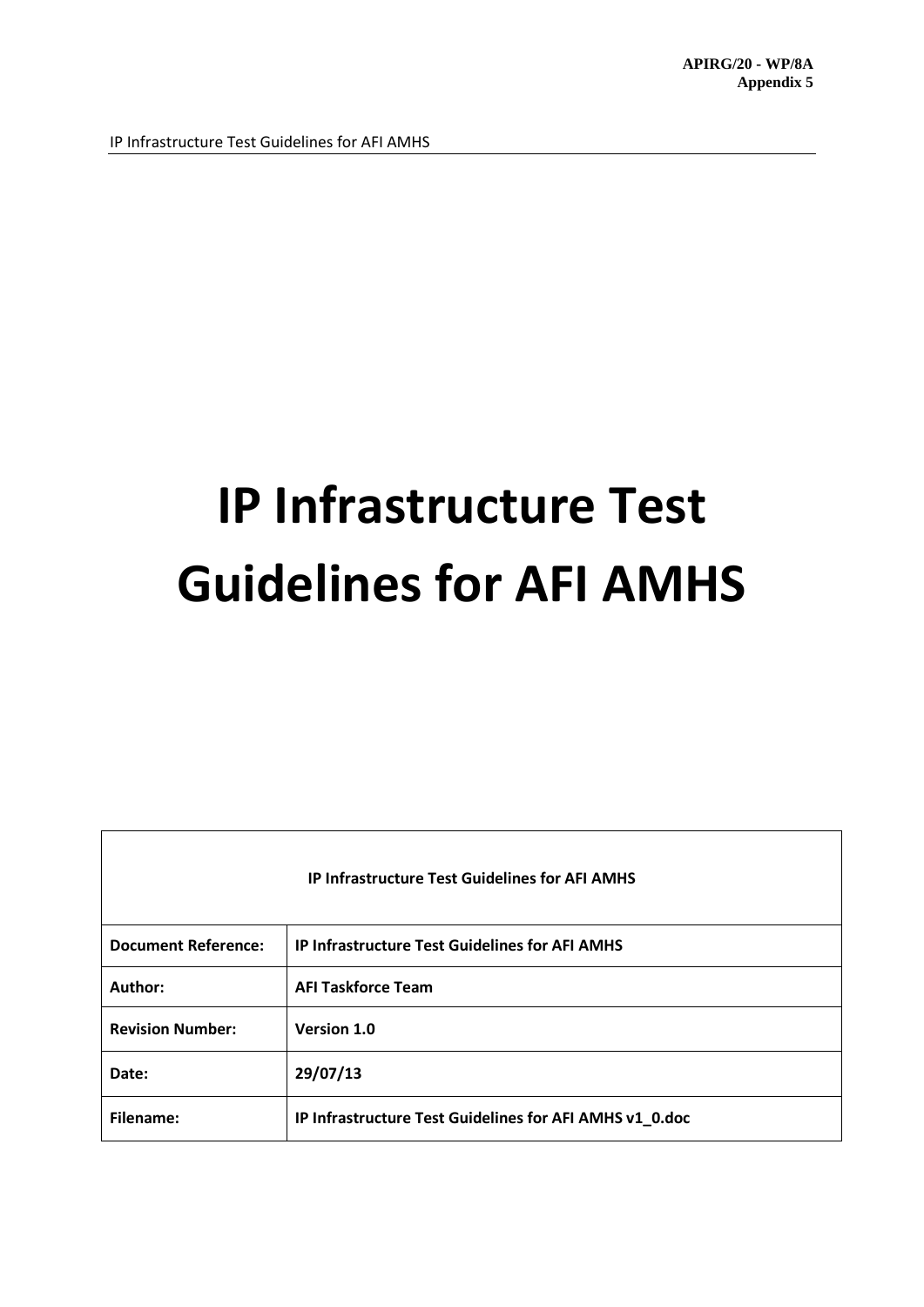APIRG/20 - WP/8A
Appendix 5

# IP Infrastructure Test Guidelines for AFI AMHS

| IP Infrastructure Test Guidelines for AFI AMHS | |
|---|---|
| **Document Reference:** | **IP Infrastructure Test Guidelines for AFI AMHS** |
| **Author:** | **AFI Taskforce Team** |
| **Revision Number:** | **Version 1.0** |
| **Date:** | **29/07/13** |
| **Filename:** | **IP Infrastructure Test Guidelines for AFI AMHS v1_0.doc** |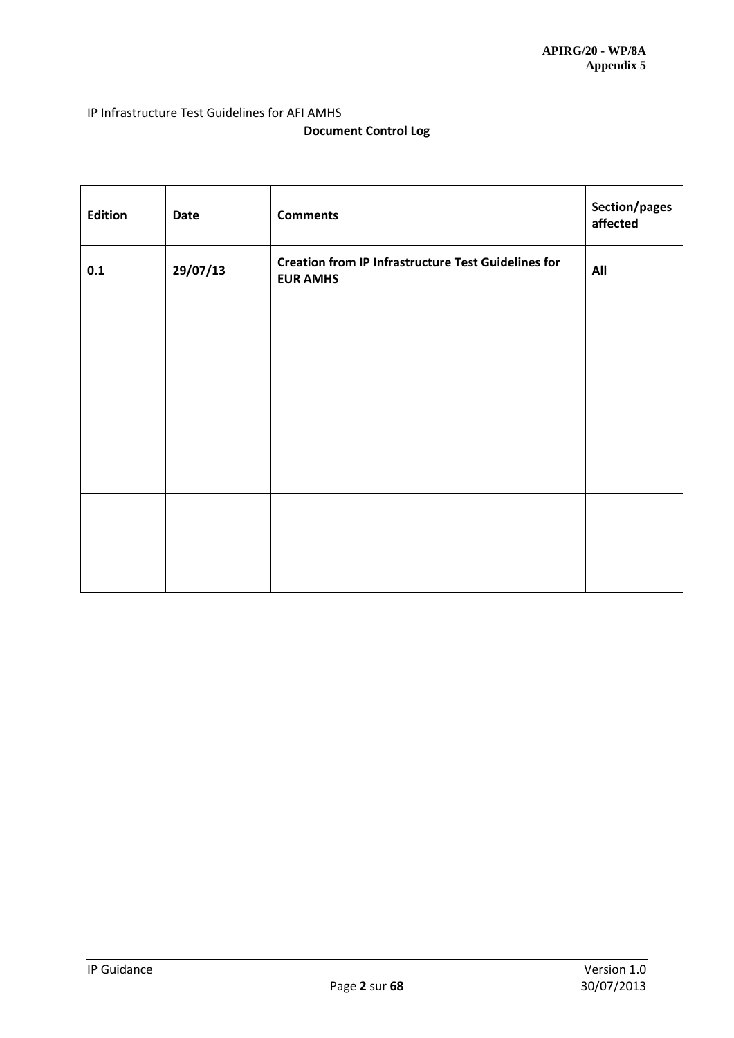**Document Control Log**

| Edition | Date | Comments | Section/pages affected |
|---|---|---|---|
| **0.1** | **29/07/13** | **Creation from IP Infrastructure Test Guidelines for EUR AMHS** | **All** |
| | | | |
| | | | |
| | | | |
| | | | |
| | | | |
| | | | |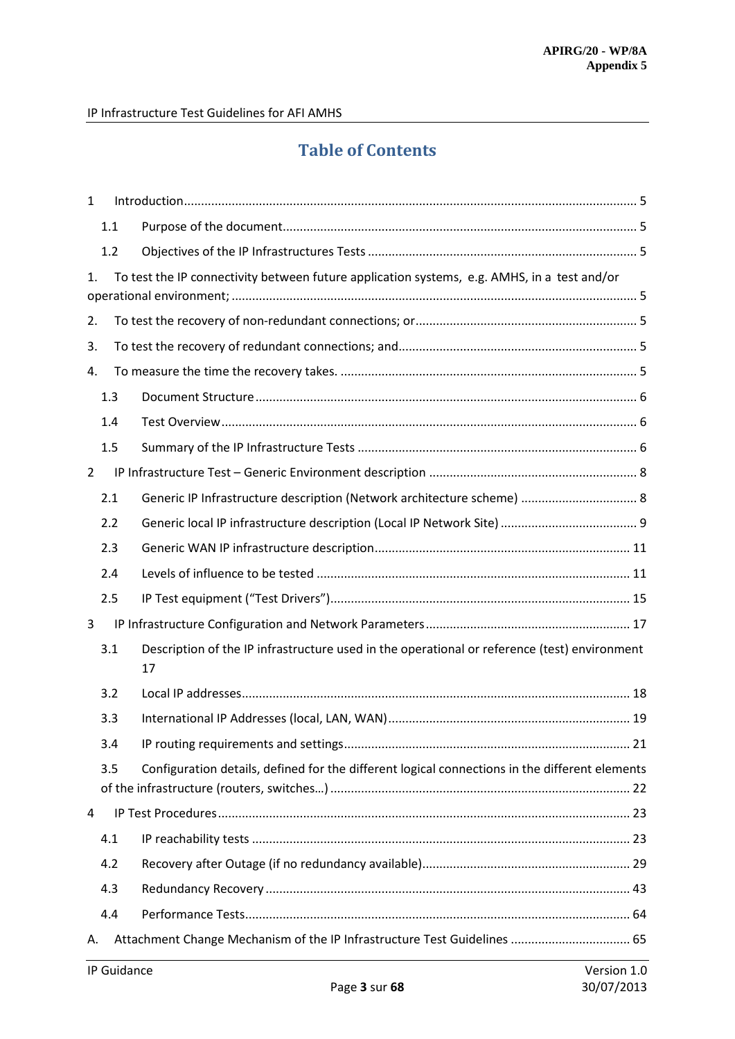# Table of Contents

1 Introduction ........................................................................................................................ 5

1.1 Purpose of the document ............................................................................................ 5

1.2 Objectives of the IP Infrastructures Tests .................................................................. 5

1. To test the IP connectivity between future application systems, e.g. AMHS, in a test and/or operational environment; ..................................................................................................... 5

2. To test the recovery of non-redundant connections; or .................................................... 5

3. To test the recovery of redundant connections; and ......................................................... 5

4. To measure the time the recovery takes. ......................................................................... 5

1.3 Document Structure ................................................................................................... 6

1.4 Test Overview ............................................................................................................ 6

1.5 Summary of the IP Infrastructure Tests ...................................................................... 6

2 IP Infrastructure Test – Generic Environment description ................................................. 8

2.1 Generic IP Infrastructure description (Network architecture scheme) ......................... 8

2.2 Generic local IP infrastructure description (Local IP Network Site) .............................. 9

2.3 Generic WAN IP infrastructure description ................................................................. 11

2.4 Levels of influence to be tested .................................................................................. 11

2.5 IP Test equipment ("Test Drivers") ............................................................................. 15

3 IP Infrastructure Configuration and Network Parameters ................................................. 17

3.1 Description of the IP infrastructure used in the operational or reference (test) environment 17

3.2 Local IP addresses ...................................................................................................... 18

3.3 International IP Addresses (local, LAN, WAN) ............................................................ 19

3.4 IP routing requirements and settings ......................................................................... 21

3.5 Configuration details, defined for the different logical connections in the different elements of the infrastructure (routers, switches…) ........................................................................... 22

4 IP Test Procedures ............................................................................................................. 23

4.1 IP reachability tests .................................................................................................... 23

4.2 Recovery after Outage (if no redundancy available) ................................................... 29

4.3 Redundancy Recovery ................................................................................................ 43

4.4 Performance Tests ...................................................................................................... 64

A. Attachment Change Mechanism of the IP Infrastructure Test Guidelines .......................... 65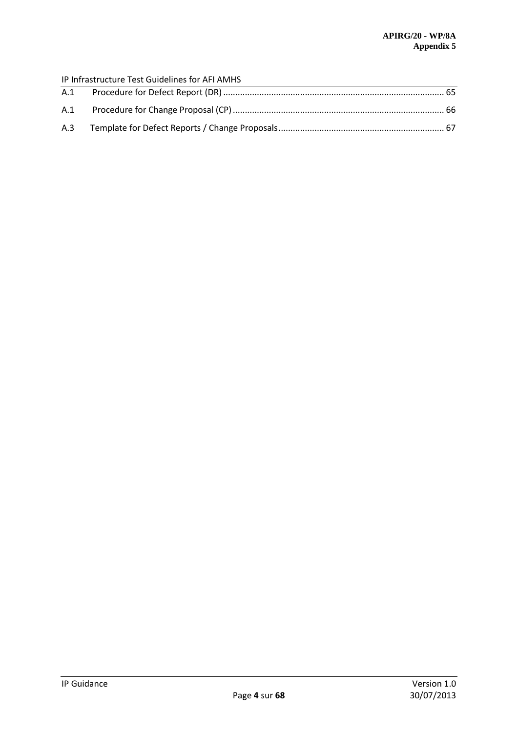A.1 Procedure for Defect Report (DR) .......................................................................................... 65

A.1 Procedure for Change Proposal (CP) ...................................................................................... 66

A.3 Template for Defect Reports / Change Proposals .................................................................... 67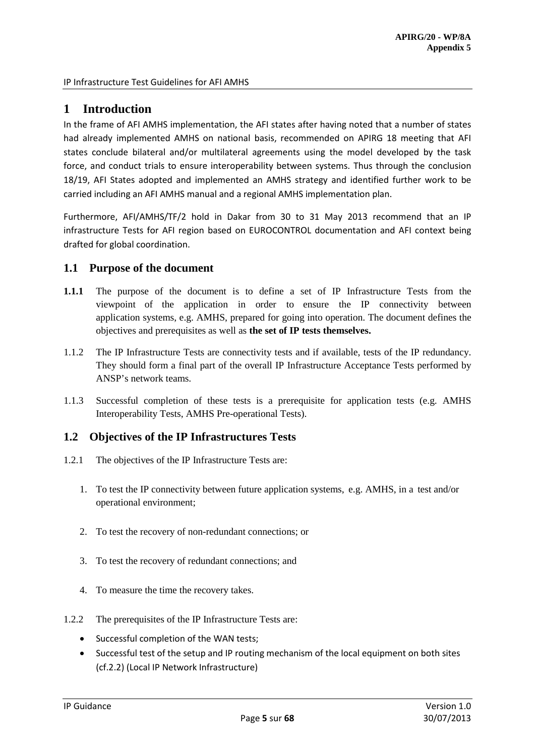# 1 Introduction

In the frame of AFI AMHS implementation, the AFI states after having noted that a number of states had already implemented AMHS on national basis, recommended on APIRG 18 meeting that AFI states conclude bilateral and/or multilateral agreements using the model developed by the task force, and conduct trials to ensure interoperability between systems. Thus through the conclusion 18/19, AFI States adopted and implemented an AMHS strategy and identified further work to be carried including an AFI AMHS manual and a regional AMHS implementation plan.

Furthermore, AFI/AMHS/TF/2 hold in Dakar from 30 to 31 May 2013 recommend that an IP infrastructure Tests for AFI region based on EUROCONTROL documentation and AFI context being drafted for global coordination.

## 1.1 Purpose of the document

**1.1.1** The purpose of the document is to define a set of IP Infrastructure Tests from the viewpoint of the application in order to ensure the IP connectivity between application systems, e.g. AMHS, prepared for going into operation. The document defines the objectives and prerequisites as well as **the set of IP tests themselves.**

1.1.2 The IP Infrastructure Tests are connectivity tests and if available, tests of the IP redundancy. They should form a final part of the overall IP Infrastructure Acceptance Tests performed by ANSP's network teams.

1.1.3 Successful completion of these tests is a prerequisite for application tests (e.g. AMHS Interoperability Tests, AMHS Pre-operational Tests).

## 1.2 Objectives of the IP Infrastructures Tests

1.2.1 The objectives of the IP Infrastructure Tests are:

1. To test the IP connectivity between future application systems, e.g. AMHS, in a test and/or operational environment;
2. To test the recovery of non-redundant connections; or
3. To test the recovery of redundant connections; and
4. To measure the time the recovery takes.

1.2.2 The prerequisites of the IP Infrastructure Tests are:

- Successful completion of the WAN tests;
- Successful test of the setup and IP routing mechanism of the local equipment on both sites (cf.2.2) (Local IP Network Infrastructure)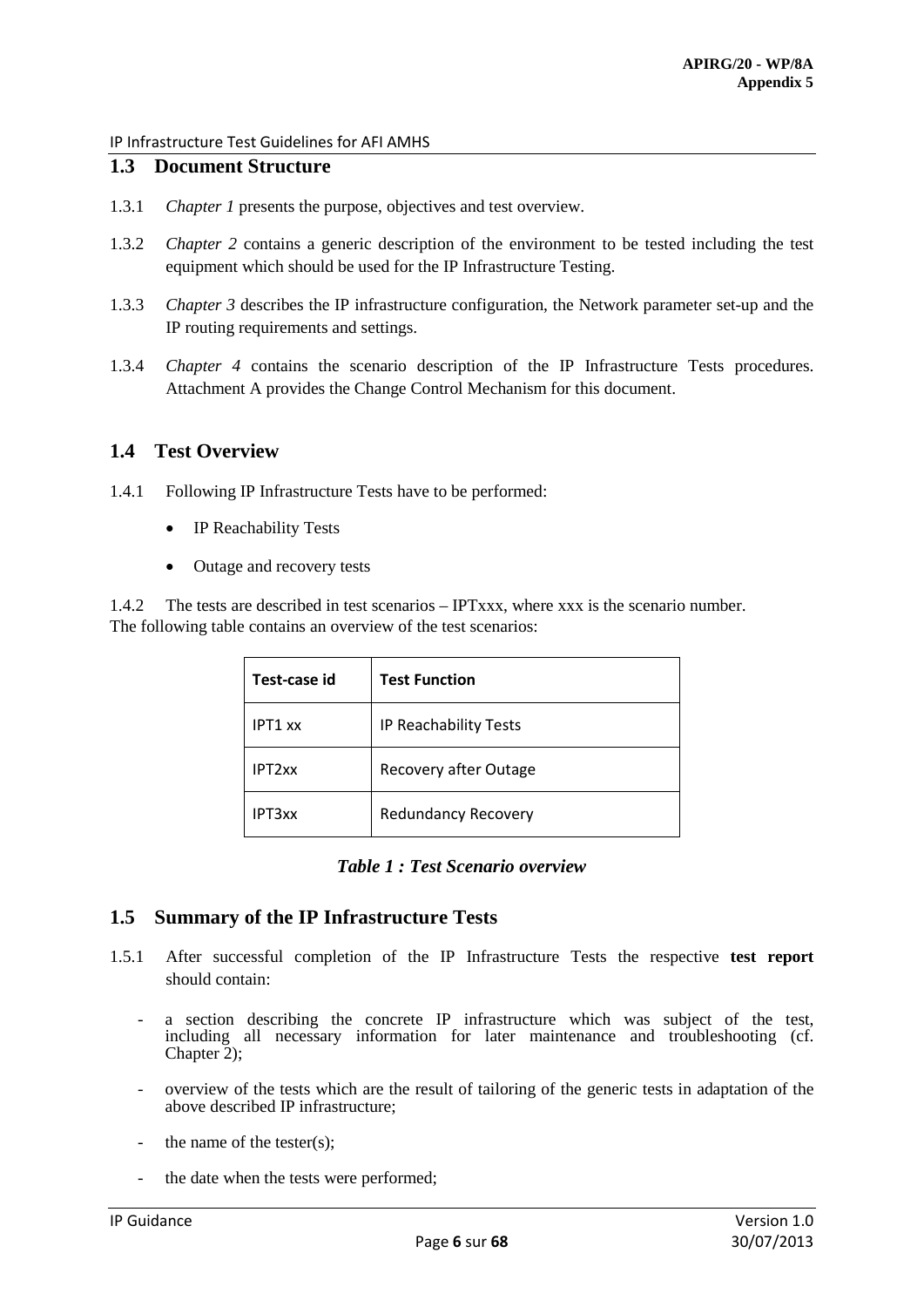## 1.3 Document Structure

1.3.1 *Chapter 1* presents the purpose, objectives and test overview.

1.3.2 *Chapter 2* contains a generic description of the environment to be tested including the test equipment which should be used for the IP Infrastructure Testing.

1.3.3 *Chapter 3* describes the IP infrastructure configuration, the Network parameter set-up and the IP routing requirements and settings.

1.3.4 *Chapter 4* contains the scenario description of the IP Infrastructure Tests procedures. Attachment A provides the Change Control Mechanism for this document.

## 1.4 Test Overview

1.4.1 Following IP Infrastructure Tests have to be performed:

- IP Reachability Tests
- Outage and recovery tests

1.4.2 The tests are described in test scenarios – IPTxxx, where xxx is the scenario number.
The following table contains an overview of the test scenarios:

| Test-case id | Test Function |
|---|---|
| IPT1 xx | IP Reachability Tests |
| IPT2xx | Recovery after Outage |
| IPT3xx | Redundancy Recovery |

***Table 1 : Test Scenario overview***

## 1.5 Summary of the IP Infrastructure Tests

1.5.1 After successful completion of the IP Infrastructure Tests the respective **test report** should contain:

- a section describing the concrete IP infrastructure which was subject of the test, including all necessary information for later maintenance and troubleshooting (cf. Chapter 2);
- overview of the tests which are the result of tailoring of the generic tests in adaptation of the above described IP infrastructure;
- the name of the tester(s);
- the date when the tests were performed;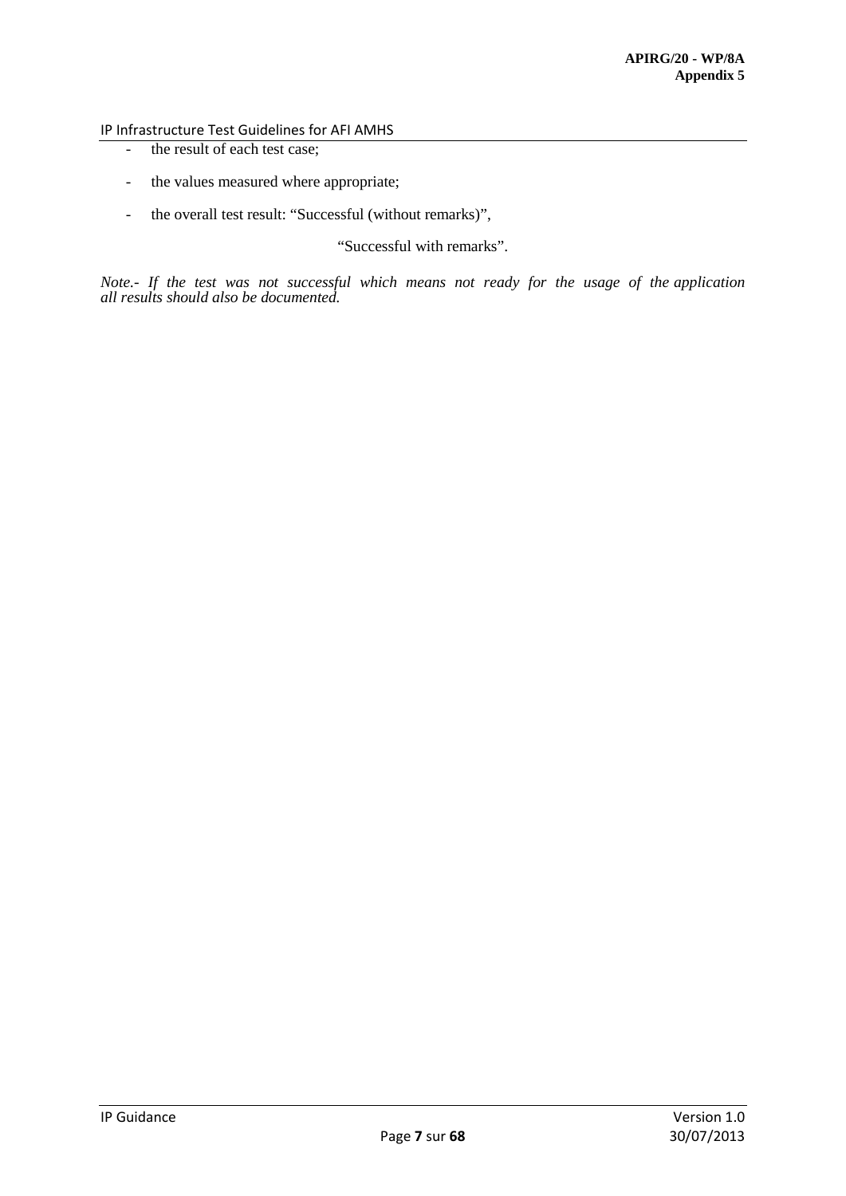- the result of each test case;

- the values measured where appropriate;

- the overall test result: “Successful (without remarks)”,

  “Successful with remarks”.

*Note.- If the test was not successful which means not ready for the usage of the application all results should also be documented.*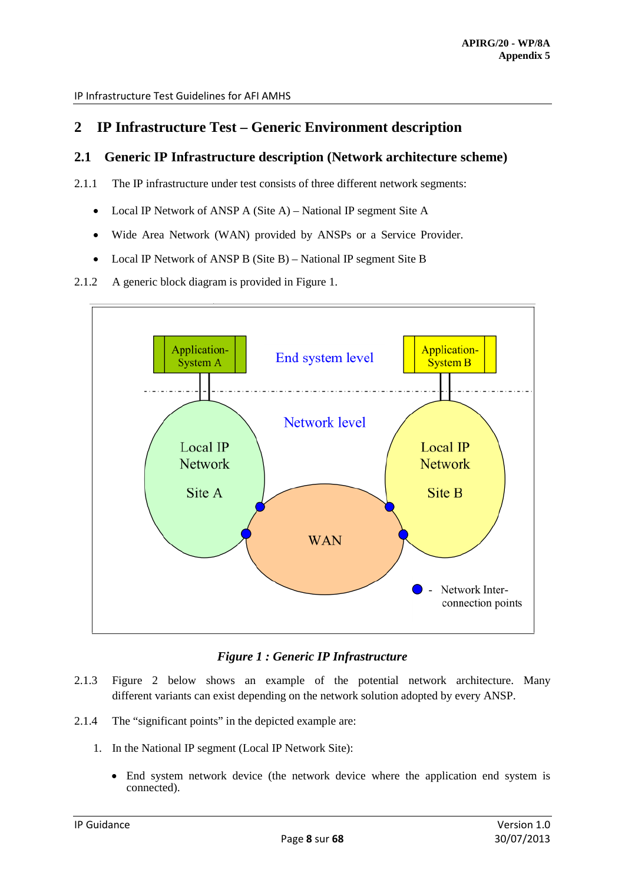# 2 IP Infrastructure Test – Generic Environment description

## 2.1 Generic IP Infrastructure description (Network architecture scheme)

2.1.1 The IP infrastructure under test consists of three different network segments:

- Local IP Network of ANSP A (Site A) – National IP segment Site A
- Wide Area Network (WAN) provided by ANSPs or a Service Provider.
- Local IP Network of ANSP B (Site B) – National IP segment Site B

2.1.2 A generic block diagram is provided in Figure 1.

*Figure 1 : Generic IP Infrastructure*

2.1.3 Figure 2 below shows an example of the potential network architecture. Many different variants can exist depending on the network solution adopted by every ANSP.

2.1.4 The "significant points" in the depicted example are:

1. In the National IP segment (Local IP Network Site):
   - End system network device (the network device where the application end system is connected).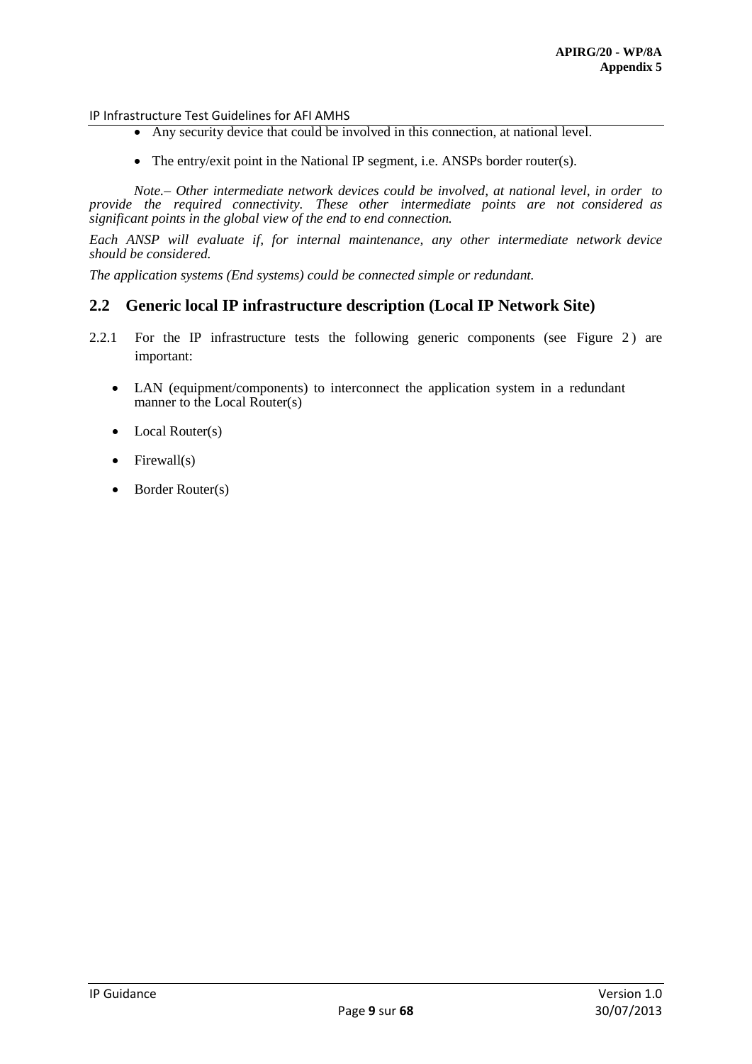- Any security device that could be involved in this connection, at national level.

- The entry/exit point in the National IP segment, i.e. ANSPs border router(s).

*Note.– Other intermediate network devices could be involved, at national level, in order to provide the required connectivity. These other intermediate points are not considered as significant points in the global view of the end to end connection.*

*Each ANSP will evaluate if, for internal maintenance, any other intermediate network device should be considered.*

*The application systems (End systems) could be connected simple or redundant.*

## 2.2 Generic local IP infrastructure description (Local IP Network Site)

2.2.1 For the IP infrastructure tests the following generic components (see Figure 2) are important:

- LAN (equipment/components) to interconnect the application system in a redundant manner to the Local Router(s)

- Local Router(s)

- Firewall(s)

- Border Router(s)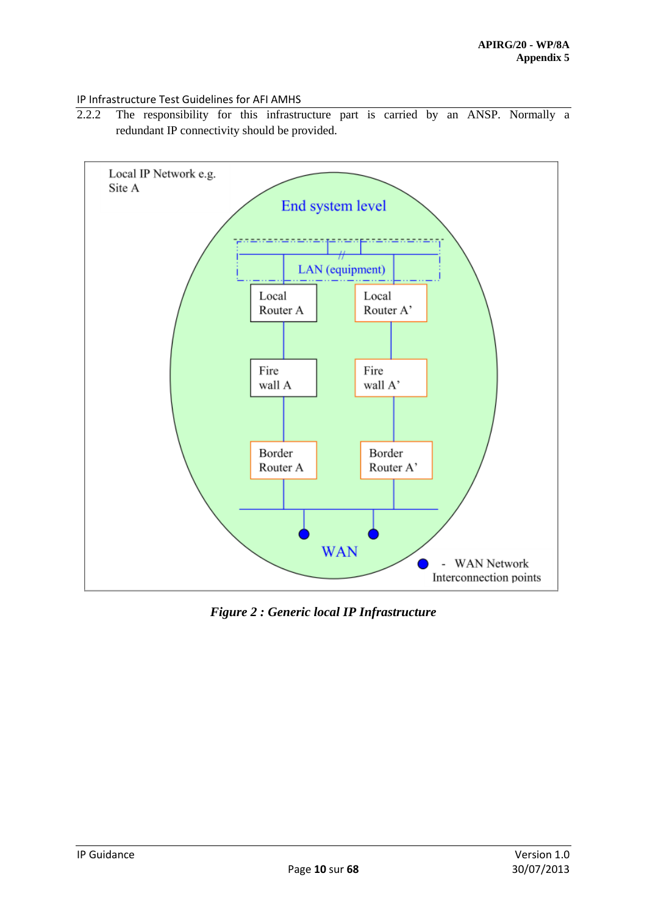2.2.2 The responsibility for this infrastructure part is carried by an ANSP. Normally a redundant IP connectivity should be provided.

Local IP Network e.g. Site A

End system level

LAN (equipment)

Local Router A

Local Router A'

Fire wall A

Fire wall A'

Border Router A

Border Router A'

WAN

- WAN Network Interconnection points

*Figure 2 : Generic local IP Infrastructure*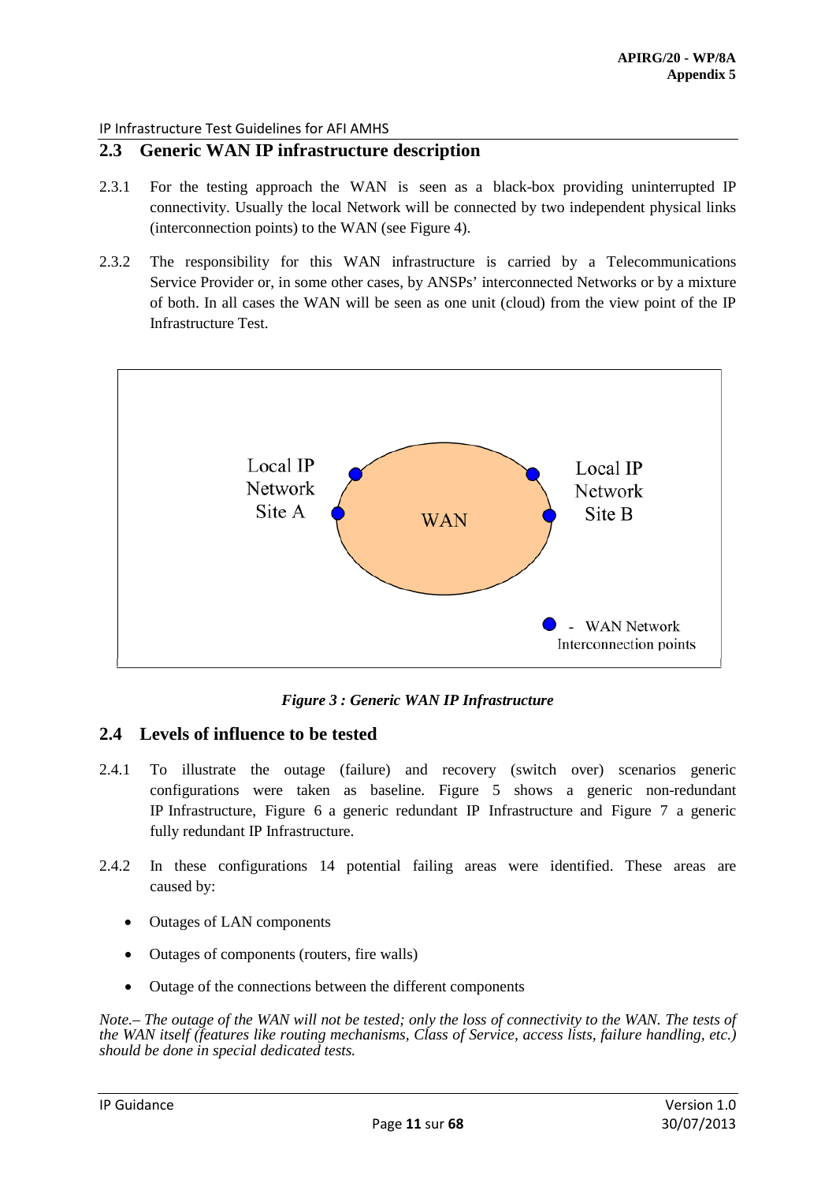## 2.3 Generic WAN IP infrastructure description

2.3.1 For the testing approach the WAN is seen as a black-box providing uninterrupted IP connectivity. Usually the local Network will be connected by two independent physical links (interconnection points) to the WAN (see Figure 4).

2.3.2 The responsibility for this WAN infrastructure is carried by a Telecommunications Service Provider or, in some other cases, by ANSPs' interconnected Networks or by a mixture of both. In all cases the WAN will be seen as one unit (cloud) from the view point of the IP Infrastructure Test.

Local IP Network Site A

WAN

Local IP Network Site B

● - WAN Network Interconnection points

***Figure 3 : Generic WAN IP Infrastructure***

## 2.4 Levels of influence to be tested

2.4.1 To illustrate the outage (failure) and recovery (switch over) scenarios generic configurations were taken as baseline. Figure 5 shows a generic non-redundant IP Infrastructure, Figure 6 a generic redundant IP Infrastructure and Figure 7 a generic fully redundant IP Infrastructure.

2.4.2 In these configurations 14 potential failing areas were identified. These areas are caused by:

- Outages of LAN components
- Outages of components (routers, fire walls)
- Outage of the connections between the different components

*Note.– The outage of the WAN will not be tested; only the loss of connectivity to the WAN. The tests of the WAN itself (features like routing mechanisms, Class of Service, access lists, failure handling, etc.) should be done in special dedicated tests.*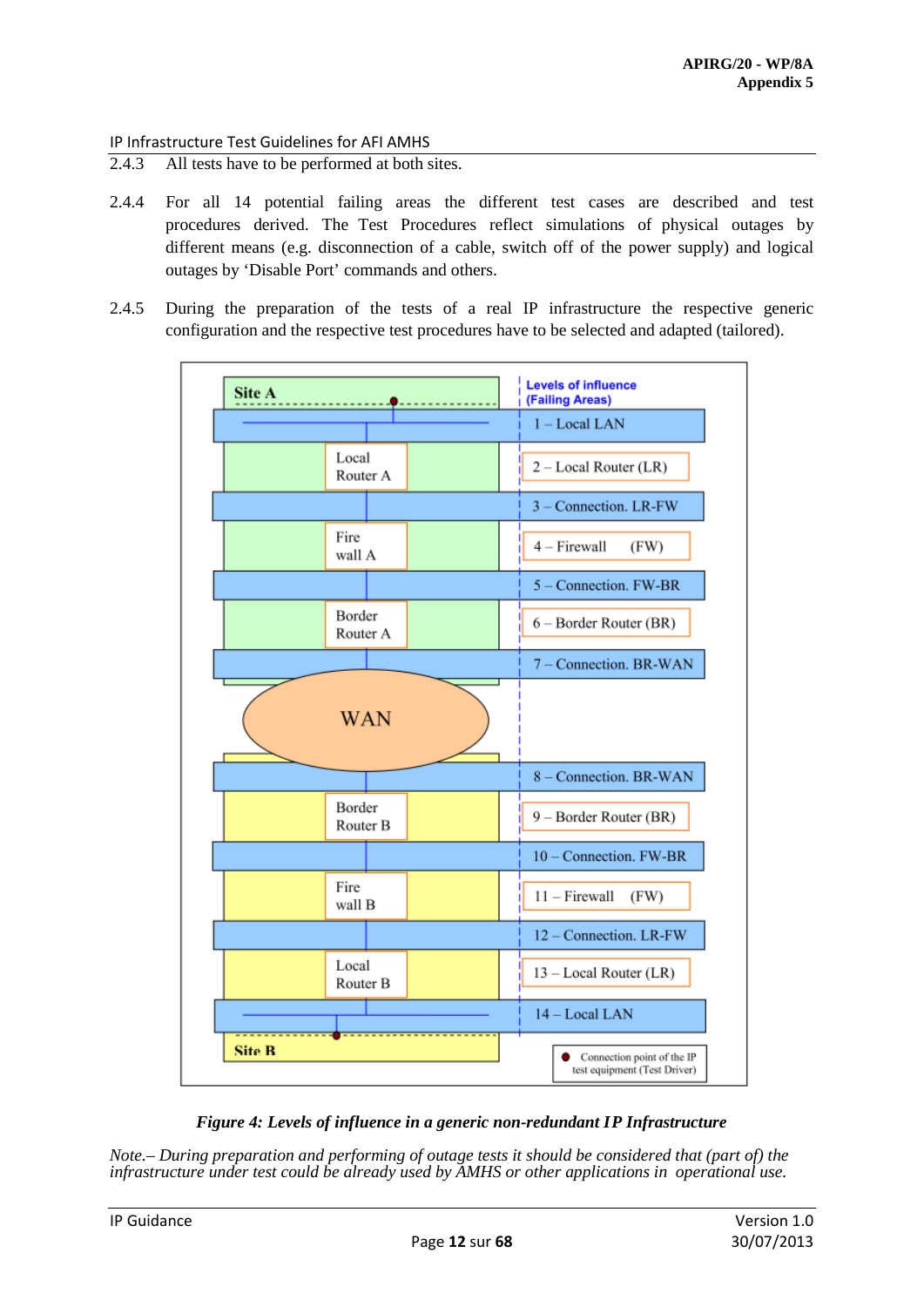2.4.3 All tests have to be performed at both sites.

2.4.4 For all 14 potential failing areas the different test cases are described and test procedures derived. The Test Procedures reflect simulations of physical outages by different means (e.g. disconnection of a cable, switch off of the power supply) and logical outages by 'Disable Port' commands and others.

2.4.5 During the preparation of the tests of a real IP infrastructure the respective generic configuration and the respective test procedures have to be selected and adapted (tailored).

Site A

Levels of influence (Failing Areas)

1 – Local LAN

Local Router A — 2 – Local Router (LR)

3 – Connection. LR-FW

Fire wall A — 4 – Firewall (FW)

5 – Connection. FW-BR

Border Router A — 6 – Border Router (BR)

7 – Connection. BR-WAN

WAN

8 – Connection. BR-WAN

Border Router B — 9 – Border Router (BR)

10 – Connection. FW-BR

Fire wall B — 11 – Firewall (FW)

12 – Connection. LR-FW

Local Router B — 13 – Local Router (LR)

14 – Local LAN

Site B

● Connection point of the IP test equipment (Test Driver)

*Figure 4: Levels of influence in a generic non-redundant IP Infrastructure*

*Note.– During preparation and performing of outage tests it should be considered that (part of) the infrastructure under test could be already used by AMHS or other applications in operational use.*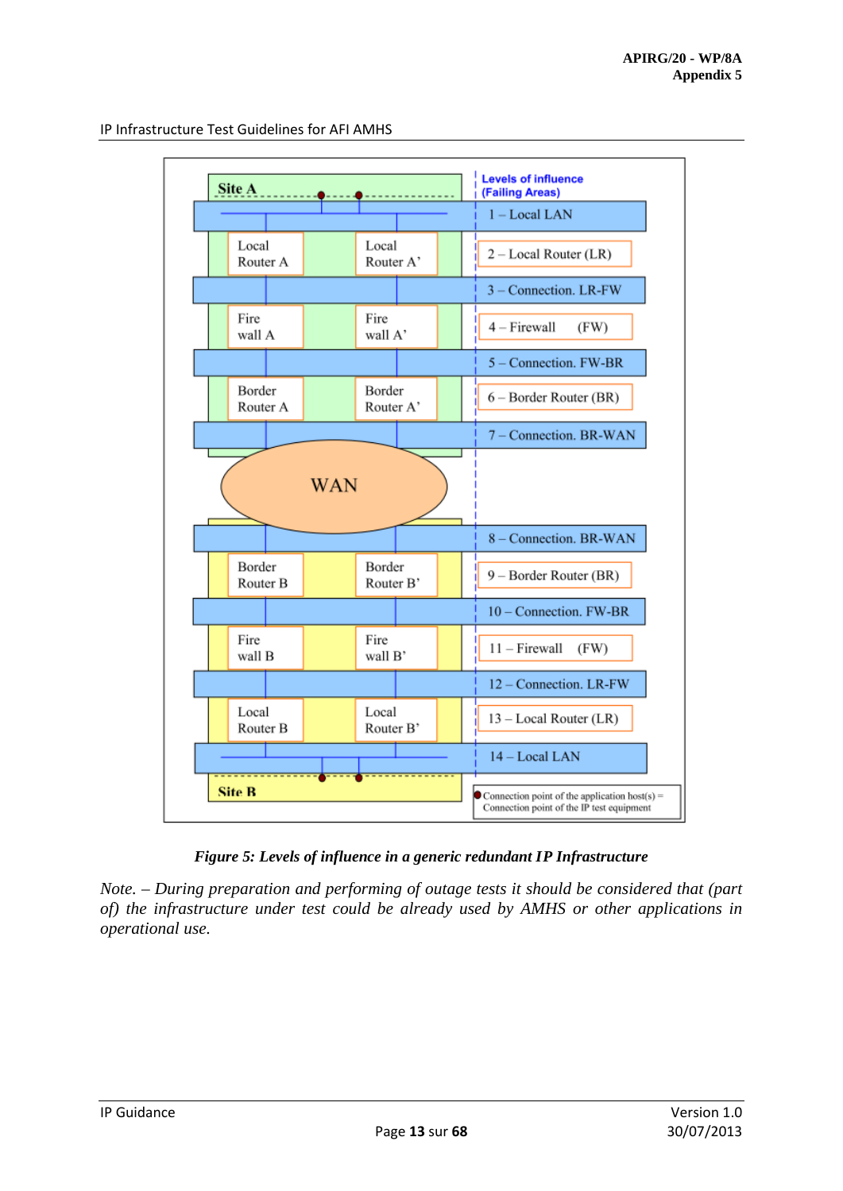*Figure 5: Levels of influence in a generic redundant IP Infrastructure*

*Note. – During preparation and performing of outage tests it should be considered that (part of) the infrastructure under test could be already used by AMHS or other applications in operational use.*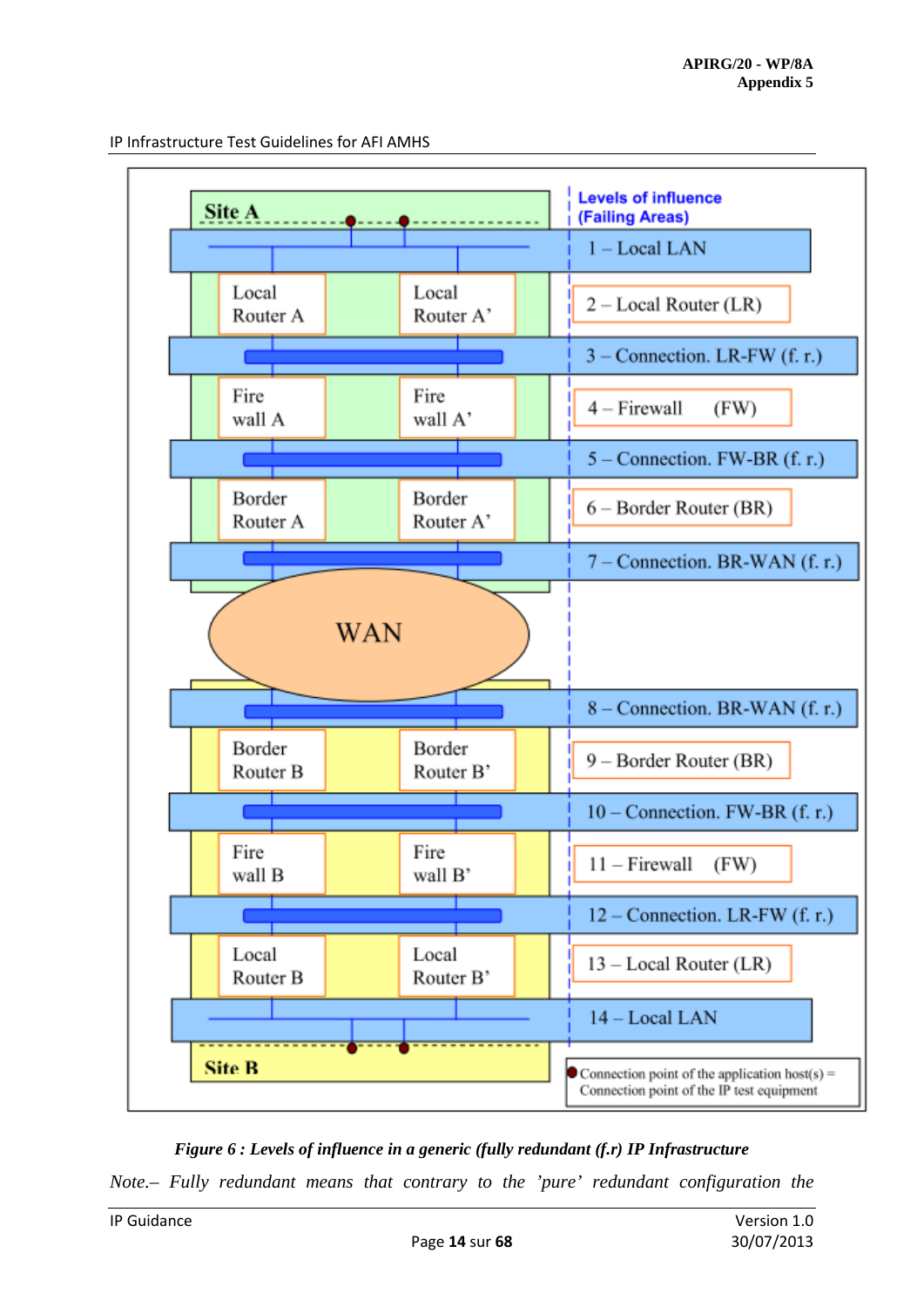Site A

1 – Local LAN

Local Router A | Local Router A'

2 – Local Router (LR)

3 – Connection. LR-FW (f. r.)

Fire wall A | Fire wall A'

4 – Firewall (FW)

5 – Connection. FW-BR (f. r.)

Border Router A | Border Router A'

6 – Border Router (BR)

7 – Connection. BR-WAN (f. r.)

WAN

8 – Connection. BR-WAN (f. r.)

Border Router B | Border Router B'

9 – Border Router (BR)

10 – Connection. FW-BR (f. r.)

Fire wall B | Fire wall B'

11 – Firewall (FW)

12 – Connection. LR-FW (f. r.)

Local Router B | Local Router B'

13 – Local Router (LR)

14 – Local LAN

Site B

Levels of influence (Failing Areas)

Connection point of the application host(s) = Connection point of the IP test equipment

*Figure 6 : Levels of influence in a generic (fully redundant (f.r) IP Infrastructure*

*Note.– Fully redundant means that contrary to the 'pure' redundant configuration the*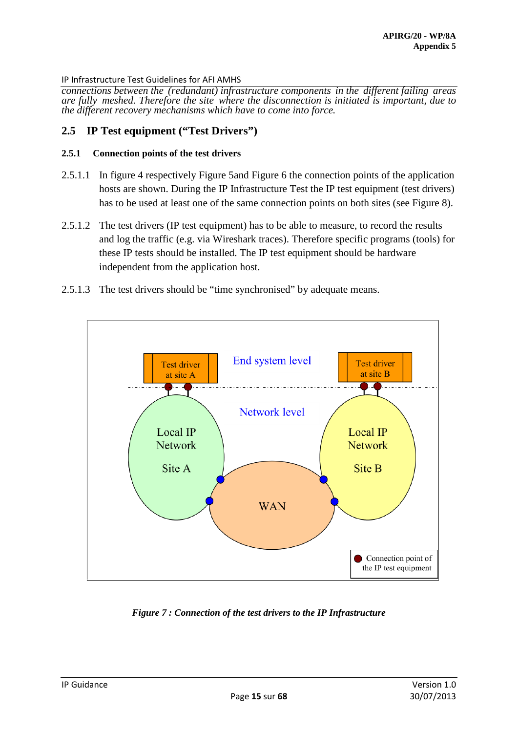*connections between the (redundant) infrastructure components in the different failing areas are fully meshed. Therefore the site where the disconnection is initiated is important, due to the different recovery mechanisms which have to come into force.*

## 2.5 IP Test equipment ("Test Drivers")

### 2.5.1 Connection points of the test drivers

2.5.1.1 In figure 4 respectively Figure 5and Figure 6 the connection points of the application hosts are shown. During the IP Infrastructure Test the IP test equipment (test drivers) has to be used at least one of the same connection points on both sites (see Figure 8).

2.5.1.2 The test drivers (IP test equipment) has to be able to measure, to record the results and log the traffic (e.g. via Wireshark traces). Therefore specific programs (tools) for these IP tests should be installed. The IP test equipment should be hardware independent from the application host.

2.5.1.3 The test drivers should be "time synchronised" by adequate means.

*Figure 7 : Connection of the test drivers to the IP Infrastructure*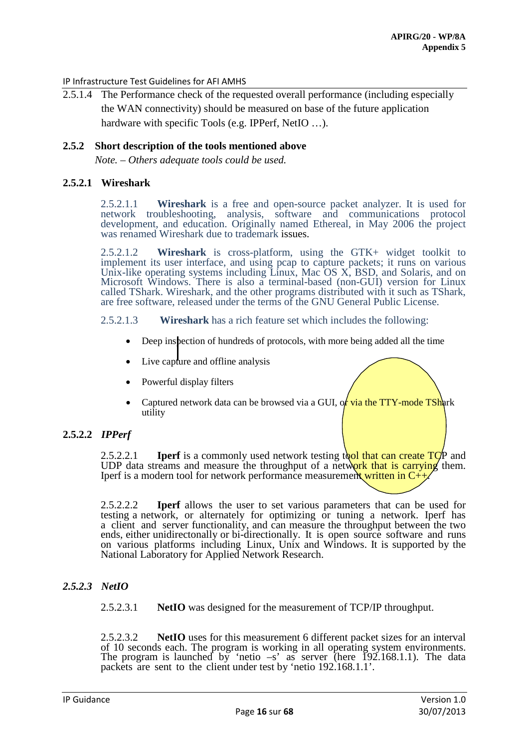2.5.1.4 The Performance check of the requested overall performance (including especially the WAN connectivity) should be measured on base of the future application hardware with specific Tools (e.g. IPPerf, NetIO …).

## 2.5.2 Short description of the tools mentioned above

*Note. – Others adequate tools could be used.*

### 2.5.2.1 Wireshark

2.5.2.1.1 **Wireshark** is a free and open-source packet analyzer. It is used for network troubleshooting, analysis, software and communications protocol development, and education. Originally named Ethereal, in May 2006 the project was renamed Wireshark due to trademark issues.

2.5.2.1.2 **Wireshark** is cross-platform, using the GTK+ widget toolkit to implement its user interface, and using pcap to capture packets; it runs on various Unix-like operating systems including Linux, Mac OS X, BSD, and Solaris, and on Microsoft Windows. There is also a terminal-based (non-GUI) version for Linux called TShark. Wireshark, and the other programs distributed with it such as TShark, are free software, released under the terms of the GNU General Public License.

2.5.2.1.3 **Wireshark** has a rich feature set which includes the following:

- Deep inspection of hundreds of protocols, with more being added all the time
- Live capture and offline analysis
- Powerful display filters
- Captured network data can be browsed via a GUI, or via the TTY-mode TShark utility

### 2.5.2.2 *IPPerf*

2.5.2.2.1 **Iperf** is a commonly used network testing tool that can create TCP and UDP data streams and measure the throughput of a network that is carrying them. Iperf is a modern tool for network performance measurement written in C++.

2.5.2.2.2 **Iperf** allows the user to set various parameters that can be used for testing a network, or alternately for optimizing or tuning a network. Iperf has a client and server functionality, and can measure the throughput between the two ends, either unidirectonally or bi-directionally. It is open source software and runs on various platforms including Linux, Unix and Windows. It is supported by the National Laboratory for Applied Network Research.

### *2.5.2.3 NetIO*

2.5.2.3.1 **NetIO** was designed for the measurement of TCP/IP throughput.

2.5.2.3.2 **NetIO** uses for this measurement 6 different packet sizes for an interval of 10 seconds each. The program is working in all operating system environments. The program is launched by 'netio –s' as server (here 192.168.1.1). The data packets are sent to the client under test by 'netio 192.168.1.1'.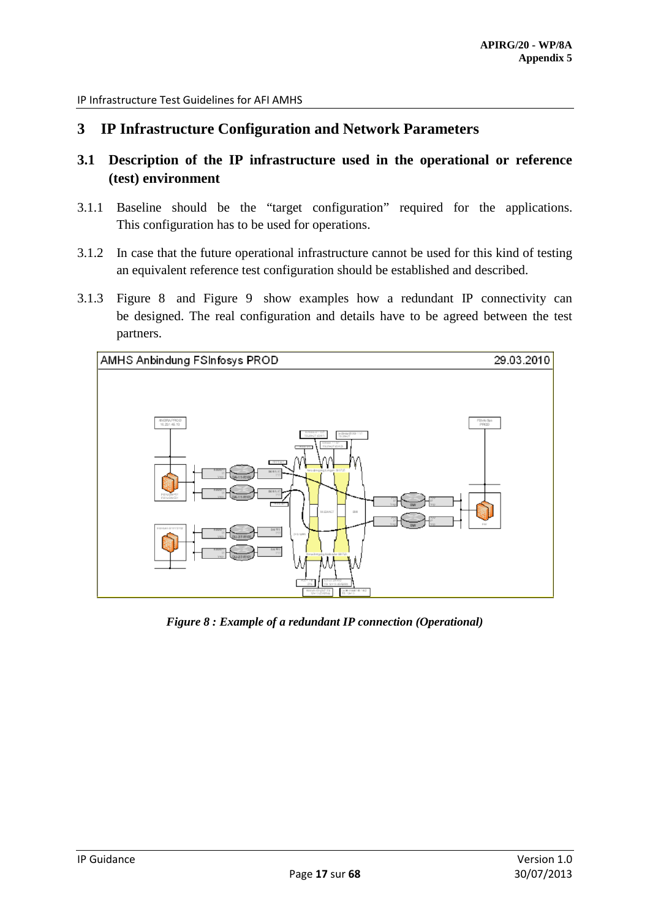# 3 IP Infrastructure Configuration and Network Parameters

## 3.1 Description of the IP infrastructure used in the operational or reference (test) environment

3.1.1 Baseline should be the "target configuration" required for the applications. This configuration has to be used for operations.

3.1.2 In case that the future operational infrastructure cannot be used for this kind of testing an equivalent reference test configuration should be established and described.

3.1.3 Figure 8 and Figure 9 show examples how a redundant IP connectivity can be designed. The real configuration and details have to be agreed between the test partners.

AMHS Anbindung FSInfosys PROD 29.03.2010

*Figure 8 : Example of a redundant IP connection (Operational)*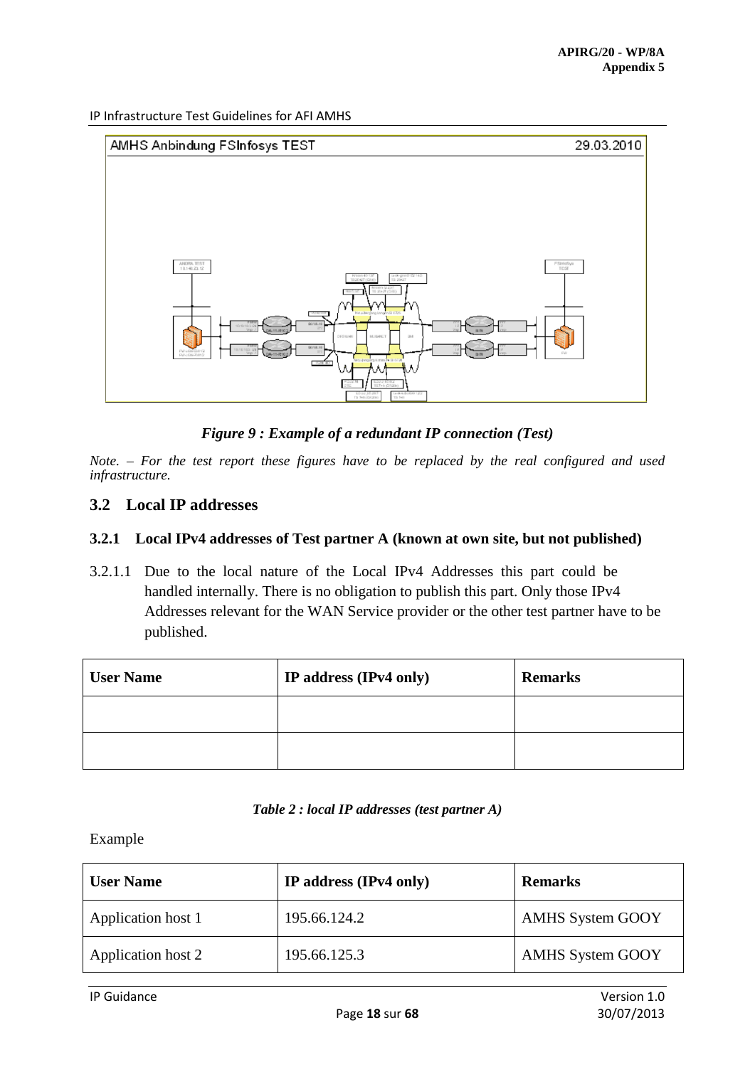*Figure 9 : Example of a redundant IP connection (Test)*

*Note. – For the test report these figures have to be replaced by the real configured and used infrastructure.*

## 3.2 Local IP addresses

### 3.2.1 Local IPv4 addresses of Test partner A (known at own site, but not published)

3.2.1.1 Due to the local nature of the Local IPv4 Addresses this part could be handled internally. There is no obligation to publish this part. Only those IPv4 Addresses relevant for the WAN Service provider or the other test partner have to be published.

| User Name | IP address (IPv4 only) | Remarks |
|---|---|---|
| | | |
| | | |

*Table 2 : local IP addresses (test partner A)*

Example

| User Name | IP address (IPv4 only) | Remarks |
|---|---|---|
| Application host 1 | 195.66.124.2 | AMHS System GOOY |
| Application host 2 | 195.66.125.3 | AMHS System GOOY |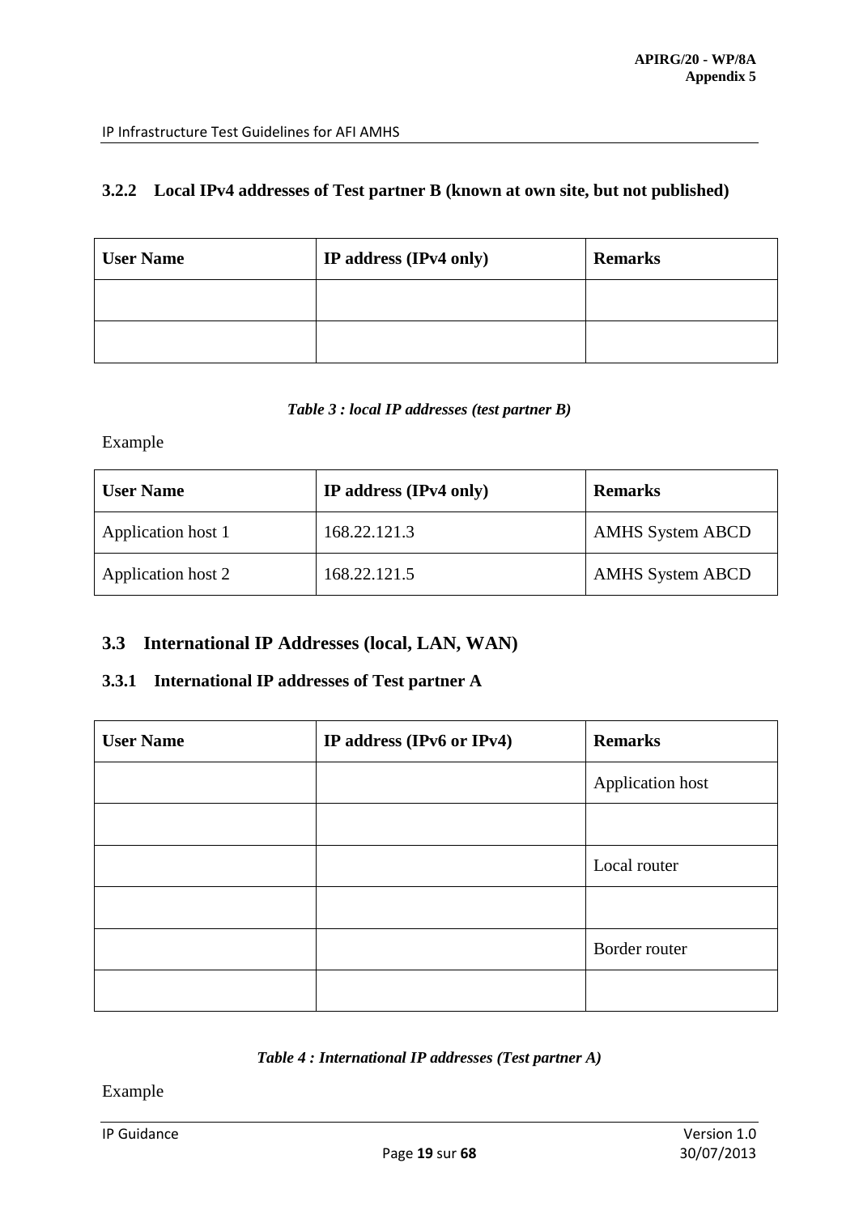### 3.2.2 Local IPv4 addresses of Test partner B (known at own site, but not published)

| User Name | IP address (IPv4 only) | Remarks |
|---|---|---|
| | | |
| | | |

*Table 3 : local IP addresses (test partner B)*

Example

| User Name | IP address (IPv4 only) | Remarks |
|---|---|---|
| Application host 1 | 168.22.121.3 | AMHS System ABCD |
| Application host 2 | 168.22.121.5 | AMHS System ABCD |

## 3.3 International IP Addresses (local, LAN, WAN)

### 3.3.1 International IP addresses of Test partner A

| User Name | IP address (IPv6 or IPv4) | Remarks |
|---|---|---|
| | | Application host |
| | | |
| | | Local router |
| | | |
| | | Border router |
| | | |

*Table 4 : International IP addresses (Test partner A)*

Example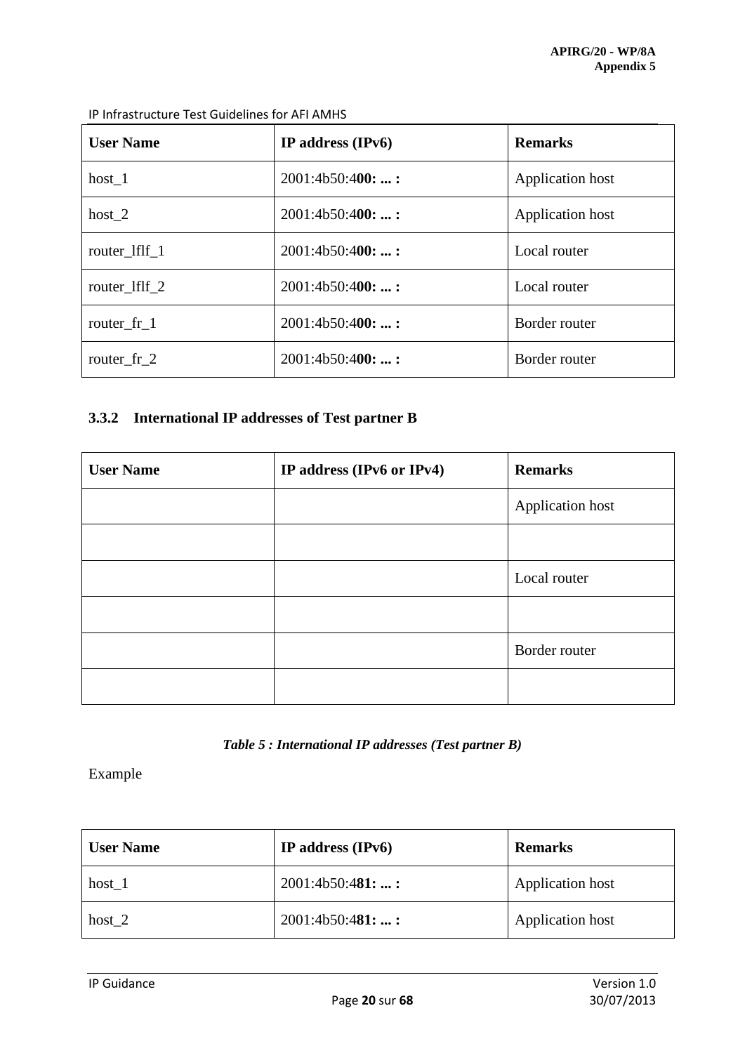| User Name | IP address (IPv6) | Remarks |
|---|---|---|
| host_1 | 2001:4b50:4**00: ... :** | Application host |
| host_2 | 2001:4b50:4**00: ... :** | Application host |
| router_lflf_1 | 2001:4b50:4**00: ... :** | Local router |
| router_lflf_2 | 2001:4b50:4**00: ... :** | Local router |
| router_fr_1 | 2001:4b50:4**00: ... :** | Border router |
| router_fr_2 | 2001:4b50:4**00: ... :** | Border router |

### 3.3.2 International IP addresses of Test partner B

| User Name | IP address (IPv6 or IPv4) | Remarks |
|---|---|---|
| | | Application host |
| | | |
| | | Local router |
| | | |
| | | Border router |
| | | |

***Table 5 : International IP addresses (Test partner B)***

Example

| User Name | IP address (IPv6) | Remarks |
|---|---|---|
| host_1 | 2001:4b50:4**81: ... :** | Application host |
| host_2 | 2001:4b50:4**81: ... :** | Application host |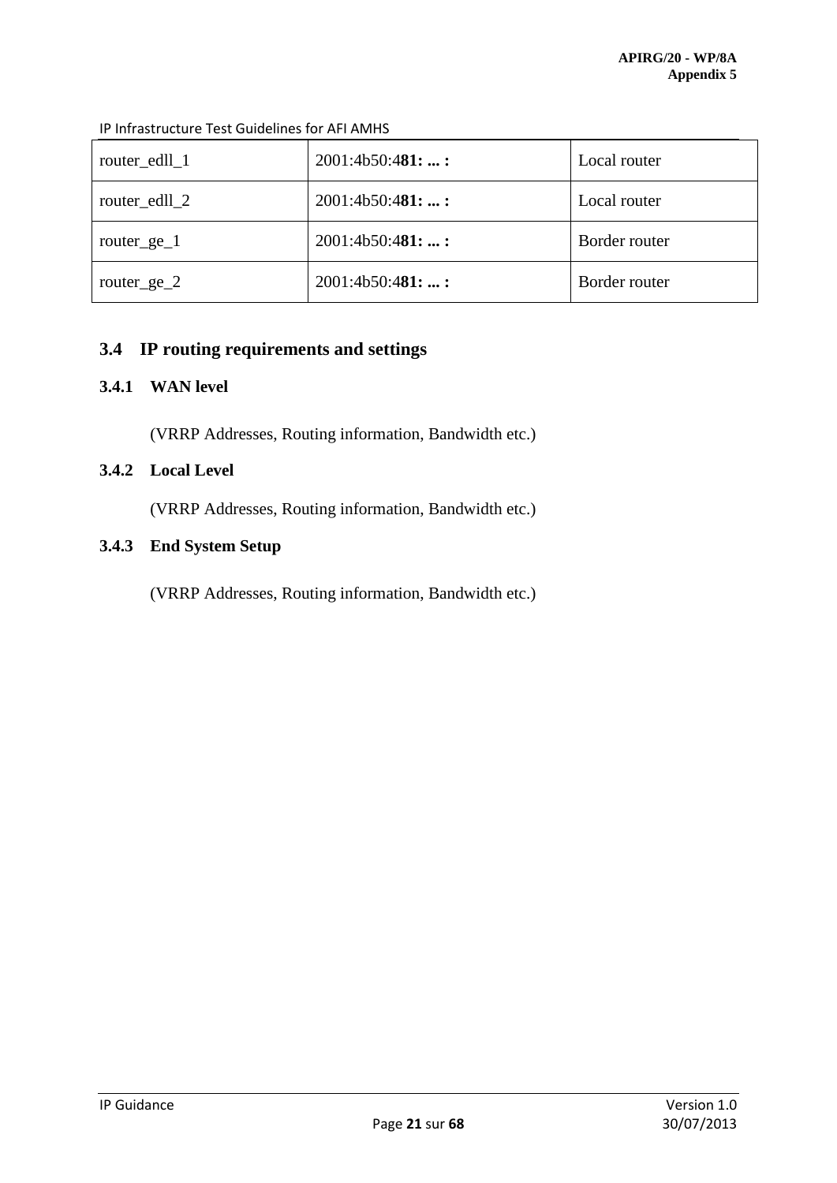| router_edll_1 | 2001:4b50:4**81: ... :** | Local router |
|---|---|---|
| router_edll_2 | 2001:4b50:4**81: ... :** | Local router |
| router_ge_1 | 2001:4b50:4**81: ... :** | Border router |
| router_ge_2 | 2001:4b50:4**81: ... :** | Border router |

## 3.4 IP routing requirements and settings

### 3.4.1 WAN level

(VRRP Addresses, Routing information, Bandwidth etc.)

### 3.4.2 Local Level

(VRRP Addresses, Routing information, Bandwidth etc.)

### 3.4.3 End System Setup

(VRRP Addresses, Routing information, Bandwidth etc.)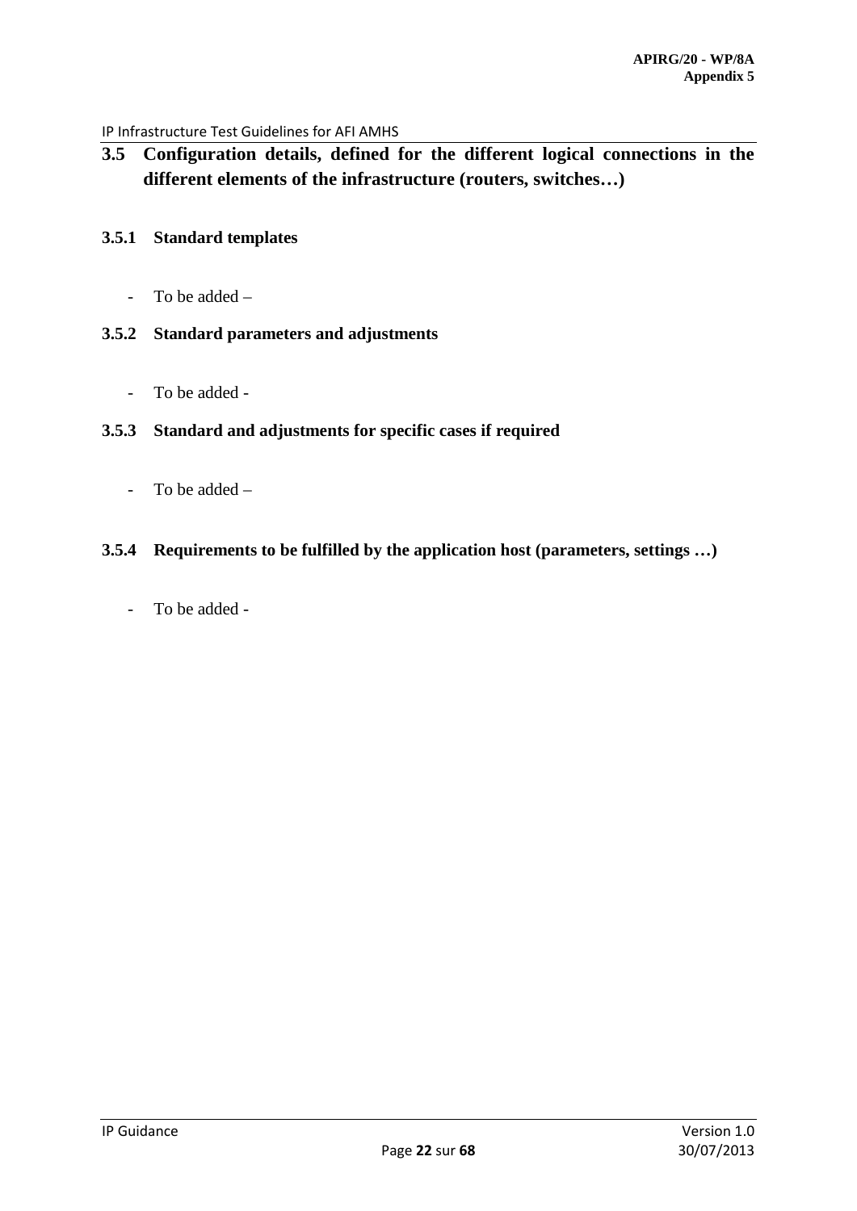## 3.5 Configuration details, defined for the different logical connections in the different elements of the infrastructure (routers, switches…)

### 3.5.1 Standard templates

- To be added –

### 3.5.2 Standard parameters and adjustments

- To be added -

### 3.5.3 Standard and adjustments for specific cases if required

- To be added –

### 3.5.4 Requirements to be fulfilled by the application host (parameters, settings …)

- To be added -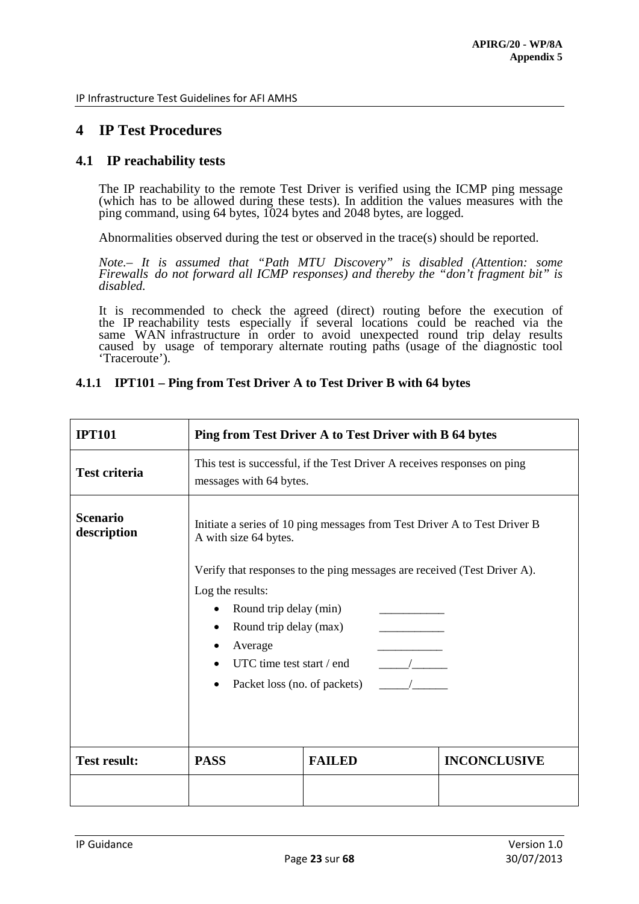# 4 IP Test Procedures

## 4.1 IP reachability tests

The IP reachability to the remote Test Driver is verified using the ICMP ping message (which has to be allowed during these tests). In addition the values measures with the ping command, using 64 bytes, 1024 bytes and 2048 bytes, are logged.

Abnormalities observed during the test or observed in the trace(s) should be reported.

*Note.– It is assumed that "Path MTU Discovery" is disabled (Attention: some Firewalls do not forward all ICMP responses) and thereby the "don't fragment bit" is disabled.*

It is recommended to check the agreed (direct) routing before the execution of the IP reachability tests especially if several locations could be reached via the same WAN infrastructure in order to avoid unexpected round trip delay results caused by usage of temporary alternate routing paths (usage of the diagnostic tool 'Traceroute').

### 4.1.1 IPT101 – Ping from Test Driver A to Test Driver B with 64 bytes

| **IPT101** | **Ping from Test Driver A to Test Driver with B 64 bytes** | | |
|---|---|---|---|
| **Test criteria** | This test is successful, if the Test Driver A receives responses on ping messages with 64 bytes. | | |
| **Scenario description** | Initiate a series of 10 ping messages from Test Driver A to Test Driver B A with size 64 bytes.<br><br>Verify that responses to the ping messages are received (Test Driver A).<br><br>Log the results:<br>• Round trip delay (min) ___________<br>• Round trip delay (max) ___________<br>• Average ___________<br>• UTC time test start / end _____/______<br>• Packet loss (no. of packets) _____/______ | | |
| **Test result:** | **PASS** | **FAILED** | **INCONCLUSIVE** |
| | | | |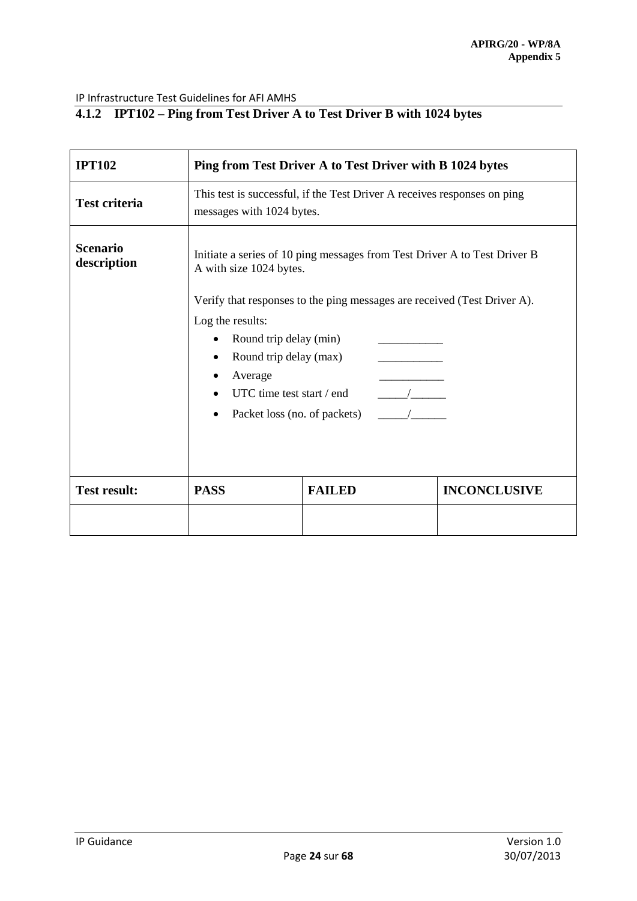### 4.1.2 IPT102 – Ping from Test Driver A to Test Driver B with 1024 bytes

| **IPT102** | **Ping from Test Driver A to Test Driver with B 1024 bytes** | | |
|---|---|---|---|
| **Test criteria** | This test is successful, if the Test Driver A receives responses on ping messages with 1024 bytes. | | |
| **Scenario description** | Initiate a series of 10 ping messages from Test Driver A to Test Driver B A with size 1024 bytes.<br><br>Verify that responses to the ping messages are received (Test Driver A).<br><br>Log the results:<br>• Round trip delay (min) ___________<br>• Round trip delay (max) ___________<br>• Average ___________<br>• UTC time test start / end _____/______<br>• Packet loss (no. of packets) _____/______ | | |
| **Test result:** | **PASS** | **FAILED** | **INCONCLUSIVE** |
| | | | |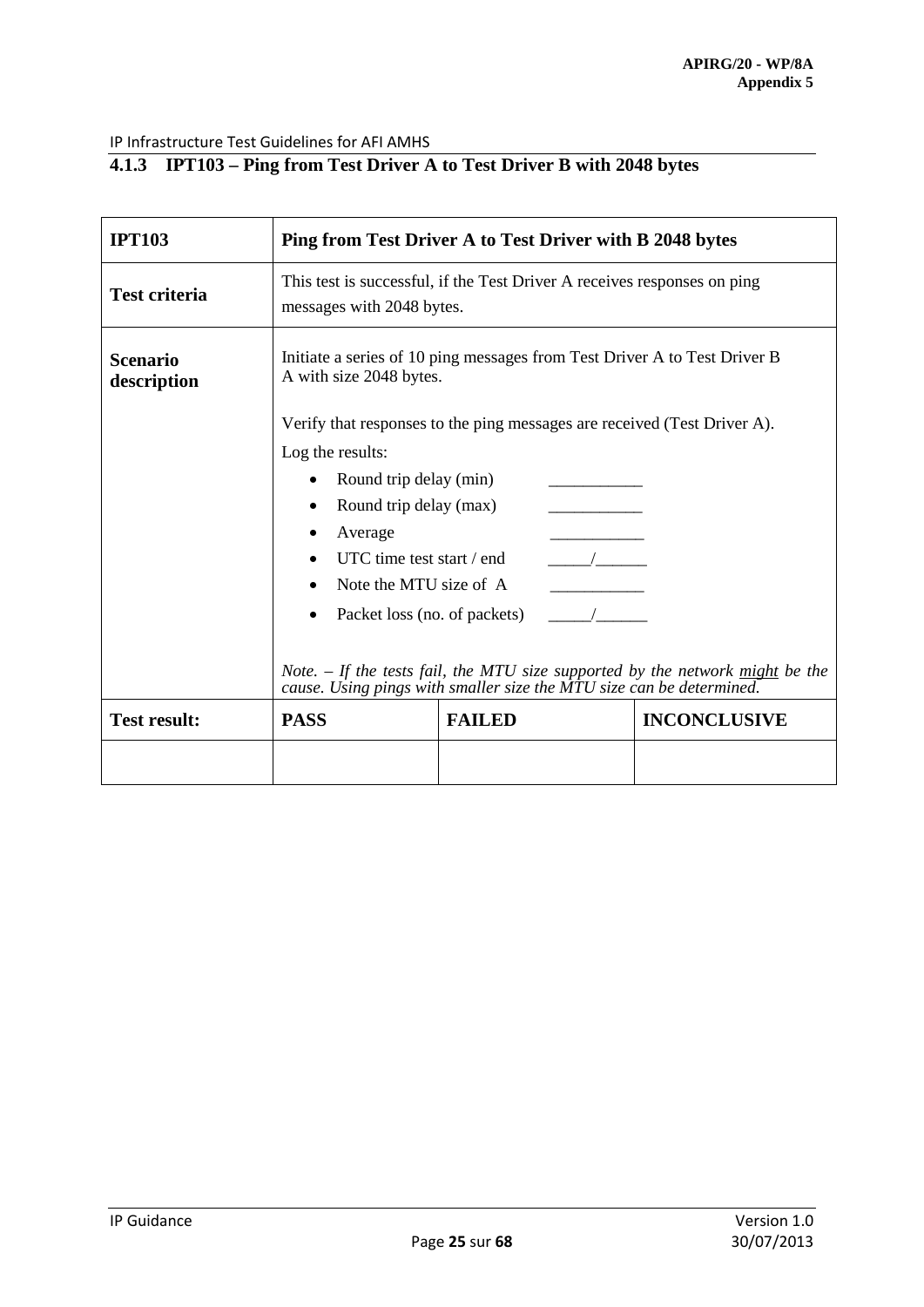### 4.1.3 IPT103 – Ping from Test Driver A to Test Driver B with 2048 bytes

| **IPT103** | **Ping from Test Driver A to Test Driver with B 2048 bytes** | | |
|---|---|---|---|
| **Test criteria** | This test is successful, if the Test Driver A receives responses on ping messages with 2048 bytes. | | |
| **Scenario description** | Initiate a series of 10 ping messages from Test Driver A to Test Driver B A with size 2048 bytes.<br><br>Verify that responses to the ping messages are received (Test Driver A).<br>Log the results:<br>• Round trip delay (min) ___________<br>• Round trip delay (max) ___________<br>• Average ___________<br>• UTC time test start / end _____/______<br>• Note the MTU size of A ___________<br>• Packet loss (no. of packets) _____/______<br><br>*Note. – If the tests fail, the MTU size supported by the network <u>might</u> be the cause. Using pings with smaller size the MTU size can be determined.* | | |
| **Test result:** | **PASS** | **FAILED** | **INCONCLUSIVE** |
| | | | |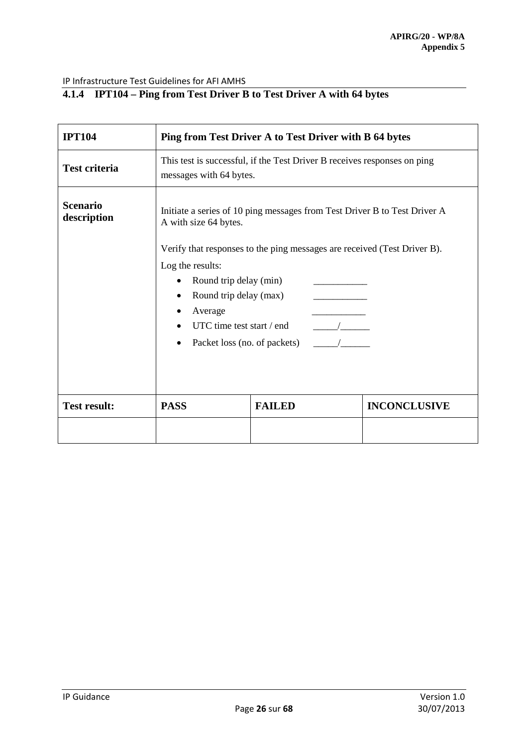#### 4.1.4 IPT104 – Ping from Test Driver B to Test Driver A with 64 bytes

| IPT104 | Ping from Test Driver A to Test Driver with B 64 bytes | | |
|---|---|---|---|
| **Test criteria** | This test is successful, if the Test Driver B receives responses on ping messages with 64 bytes. | | |
| **Scenario description** | Initiate a series of 10 ping messages from Test Driver B to Test Driver A A with size 64 bytes.<br><br>Verify that responses to the ping messages are received (Test Driver B).<br><br>Log the results:<br>• Round trip delay (min) ___________<br>• Round trip delay (max) ___________<br>• Average ___________<br>• UTC time test start / end _____/______<br>• Packet loss (no. of packets) _____/______ | | |
| **Test result:** | **PASS** | **FAILED** | **INCONCLUSIVE** |
| | | | |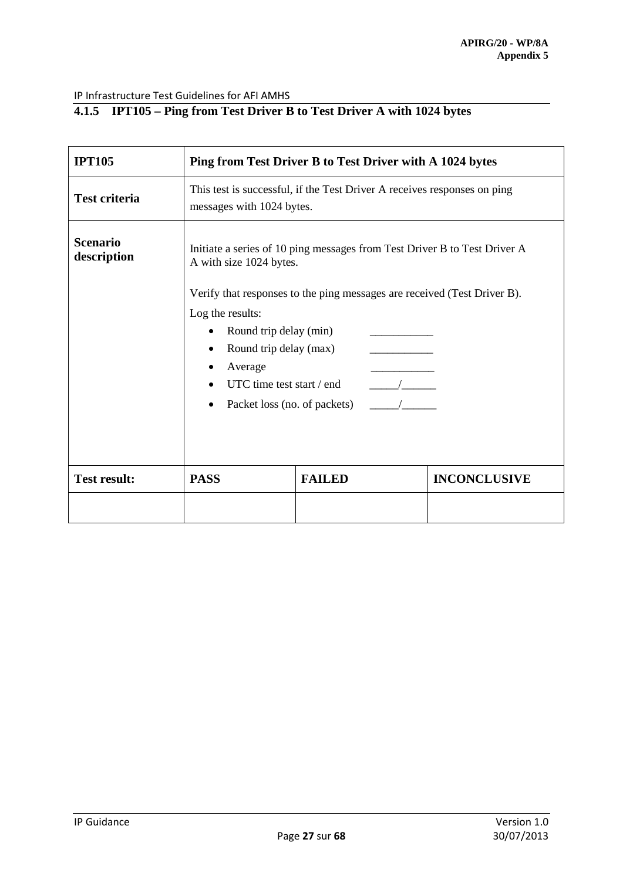#### 4.1.5 IPT105 – Ping from Test Driver B to Test Driver A with 1024 bytes

| IPT105 | Ping from Test Driver B to Test Driver with A 1024 bytes | | |
|---|---|---|---|
| **Test criteria** | This test is successful, if the Test Driver A receives responses on ping messages with 1024 bytes. | | |
| **Scenario description** | Initiate a series of 10 ping messages from Test Driver B to Test Driver A A with size 1024 bytes.<br><br>Verify that responses to the ping messages are received (Test Driver B).<br><br>Log the results:<br>• Round trip delay (min) ___________<br>• Round trip delay (max) ___________<br>• Average ___________<br>• UTC time test start / end _____/______<br>• Packet loss (no. of packets) _____/______ | | |
| **Test result:** | **PASS** | **FAILED** | **INCONCLUSIVE** |
| | | | |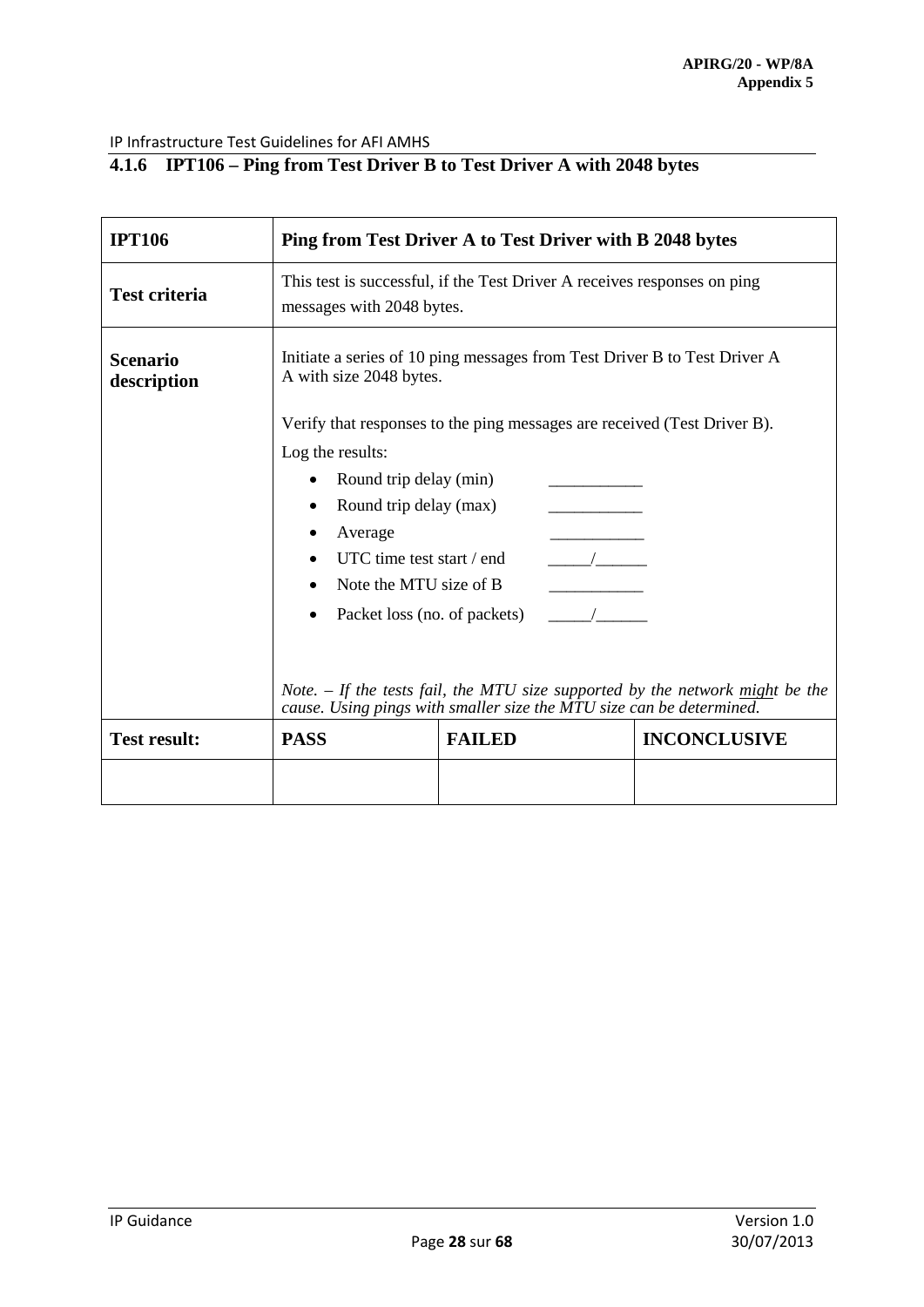### 4.1.6 IPT106 – Ping from Test Driver B to Test Driver A with 2048 bytes

| **IPT106** | **Ping from Test Driver A to Test Driver with B 2048 bytes** | | |
|---|---|---|---|
| **Test criteria** | This test is successful, if the Test Driver A receives responses on ping messages with 2048 bytes. | | |
| **Scenario description** | Initiate a series of 10 ping messages from Test Driver B to Test Driver A with size 2048 bytes.<br><br>Verify that responses to the ping messages are received (Test Driver B).<br>Log the results:<br>• Round trip delay (min) ___________<br>• Round trip delay (max) ___________<br>• Average ___________<br>• UTC time test start / end _____/______<br>• Note the MTU size of B ___________<br>• Packet loss (no. of packets) _____/______<br><br>*Note. – If the tests fail, the MTU size supported by the network* *<u>might</u>* *be the cause. Using pings with smaller size the MTU size can be determined.* | | |
| **Test result:** | **PASS** | **FAILED** | **INCONCLUSIVE** |
| | | | |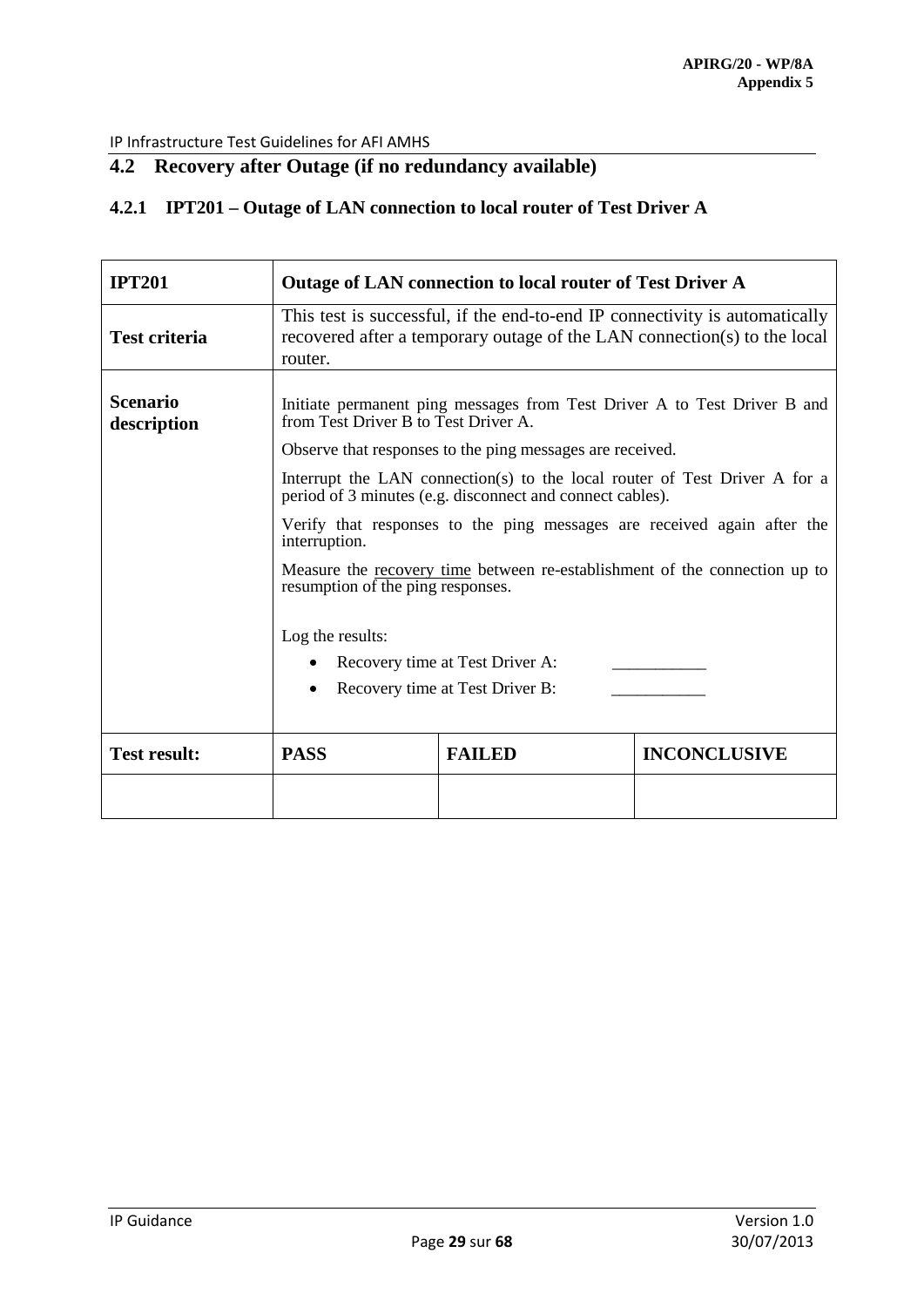## 4.2 Recovery after Outage (if no redundancy available)

### 4.2.1 IPT201 – Outage of LAN connection to local router of Test Driver A

| **IPT201** | **Outage of LAN connection to local router of Test Driver A** | | |
|---|---|---|---|
| **Test criteria** | This test is successful, if the end-to-end IP connectivity is automatically recovered after a temporary outage of the LAN connection(s) to the local router. | | |
| **Scenario description** | Initiate permanent ping messages from Test Driver A to Test Driver B and from Test Driver B to Test Driver A.<br><br>Observe that responses to the ping messages are received.<br><br>Interrupt the LAN connection(s) to the local router of Test Driver A for a period of 3 minutes (e.g. disconnect and connect cables).<br><br>Verify that responses to the ping messages are received again after the interruption.<br><br>Measure the recovery time between re-establishment of the connection up to resumption of the ping responses.<br><br>Log the results:<br>• Recovery time at Test Driver A: \_\_\_\_\_\_\_\_\_\_\_<br>• Recovery time at Test Driver B: \_\_\_\_\_\_\_\_\_\_\_ | | |
| **Test result:** | **PASS** | **FAILED** | **INCONCLUSIVE** |
| | | | |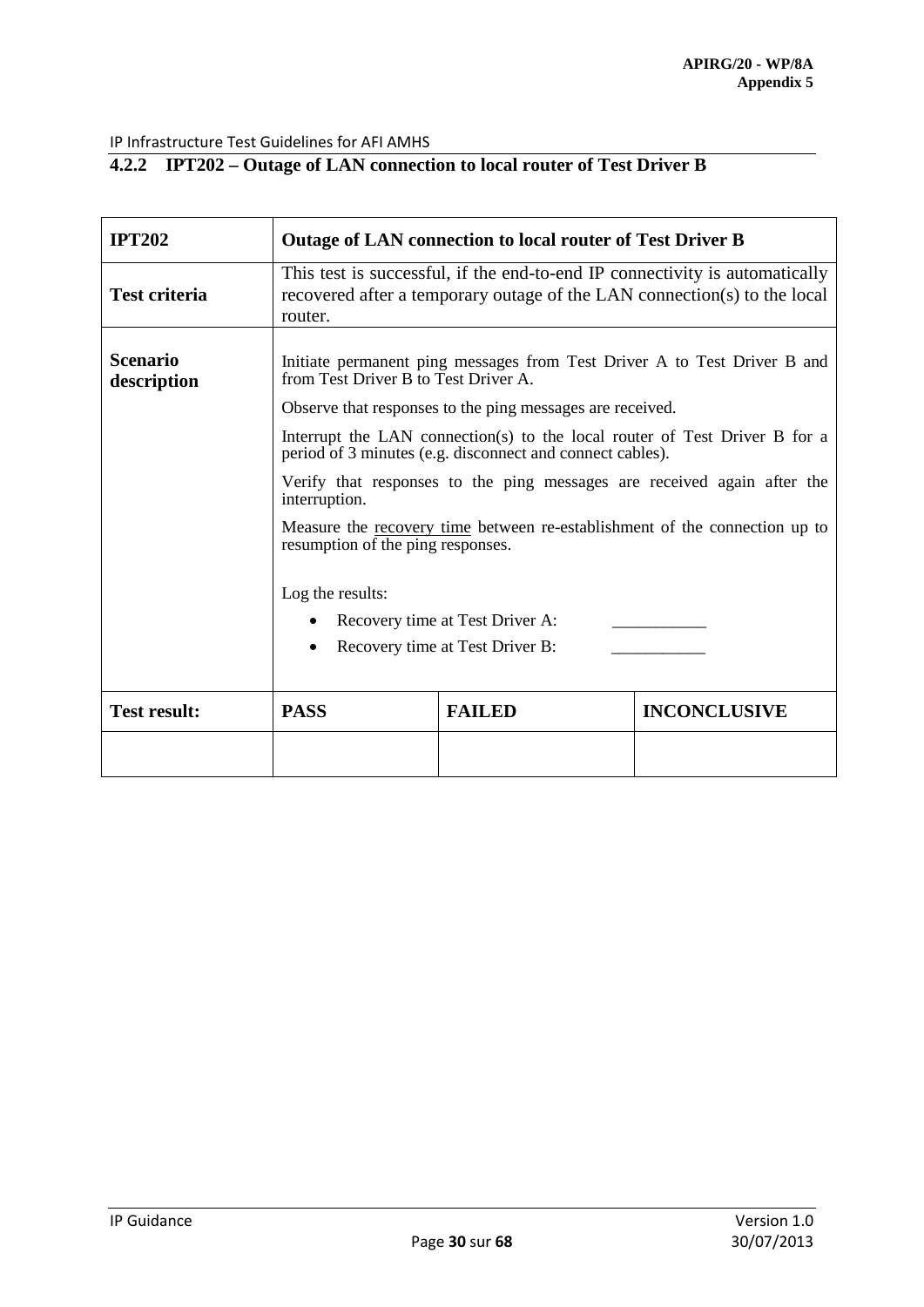## 4.2.2 IPT202 – Outage of LAN connection to local router of Test Driver B

| **IPT202** | **Outage of LAN connection to local router of Test Driver B** | | |
|---|---|---|---|
| **Test criteria** | This test is successful, if the end-to-end IP connectivity is automatically recovered after a temporary outage of the LAN connection(s) to the local router. | | |
| **Scenario description** | Initiate permanent ping messages from Test Driver A to Test Driver B and from Test Driver B to Test Driver A.<br><br>Observe that responses to the ping messages are received.<br><br>Interrupt the LAN connection(s) to the local router of Test Driver B for a period of 3 minutes (e.g. disconnect and connect cables).<br><br>Verify that responses to the ping messages are received again after the interruption.<br><br>Measure the <u>recovery time</u> between re-establishment of the connection up to resumption of the ping responses.<br><br>Log the results:<br>• Recovery time at Test Driver A: ___________<br>• Recovery time at Test Driver B: ___________ | | |
| **Test result:** | **PASS** | **FAILED** | **INCONCLUSIVE** |
| | | | |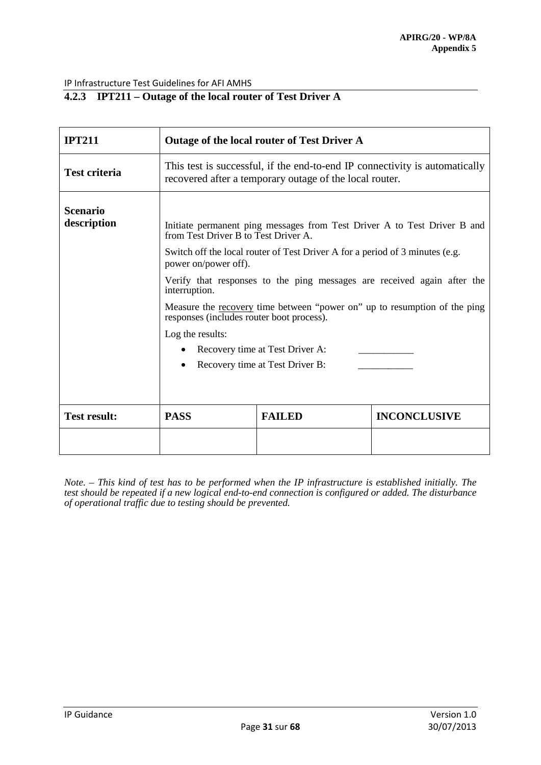### 4.2.3 IPT211 – Outage of the local router of Test Driver A

| **IPT211** | **Outage of the local router of Test Driver A** | | |
|---|---|---|---|
| **Test criteria** | This test is successful, if the end-to-end IP connectivity is automatically recovered after a temporary outage of the local router. | | |
| **Scenario description** | Initiate permanent ping messages from Test Driver A to Test Driver B and from Test Driver B to Test Driver A.<br><br>Switch off the local router of Test Driver A for a period of 3 minutes (e.g. power on/power off).<br><br>Verify that responses to the ping messages are received again after the interruption.<br><br>Measure the recovery time between "power on" up to resumption of the ping responses (includes router boot process).<br><br>Log the results:<br>• Recovery time at Test Driver A: ___________<br>• Recovery time at Test Driver B: ___________ | | |
| **Test result:** | **PASS** | **FAILED** | **INCONCLUSIVE** |
| | | | |

*Note. – This kind of test has to be performed when the IP infrastructure is established initially. The test should be repeated if a new logical end-to-end connection is configured or added. The disturbance of operational traffic due to testing should be prevented.*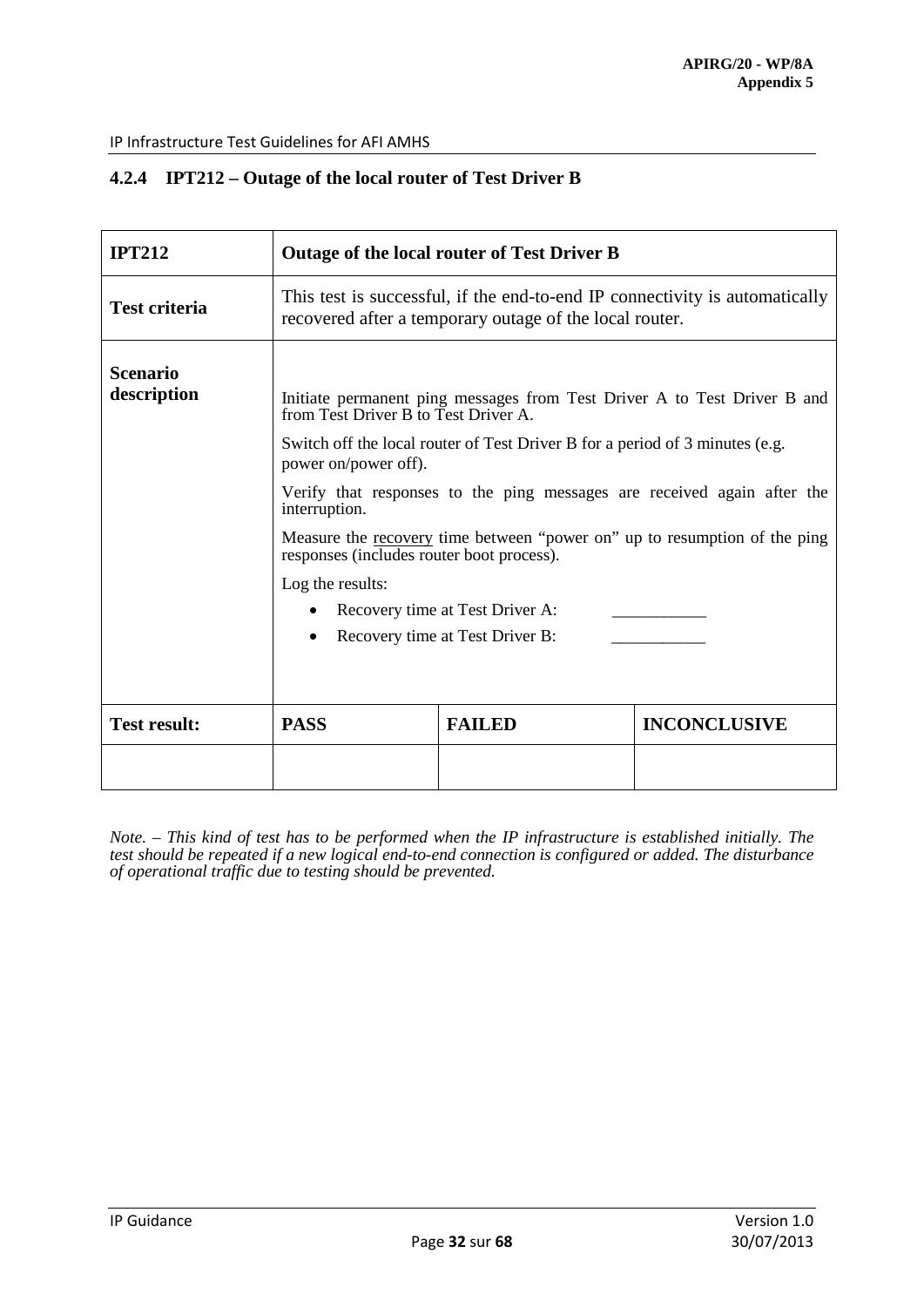### 4.2.4 IPT212 – Outage of the local router of Test Driver B

| **IPT212** | **Outage of the local router of Test Driver B** | | |
|---|---|---|---|
| **Test criteria** | This test is successful, if the end-to-end IP connectivity is automatically recovered after a temporary outage of the local router. | | |
| **Scenario description** | Initiate permanent ping messages from Test Driver A to Test Driver B and from Test Driver B to Test Driver A.<br><br>Switch off the local router of Test Driver B for a period of 3 minutes (e.g. power on/power off).<br><br>Verify that responses to the ping messages are received again after the interruption.<br><br>Measure the recovery time between "power on" up to resumption of the ping responses (includes router boot process).<br><br>Log the results:<br>• Recovery time at Test Driver A: ___________<br>• Recovery time at Test Driver B: ___________ | | |
| **Test result:** | **PASS** | **FAILED** | **INCONCLUSIVE** |
| | | | |

*Note. – This kind of test has to be performed when the IP infrastructure is established initially. The test should be repeated if a new logical end-to-end connection is configured or added. The disturbance of operational traffic due to testing should be prevented.*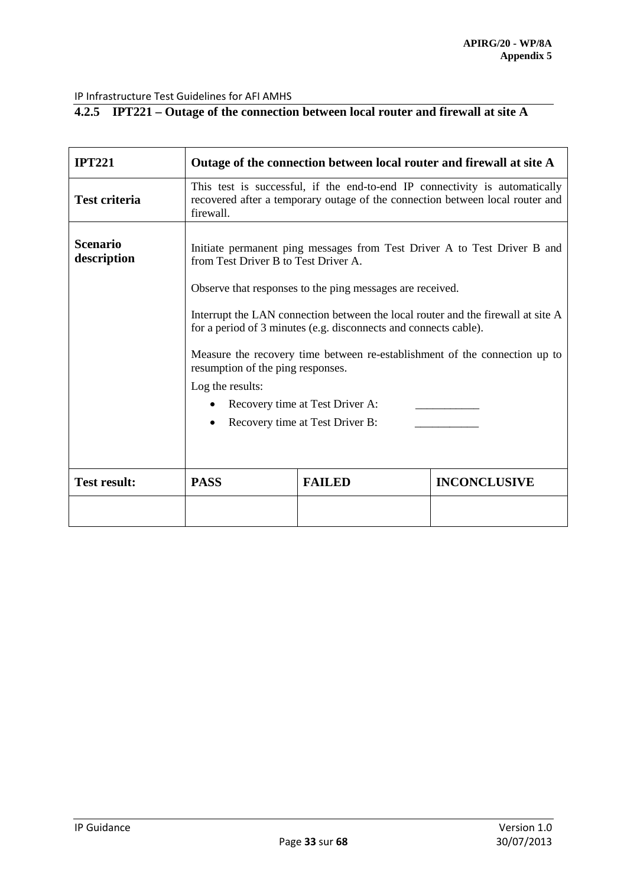#### 4.2.5 IPT221 – Outage of the connection between local router and firewall at site A

| **IPT221** | **Outage of the connection between local router and firewall at site A** | | |
|---|---|---|---|
| **Test criteria** | This test is successful, if the end-to-end IP connectivity is automatically recovered after a temporary outage of the connection between local router and firewall. | | |
| **Scenario description** | Initiate permanent ping messages from Test Driver A to Test Driver B and from Test Driver B to Test Driver A.<br><br>Observe that responses to the ping messages are received.<br><br>Interrupt the LAN connection between the local router and the firewall at site A for a period of 3 minutes (e.g. disconnects and connects cable).<br><br>Measure the recovery time between re-establishment of the connection up to resumption of the ping responses.<br><br>Log the results:<br>• Recovery time at Test Driver A: ___________<br>• Recovery time at Test Driver B: ___________ | | |
| **Test result:** | **PASS** | **FAILED** | **INCONCLUSIVE** |
| | | | |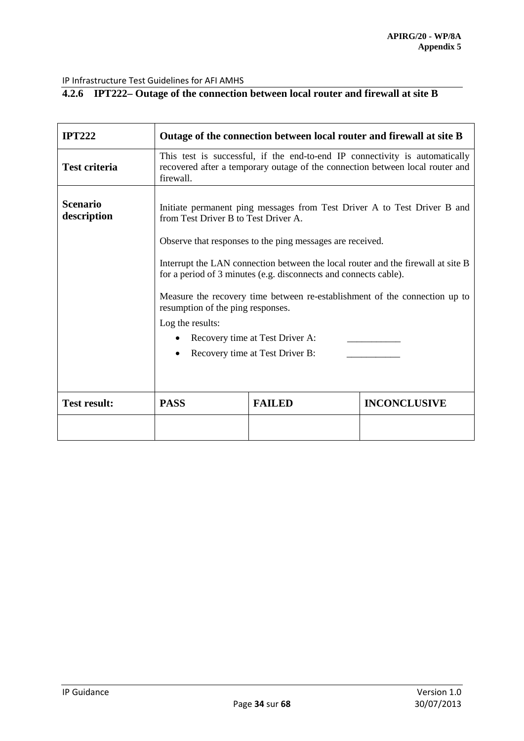### 4.2.6 IPT222– Outage of the connection between local router and firewall at site B

| **IPT222** | **Outage of the connection between local router and firewall at site B** | | |
|---|---|---|---|
| **Test criteria** | This test is successful, if the end-to-end IP connectivity is automatically recovered after a temporary outage of the connection between local router and firewall. | | |
| **Scenario description** | Initiate permanent ping messages from Test Driver A to Test Driver B and from Test Driver B to Test Driver A.<br><br>Observe that responses to the ping messages are received.<br><br>Interrupt the LAN connection between the local router and the firewall at site B for a period of 3 minutes (e.g. disconnects and connects cable).<br><br>Measure the recovery time between re-establishment of the connection up to resumption of the ping responses.<br><br>Log the results:<br>• Recovery time at Test Driver A: ___________<br>• Recovery time at Test Driver B: ___________ | | |
| **Test result:** | **PASS** | **FAILED** | **INCONCLUSIVE** |
| | | | |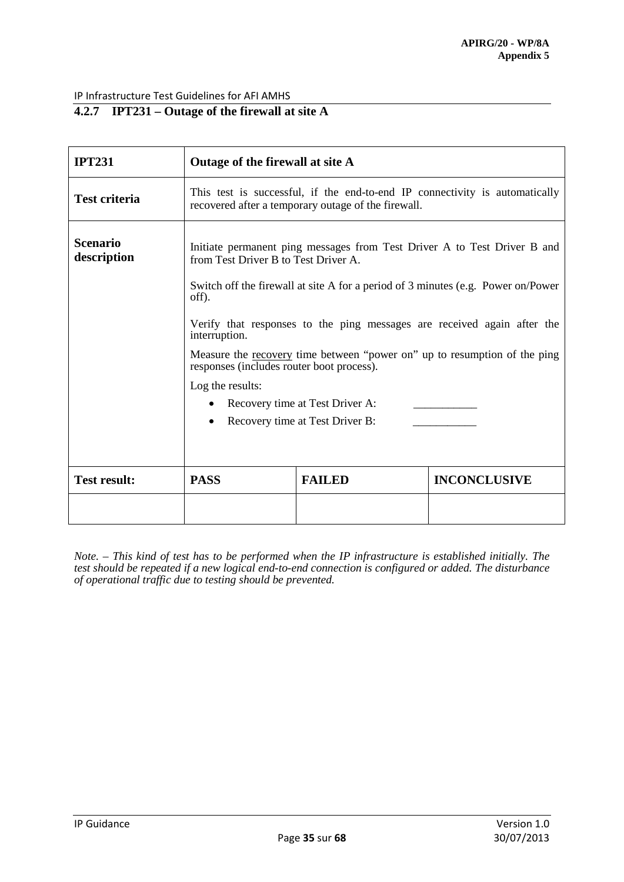### 4.2.7 IPT231 – Outage of the firewall at site A

| **IPT231** | **Outage of the firewall at site A** | | |
|---|---|---|---|
| **Test criteria** | This test is successful, if the end-to-end IP connectivity is automatically recovered after a temporary outage of the firewall. | | |
| **Scenario description** | Initiate permanent ping messages from Test Driver A to Test Driver B and from Test Driver B to Test Driver A.<br><br>Switch off the firewall at site A for a period of 3 minutes (e.g. Power on/Power off).<br><br>Verify that responses to the ping messages are received again after the interruption.<br><br>Measure the recovery time between "power on" up to resumption of the ping responses (includes router boot process).<br><br>Log the results:<br>• Recovery time at Test Driver A: ___________<br>• Recovery time at Test Driver B: ___________ | | |
| **Test result:** | **PASS** | **FAILED** | **INCONCLUSIVE** |
| | | | |

*Note. – This kind of test has to be performed when the IP infrastructure is established initially. The test should be repeated if a new logical end-to-end connection is configured or added. The disturbance of operational traffic due to testing should be prevented.*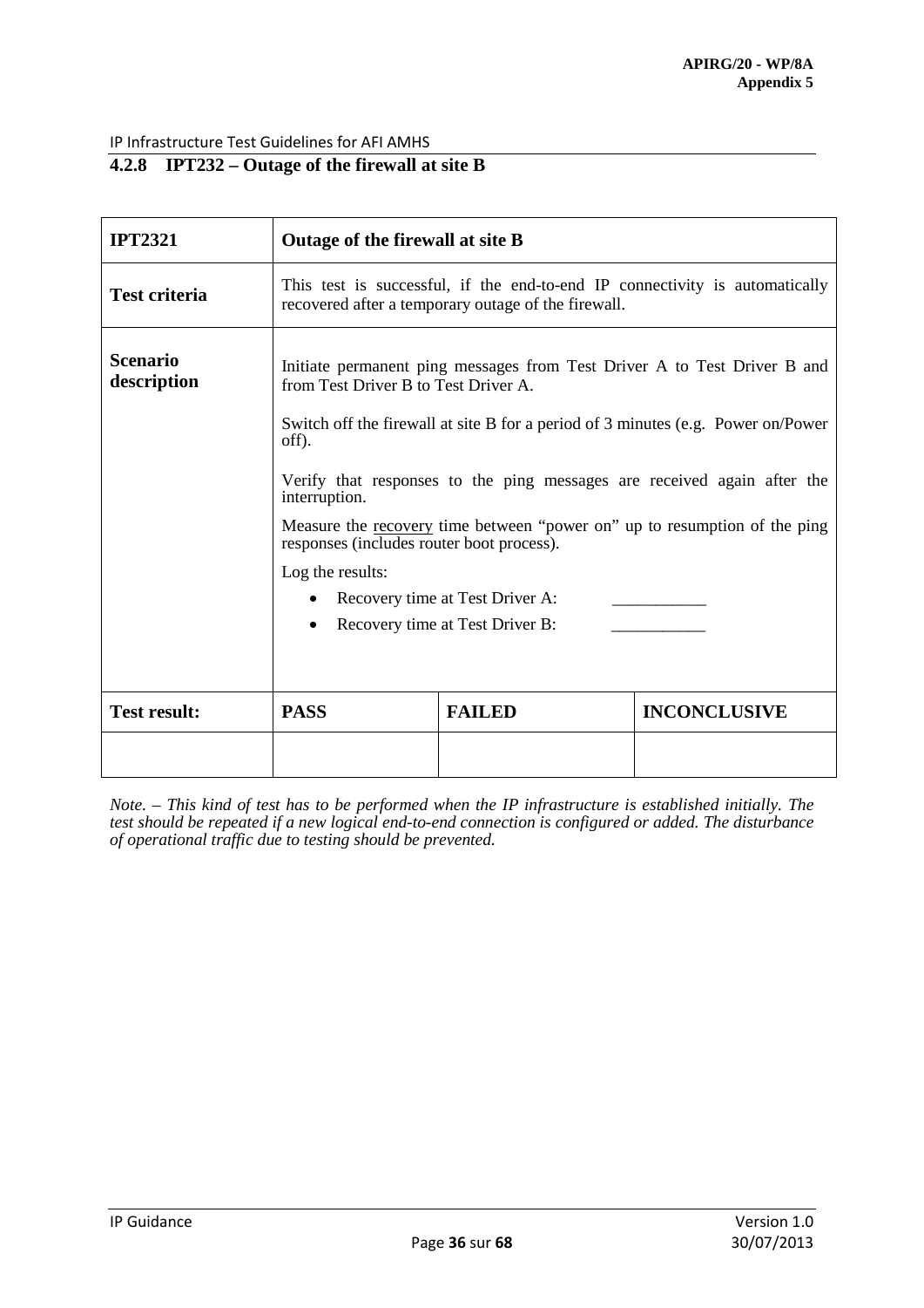#### 4.2.8 IPT232 – Outage of the firewall at site B

| **IPT2321** | **Outage of the firewall at site B** | | |
|---|---|---|---|
| **Test criteria** | This test is successful, if the end-to-end IP connectivity is automatically recovered after a temporary outage of the firewall. | | |
| **Scenario description** | Initiate permanent ping messages from Test Driver A to Test Driver B and from Test Driver B to Test Driver A.<br><br>Switch off the firewall at site B for a period of 3 minutes (e.g. Power on/Power off).<br><br>Verify that responses to the ping messages are received again after the interruption.<br><br>Measure the <u>recovery</u> time between "power on" up to resumption of the ping responses (includes router boot process).<br><br>Log the results:<br>• Recovery time at Test Driver A: ___________<br>• Recovery time at Test Driver B: ___________ | | |
| **Test result:** | **PASS** | **FAILED** | **INCONCLUSIVE** |
| | | | |

*Note. – This kind of test has to be performed when the IP infrastructure is established initially. The test should be repeated if a new logical end-to-end connection is configured or added. The disturbance of operational traffic due to testing should be prevented.*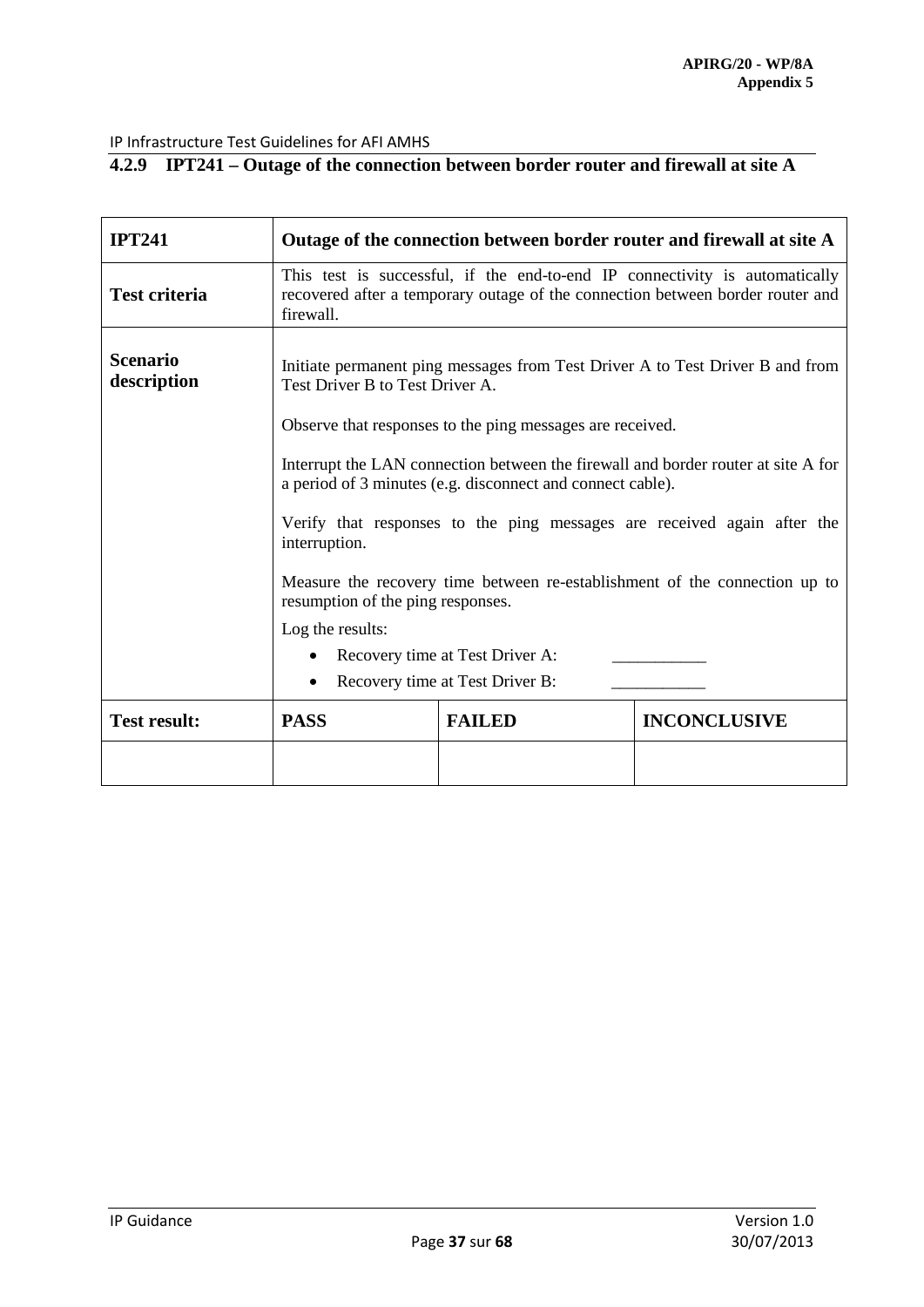#### 4.2.9 IPT241 – Outage of the connection between border router and firewall at site A

| **IPT241** | **Outage of the connection between border router and firewall at site A** | | |
|---|---|---|---|
| **Test criteria** | This test is successful, if the end-to-end IP connectivity is automatically recovered after a temporary outage of the connection between border router and firewall. | | |
| **Scenario description** | Initiate permanent ping messages from Test Driver A to Test Driver B and from Test Driver B to Test Driver A.<br><br>Observe that responses to the ping messages are received.<br><br>Interrupt the LAN connection between the firewall and border router at site A for a period of 3 minutes (e.g. disconnect and connect cable).<br><br>Verify that responses to the ping messages are received again after the interruption.<br><br>Measure the recovery time between re-establishment of the connection up to resumption of the ping responses.<br><br>Log the results:<br>• Recovery time at Test Driver A: ___________<br>• Recovery time at Test Driver B: ___________ | | |
| **Test result:** | **PASS** | **FAILED** | **INCONCLUSIVE** |
| | | | |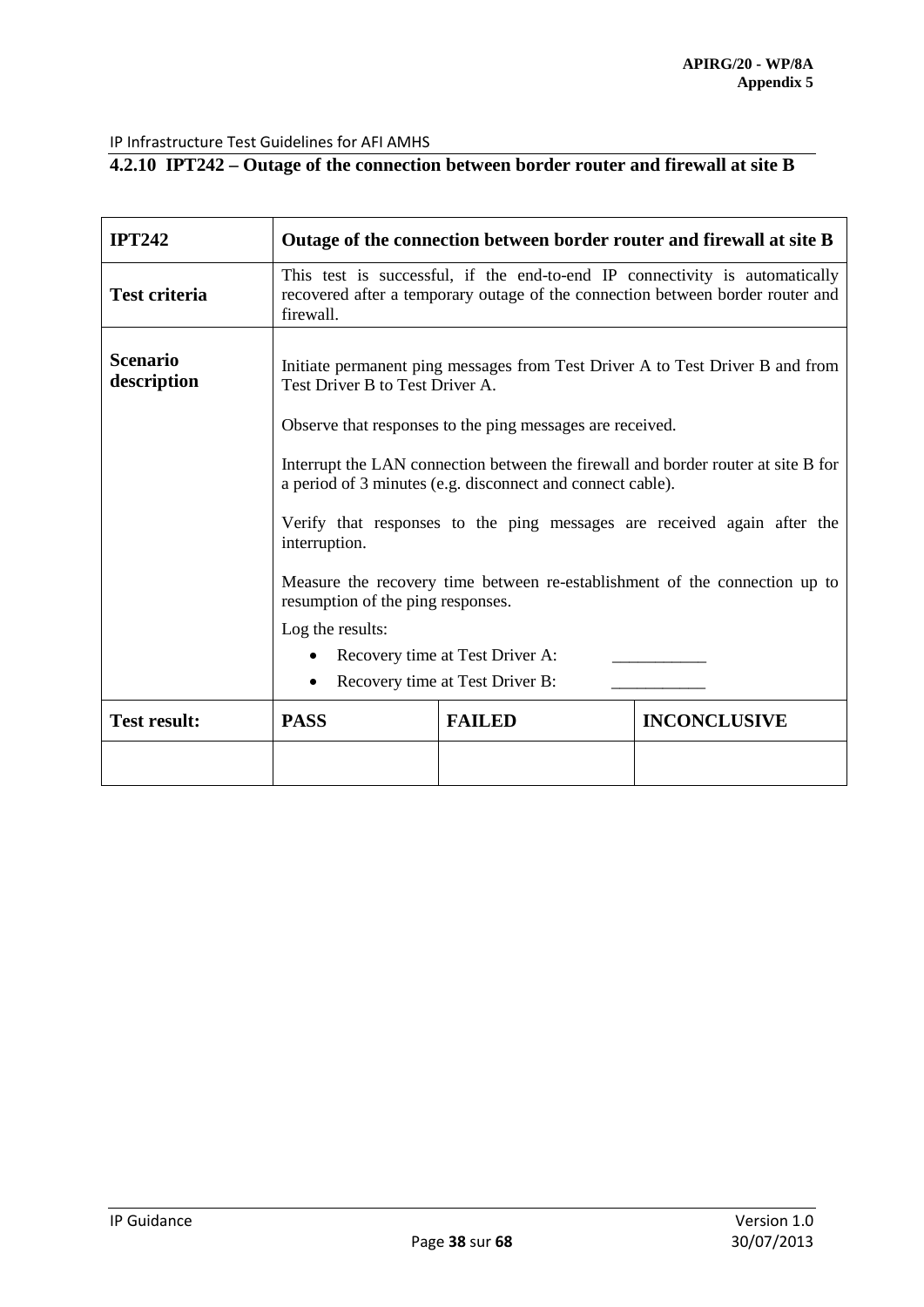#### 4.2.10 IPT242 – Outage of the connection between border router and firewall at site B

| **IPT242** | **Outage of the connection between border router and firewall at site B** | | |
|---|---|---|---|
| **Test criteria** | This test is successful, if the end-to-end IP connectivity is automatically recovered after a temporary outage of the connection between border router and firewall. | | |
| **Scenario description** | Initiate permanent ping messages from Test Driver A to Test Driver B and from Test Driver B to Test Driver A.<br><br>Observe that responses to the ping messages are received.<br><br>Interrupt the LAN connection between the firewall and border router at site B for a period of 3 minutes (e.g. disconnect and connect cable).<br><br>Verify that responses to the ping messages are received again after the interruption.<br><br>Measure the recovery time between re-establishment of the connection up to resumption of the ping responses.<br><br>Log the results:<br>• Recovery time at Test Driver A: ___________<br>• Recovery time at Test Driver B: ___________ | | |
| **Test result:** | **PASS** | **FAILED** | **INCONCLUSIVE** |
| | | | |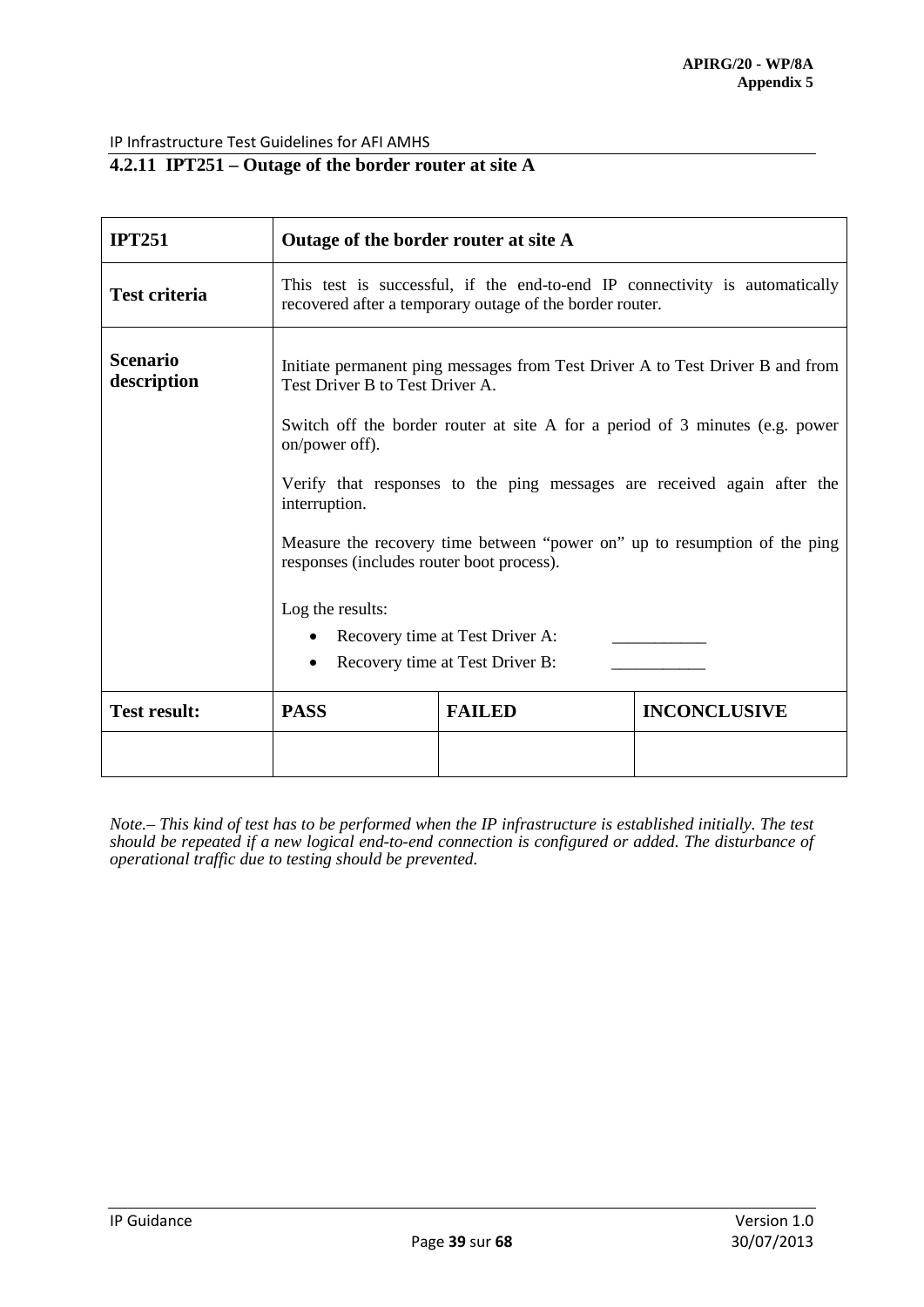#### 4.2.11 IPT251 – Outage of the border router at site A

| **IPT251** | **Outage of the border router at site A** | | |
|---|---|---|---|
| **Test criteria** | This test is successful, if the end-to-end IP connectivity is automatically recovered after a temporary outage of the border router. | | |
| **Scenario description** | Initiate permanent ping messages from Test Driver A to Test Driver B and from Test Driver B to Test Driver A.<br><br>Switch off the border router at site A for a period of 3 minutes (e.g. power on/power off).<br><br>Verify that responses to the ping messages are received again after the interruption.<br><br>Measure the recovery time between "power on" up to resumption of the ping responses (includes router boot process).<br><br>Log the results:<br>• Recovery time at Test Driver A: ___________<br>• Recovery time at Test Driver B: ___________ | | |
| **Test result:** | **PASS** | **FAILED** | **INCONCLUSIVE** |
| | | | |

*Note.– This kind of test has to be performed when the IP infrastructure is established initially. The test should be repeated if a new logical end-to-end connection is configured or added. The disturbance of operational traffic due to testing should be prevented.*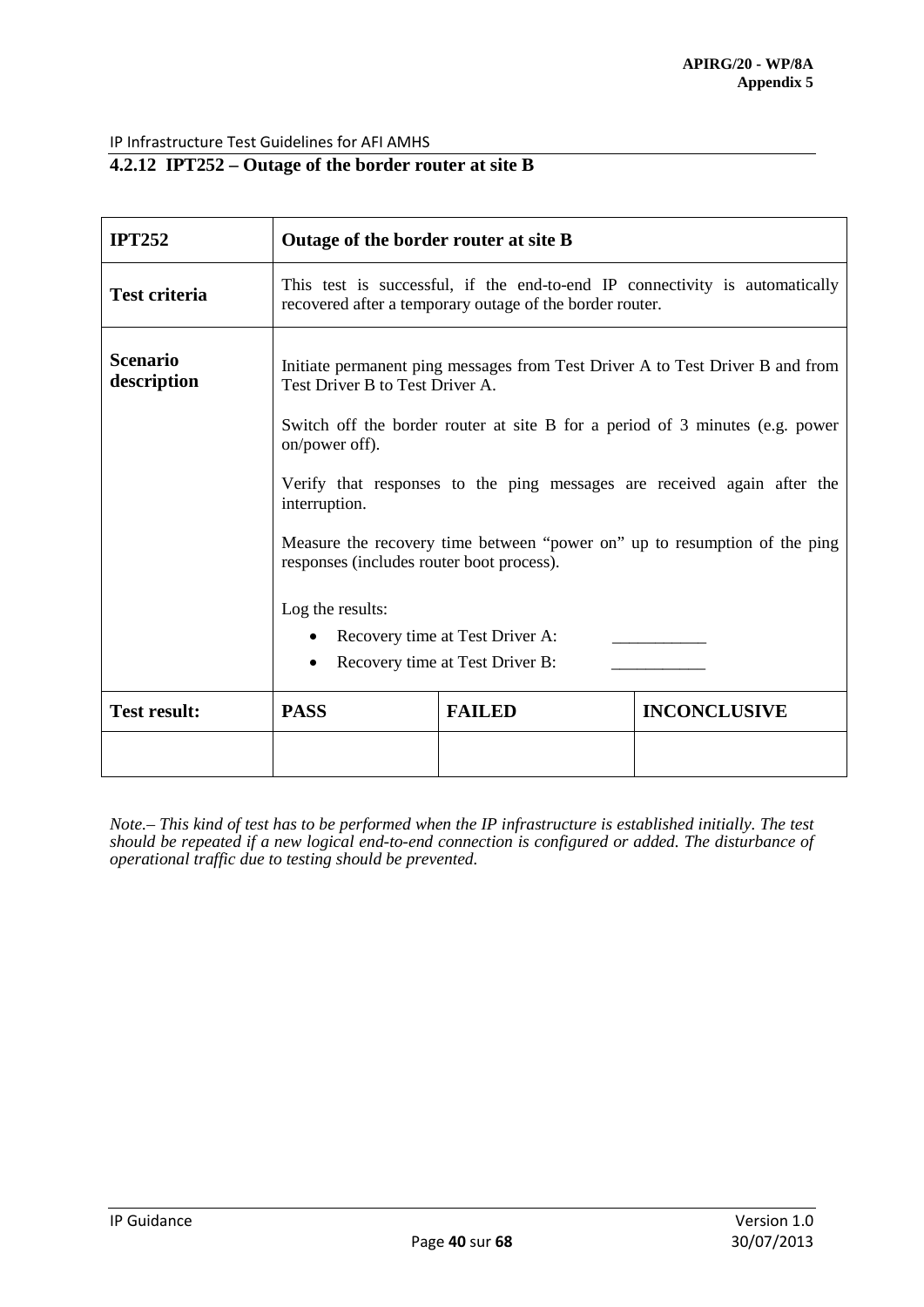#### 4.2.12 IPT252 – Outage of the border router at site B

| **IPT252** | **Outage of the border router at site B** | | |
|---|---|---|---|
| **Test criteria** | This test is successful, if the end-to-end IP connectivity is automatically recovered after a temporary outage of the border router. | | |
| **Scenario description** | Initiate permanent ping messages from Test Driver A to Test Driver B and from Test Driver B to Test Driver A.<br><br>Switch off the border router at site B for a period of 3 minutes (e.g. power on/power off).<br><br>Verify that responses to the ping messages are received again after the interruption.<br><br>Measure the recovery time between "power on" up to resumption of the ping responses (includes router boot process).<br><br>Log the results:<br>• Recovery time at Test Driver A: ___________<br>• Recovery time at Test Driver B: ___________ | | |
| **Test result:** | **PASS** | **FAILED** | **INCONCLUSIVE** |
| | | | |

*Note.– This kind of test has to be performed when the IP infrastructure is established initially. The test should be repeated if a new logical end-to-end connection is configured or added. The disturbance of operational traffic due to testing should be prevented.*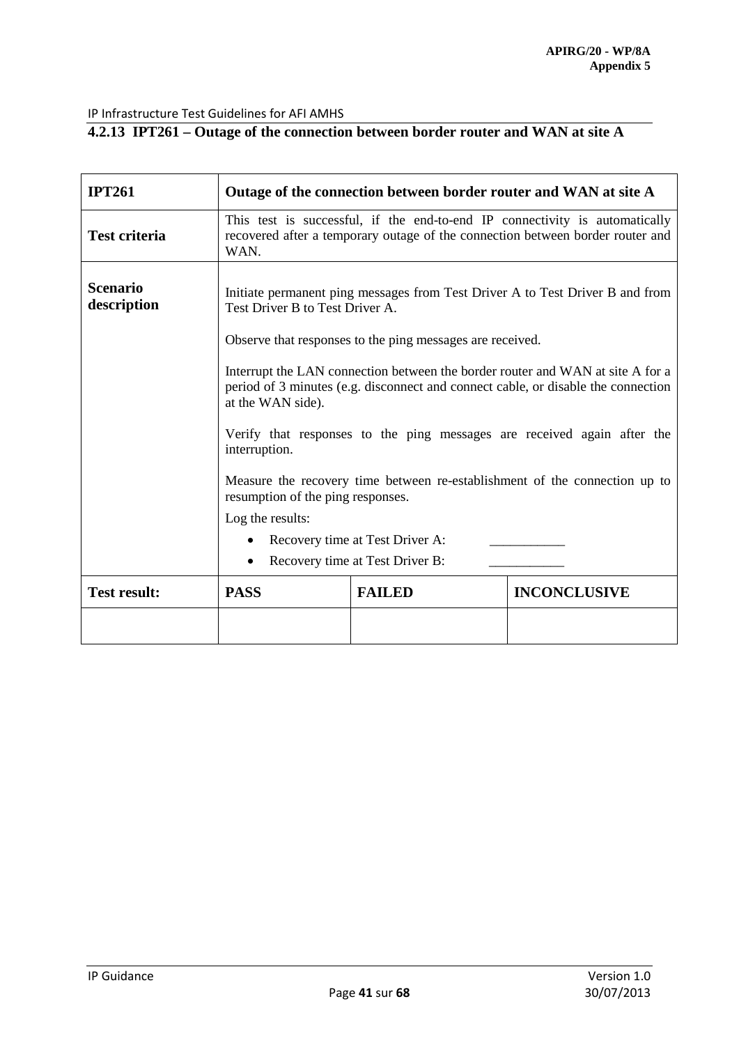### 4.2.13 IPT261 – Outage of the connection between border router and WAN at site A

| **IPT261** | **Outage of the connection between border router and WAN at site A** | | |
|---|---|---|---|
| **Test criteria** | This test is successful, if the end-to-end IP connectivity is automatically recovered after a temporary outage of the connection between border router and WAN. | | |
| **Scenario description** | Initiate permanent ping messages from Test Driver A to Test Driver B and from Test Driver B to Test Driver A.<br><br>Observe that responses to the ping messages are received.<br><br>Interrupt the LAN connection between the border router and WAN at site A for a period of 3 minutes (e.g. disconnect and connect cable, or disable the connection at the WAN side).<br><br>Verify that responses to the ping messages are received again after the interruption.<br><br>Measure the recovery time between re-establishment of the connection up to resumption of the ping responses.<br><br>Log the results:<br>• Recovery time at Test Driver A: ___________<br>• Recovery time at Test Driver B: ___________ | | |
| **Test result:** | **PASS** | **FAILED** | **INCONCLUSIVE** |
| | | | |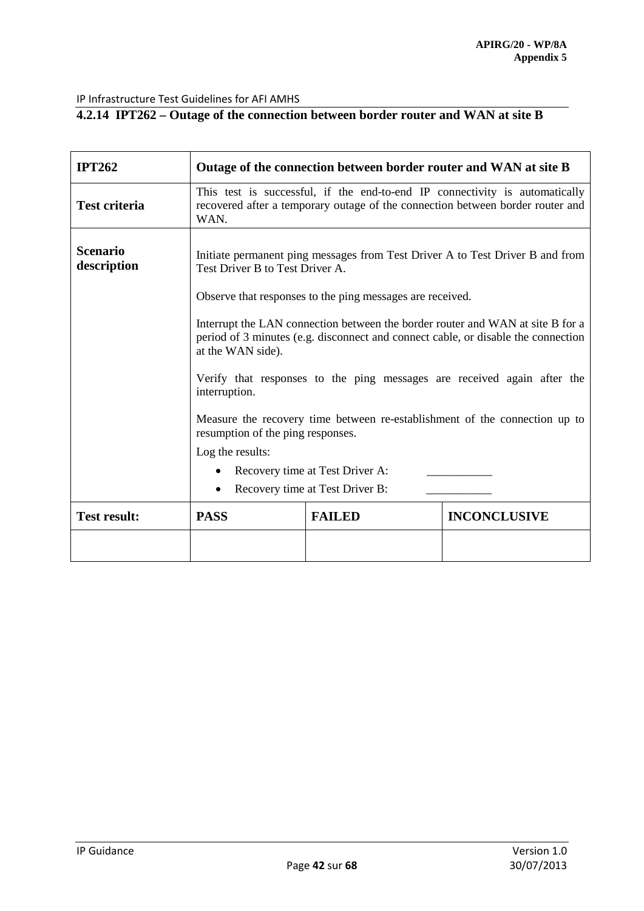#### 4.2.14 IPT262 – Outage of the connection between border router and WAN at site B

| **IPT262** | **Outage of the connection between border router and WAN at site B** | | |
|---|---|---|---|
| **Test criteria** | This test is successful, if the end-to-end IP connectivity is automatically recovered after a temporary outage of the connection between border router and WAN. | | |
| **Scenario description** | Initiate permanent ping messages from Test Driver A to Test Driver B and from Test Driver B to Test Driver A.<br><br>Observe that responses to the ping messages are received.<br><br>Interrupt the LAN connection between the border router and WAN at site B for a period of 3 minutes (e.g. disconnect and connect cable, or disable the connection at the WAN side).<br><br>Verify that responses to the ping messages are received again after the interruption.<br><br>Measure the recovery time between re-establishment of the connection up to resumption of the ping responses.<br><br>Log the results:<br>• Recovery time at Test Driver A: \_\_\_\_\_\_\_\_\_\_\_<br>• Recovery time at Test Driver B: \_\_\_\_\_\_\_\_\_\_\_ | | |
| **Test result:** | **PASS** | **FAILED** | **INCONCLUSIVE** |
| | | | |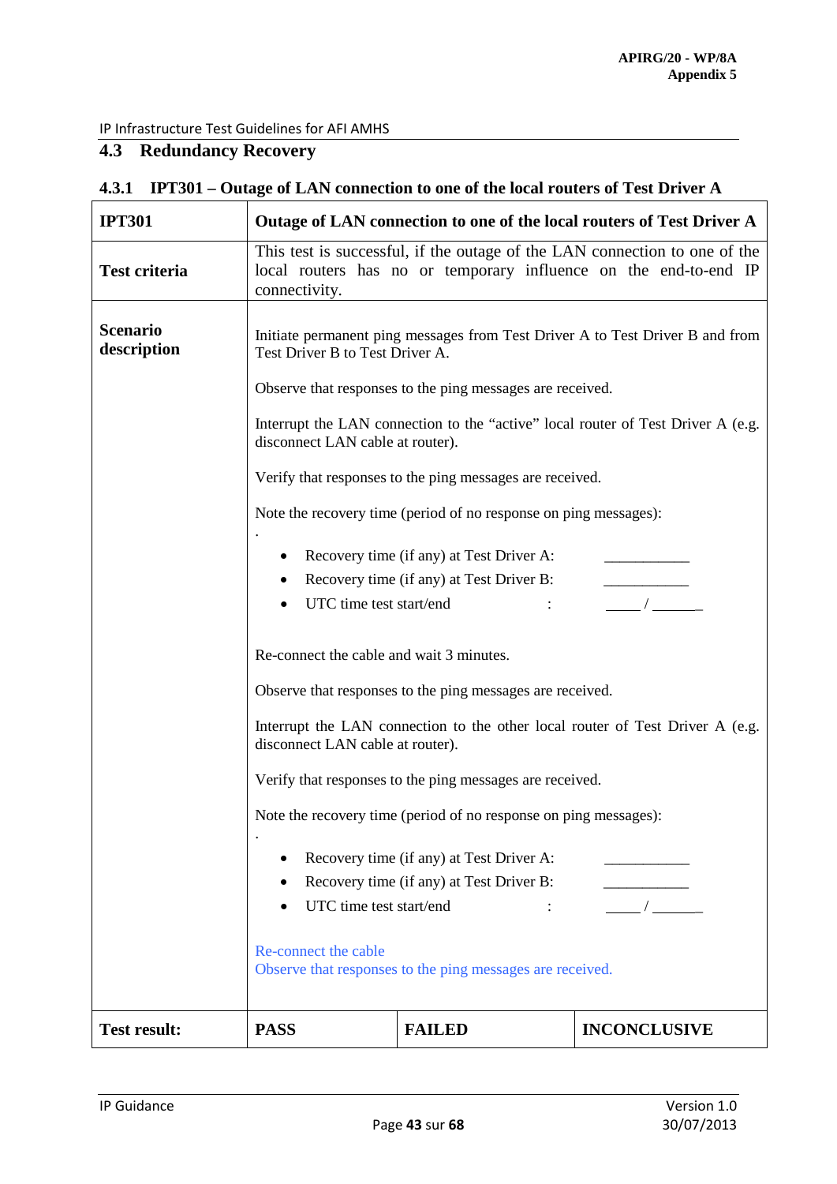## 4.3 Redundancy Recovery

### 4.3.1 IPT301 – Outage of LAN connection to one of the local routers of Test Driver A

| **IPT301** | **Outage of LAN connection to one of the local routers of Test Driver A** | | |
|---|---|---|---|
| **Test criteria** | This test is successful, if the outage of the LAN connection to one of the local routers has no or temporary influence on the end-to-end IP connectivity. | | |
| **Scenario description** | Initiate permanent ping messages from Test Driver A to Test Driver B and from Test Driver B to Test Driver A.<br><br>Observe that responses to the ping messages are received.<br><br>Interrupt the LAN connection to the “active” local router of Test Driver A (e.g. disconnect LAN cable at router).<br><br>Verify that responses to the ping messages are received.<br><br>Note the recovery time (period of no response on ping messages):<br>.<br>• Recovery time (if any) at Test Driver A: ___________<br>• Recovery time (if any) at Test Driver B: ___________<br>• UTC time test start/end : _____ / ______<br><br>Re-connect the cable and wait 3 minutes.<br><br>Observe that responses to the ping messages are received.<br><br>Interrupt the LAN connection to the other local router of Test Driver A (e.g. disconnect LAN cable at router).<br><br>Verify that responses to the ping messages are received.<br><br>Note the recovery time (period of no response on ping messages):<br>.<br>• Recovery time (if any) at Test Driver A: ___________<br>• Recovery time (if any) at Test Driver B: ___________<br>• UTC time test start/end : _____ / ______<br><br>Re-connect the cable<br>Observe that responses to the ping messages are received. | | |
| **Test result:** | **PASS** | **FAILED** | **INCONCLUSIVE** |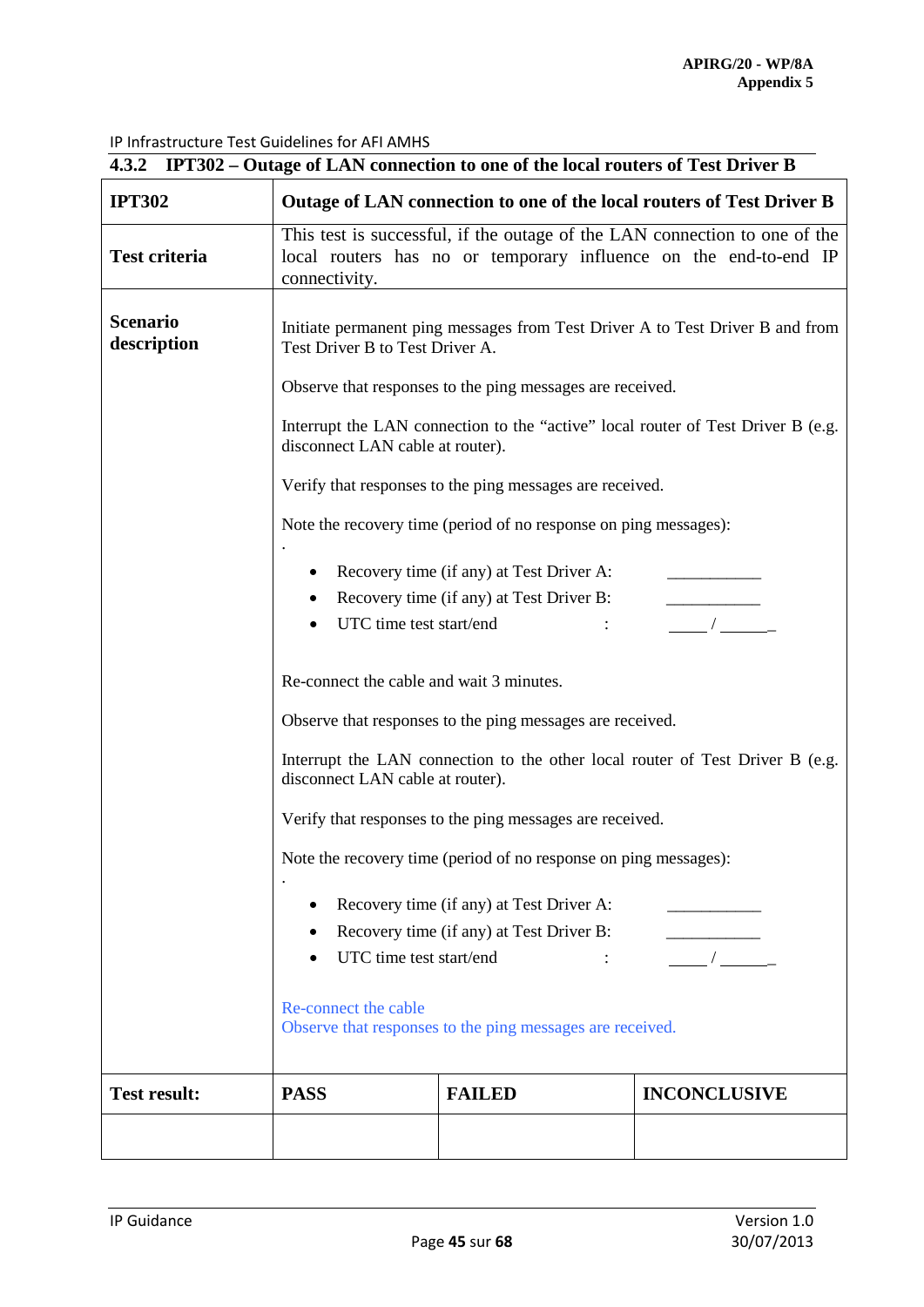#### 4.3.2 IPT302 – Outage of LAN connection to one of the local routers of Test Driver B

| **IPT302** | **Outage of LAN connection to one of the local routers of Test Driver B** | | |
|---|---|---|---|
| **Test criteria** | This test is successful, if the outage of the LAN connection to one of the local routers has no or temporary influence on the end-to-end IP connectivity. | | |
| **Scenario description** | Initiate permanent ping messages from Test Driver A to Test Driver B and from Test Driver B to Test Driver A.<br><br>Observe that responses to the ping messages are received.<br><br>Interrupt the LAN connection to the “active” local router of Test Driver B (e.g. disconnect LAN cable at router).<br><br>Verify that responses to the ping messages are received.<br><br>Note the recovery time (period of no response on ping messages):<br>.<br>• Recovery time (if any) at Test Driver A: ___________<br>• Recovery time (if any) at Test Driver B: ___________<br>• UTC time test start/end : _____ / ______<br><br>Re-connect the cable and wait 3 minutes.<br><br>Observe that responses to the ping messages are received.<br><br>Interrupt the LAN connection to the other local router of Test Driver B (e.g. disconnect LAN cable at router).<br><br>Verify that responses to the ping messages are received.<br><br>Note the recovery time (period of no response on ping messages):<br>.<br>• Recovery time (if any) at Test Driver A: ___________<br>• Recovery time (if any) at Test Driver B: ___________<br>• UTC time test start/end : _____ / ______<br><br>Re-connect the cable<br>Observe that responses to the ping messages are received. | | |
| **Test result:** | **PASS** | **FAILED** | **INCONCLUSIVE** |
| | | | |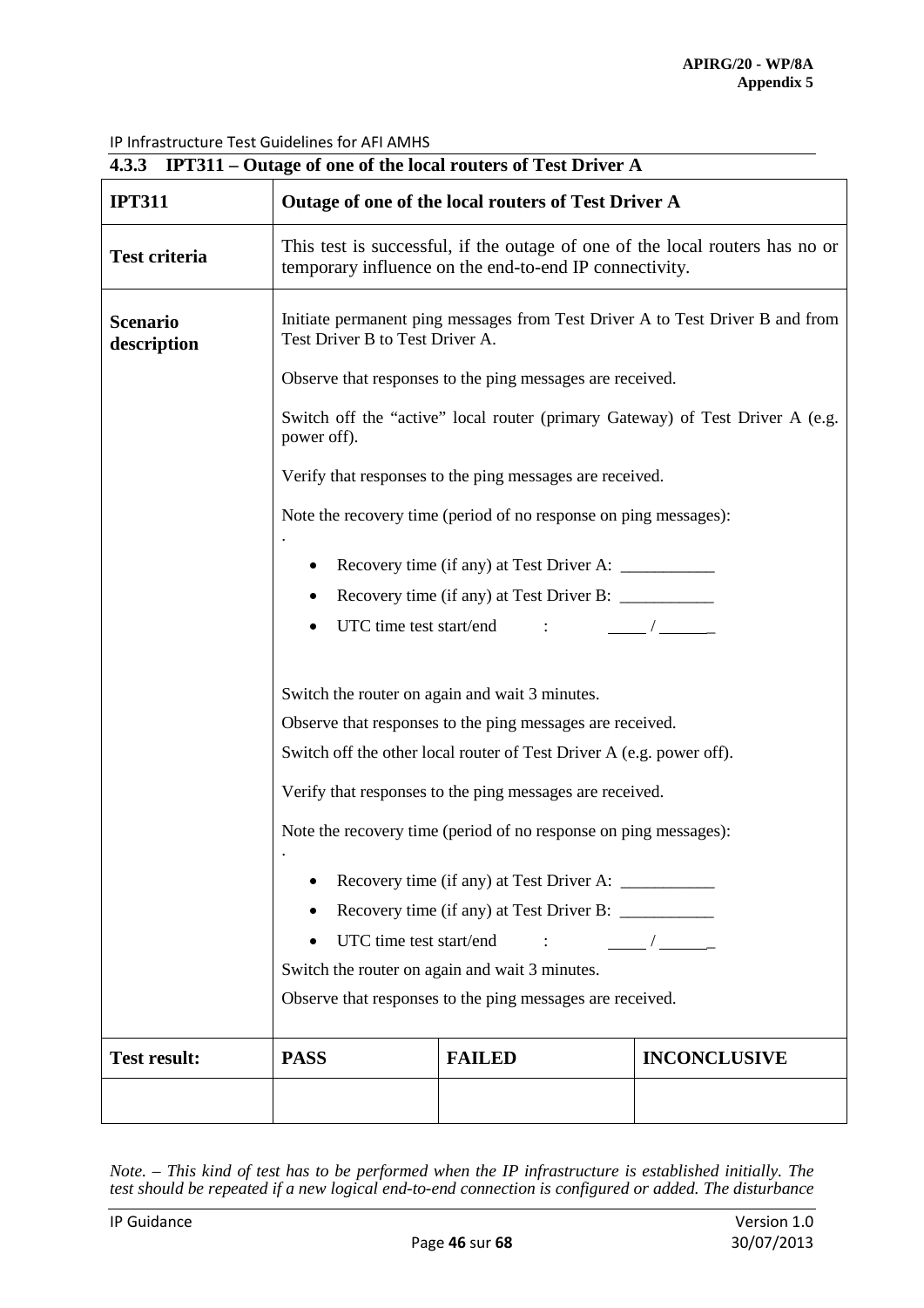### 4.3.3 IPT311 – Outage of one of the local routers of Test Driver A

| **IPT311** | **Outage of one of the local routers of Test Driver A** | | |
|---|---|---|---|
| **Test criteria** | This test is successful, if the outage of one of the local routers has no or temporary influence on the end-to-end IP connectivity. | | |
| **Scenario description** | Initiate permanent ping messages from Test Driver A to Test Driver B and from Test Driver B to Test Driver A.<br><br>Observe that responses to the ping messages are received.<br><br>Switch off the "active" local router (primary Gateway) of Test Driver A (e.g. power off).<br><br>Verify that responses to the ping messages are received.<br><br>Note the recovery time (period of no response on ping messages):<br>.<br>• Recovery time (if any) at Test Driver A: ___________<br>• Recovery time (if any) at Test Driver B: ___________<br>• UTC time test start/end : _____ / ______<br><br>Switch the router on again and wait 3 minutes.<br>Observe that responses to the ping messages are received.<br>Switch off the other local router of Test Driver A (e.g. power off).<br><br>Verify that responses to the ping messages are received.<br><br>Note the recovery time (period of no response on ping messages):<br>.<br>• Recovery time (if any) at Test Driver A: ___________<br>• Recovery time (if any) at Test Driver B: ___________<br>• UTC time test start/end : _____ / ______<br>Switch the router on again and wait 3 minutes.<br>Observe that responses to the ping messages are received. | | |
| **Test result:** | **PASS** | **FAILED** | **INCONCLUSIVE** |
| | | | |

*Note. – This kind of test has to be performed when the IP infrastructure is established initially. The test should be repeated if a new logical end-to-end connection is configured or added. The disturbance*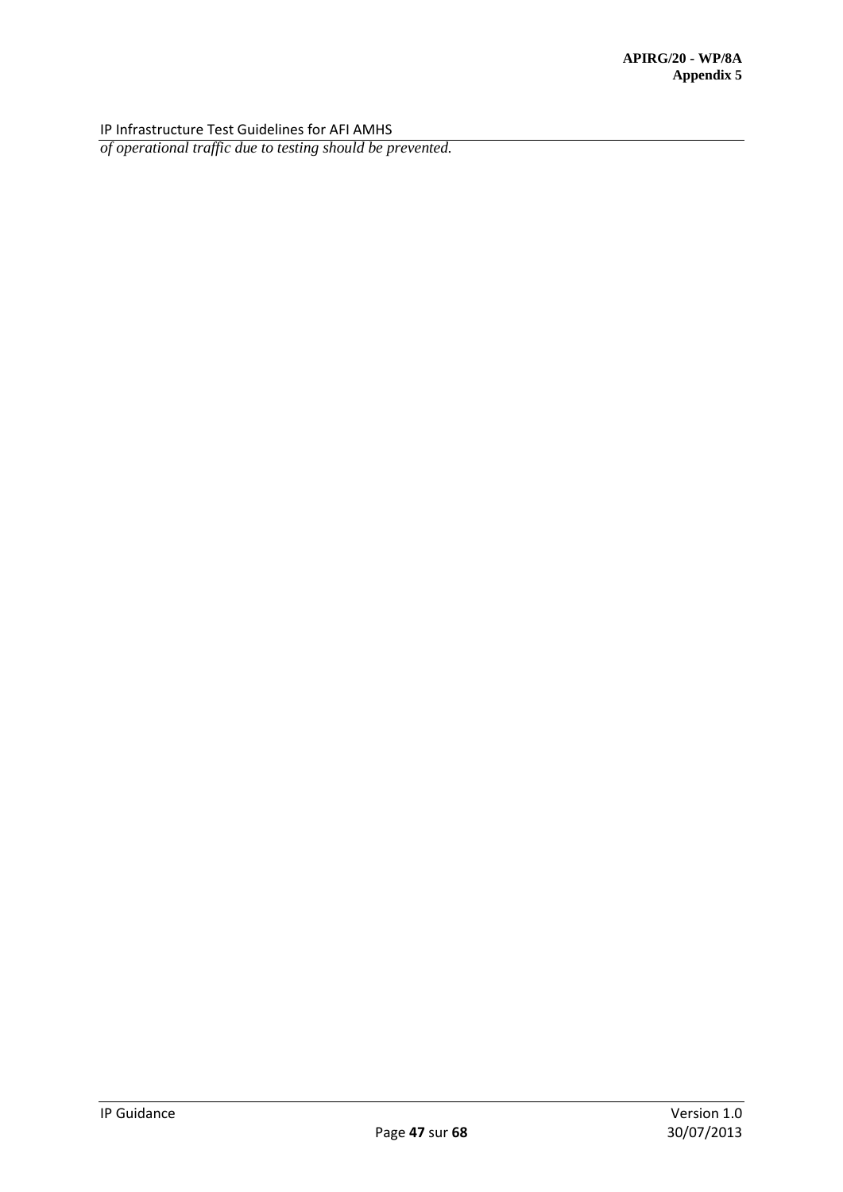*of operational traffic due to testing should be prevented.*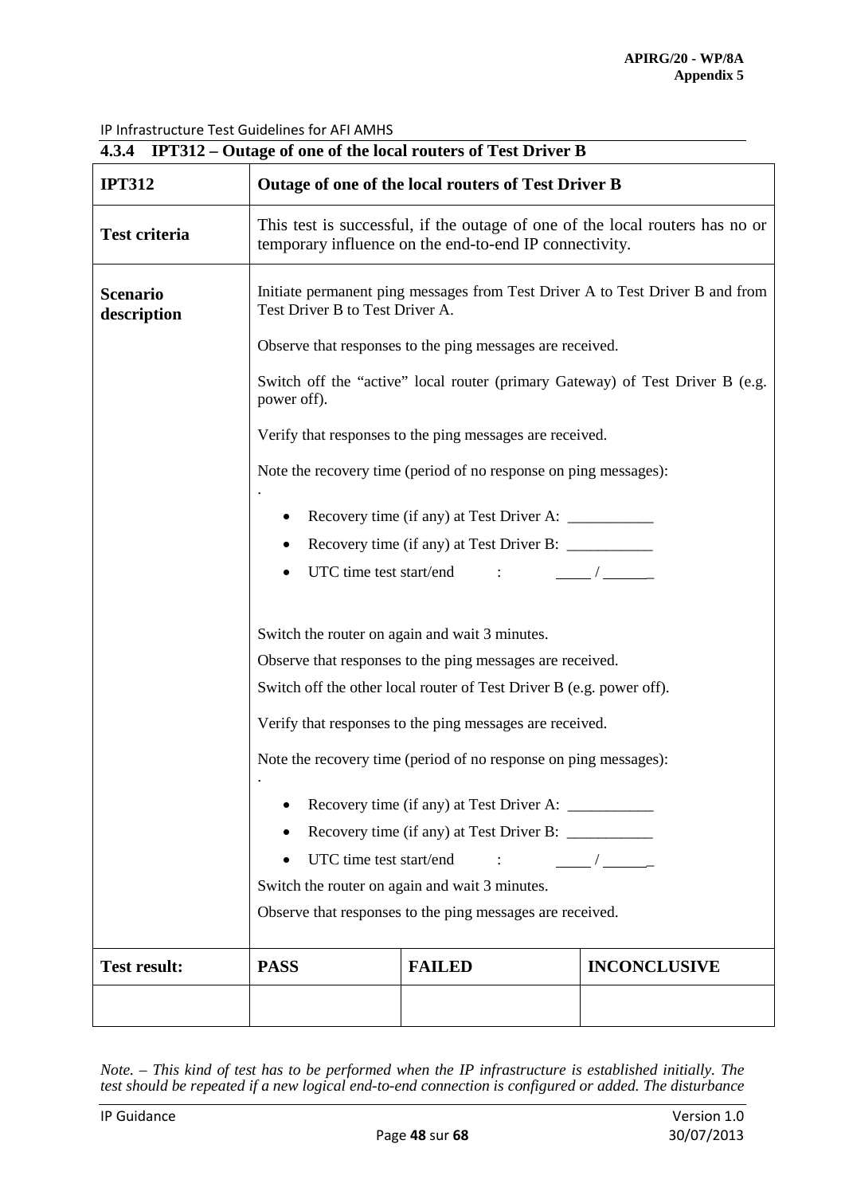### 4.3.4 IPT312 – Outage of one of the local routers of Test Driver B

| **IPT312** | **Outage of one of the local routers of Test Driver B** | | |
|---|---|---|---|
| **Test criteria** | This test is successful, if the outage of one of the local routers has no or temporary influence on the end-to-end IP connectivity. | | |
| **Scenario description** | Initiate permanent ping messages from Test Driver A to Test Driver B and from Test Driver B to Test Driver A.<br><br>Observe that responses to the ping messages are received.<br><br>Switch off the "active" local router (primary Gateway) of Test Driver B (e.g. power off).<br><br>Verify that responses to the ping messages are received.<br><br>Note the recovery time (period of no response on ping messages):<br>.<br>• Recovery time (if any) at Test Driver A: ___________<br>• Recovery time (if any) at Test Driver B: ___________<br>• UTC time test start/end : _____ / ______<br><br>Switch the router on again and wait 3 minutes.<br>Observe that responses to the ping messages are received.<br>Switch off the other local router of Test Driver B (e.g. power off).<br><br>Verify that responses to the ping messages are received.<br><br>Note the recovery time (period of no response on ping messages):<br>.<br>• Recovery time (if any) at Test Driver A: ___________<br>• Recovery time (if any) at Test Driver B: ___________<br>• UTC time test start/end : _____ / ______<br>Switch the router on again and wait 3 minutes.<br>Observe that responses to the ping messages are received. | | |
| **Test result:** | **PASS** | **FAILED** | **INCONCLUSIVE** |
| | | | |

*Note. – This kind of test has to be performed when the IP infrastructure is established initially. The test should be repeated if a new logical end-to-end connection is configured or added. The disturbance*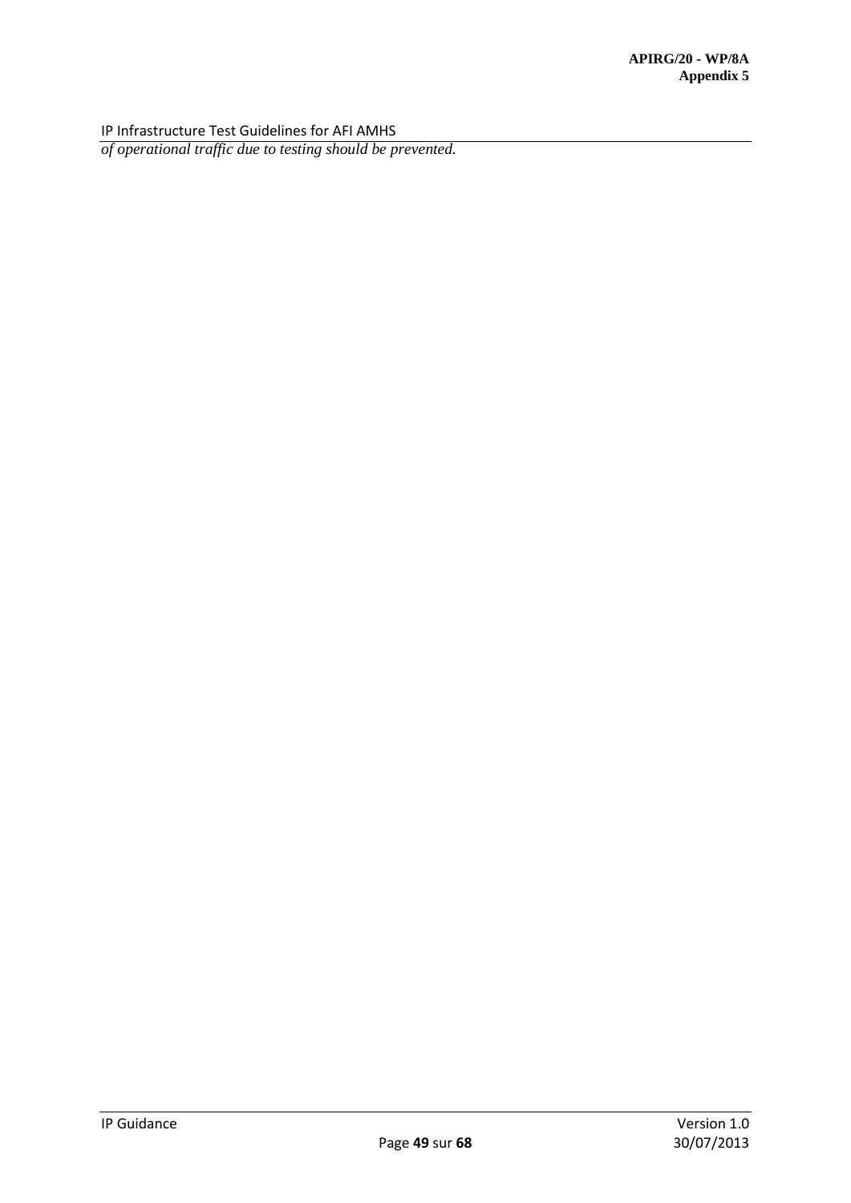*of operational traffic due to testing should be prevented.*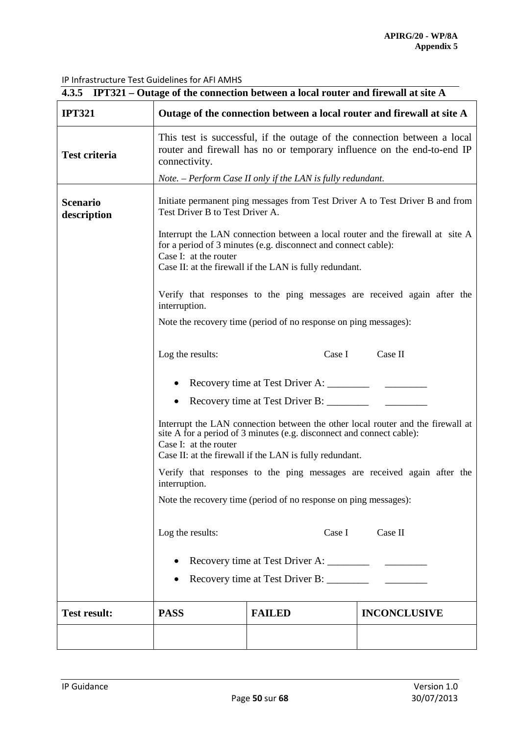### 4.3.5 IPT321 – Outage of the connection between a local router and firewall at site A

| **IPT321** | **Outage of the connection between a local router and firewall at site A** | | |
|---|---|---|---|
| **Test criteria** | This test is successful, if the outage of the connection between a local router and firewall has no or temporary influence on the end-to-end IP connectivity.<br><br>*Note. – Perform Case II only if the LAN is fully redundant.* | | |
| **Scenario description** | Initiate permanent ping messages from Test Driver A to Test Driver B and from Test Driver B to Test Driver A.<br><br>Interrupt the LAN connection between a local router and the firewall at site A for a period of 3 minutes (e.g. disconnect and connect cable):<br>Case I: at the router<br>Case II: at the firewall if the LAN is fully redundant.<br><br>Verify that responses to the ping messages are received again after the interruption.<br><br>Note the recovery time (period of no response on ping messages):<br><br>Log the results: Case I Case II<br><br>• Recovery time at Test Driver A: ________ ________<br>• Recovery time at Test Driver B: ________ ________<br><br>Interrupt the LAN connection between the other local router and the firewall at site A for a period of 3 minutes (e.g. disconnect and connect cable):<br>Case I: at the router<br>Case II: at the firewall if the LAN is fully redundant.<br><br>Verify that responses to the ping messages are received again after the interruption.<br><br>Note the recovery time (period of no response on ping messages):<br><br>Log the results: Case I Case II<br><br>• Recovery time at Test Driver A: ________ ________<br>• Recovery time at Test Driver B: ________ ________ | | |
| **Test result:** | **PASS** | **FAILED** | **INCONCLUSIVE** |
| | | | |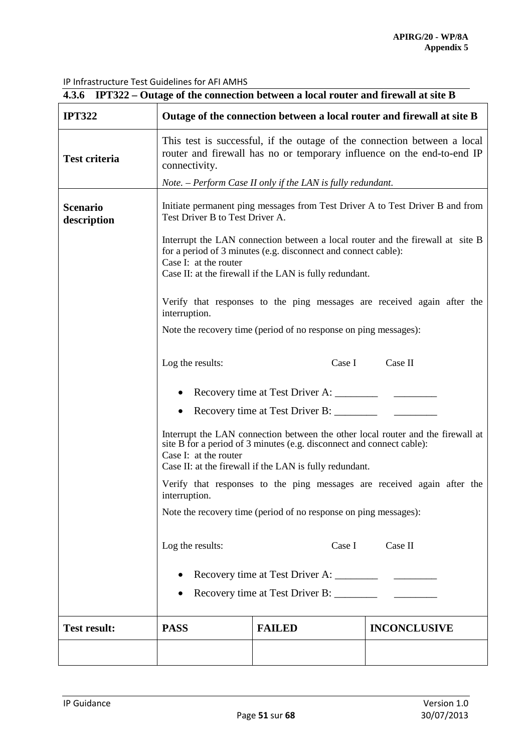### 4.3.6 IPT322 – Outage of the connection between a local router and firewall at site B

| **IPT322** | **Outage of the connection between a local router and firewall at site B** | | |
|---|---|---|---|
| **Test criteria** | This test is successful, if the outage of the connection between a local router and firewall has no or temporary influence on the end-to-end IP connectivity.<br><br>*Note. – Perform Case II only if the LAN is fully redundant.* | | |
| **Scenario description** | Initiate permanent ping messages from Test Driver A to Test Driver B and from Test Driver B to Test Driver A.<br><br>Interrupt the LAN connection between a local router and the firewall at site B for a period of 3 minutes (e.g. disconnect and connect cable):<br>Case I: at the router<br>Case II: at the firewall if the LAN is fully redundant.<br><br>Verify that responses to the ping messages are received again after the interruption.<br><br>Note the recovery time (period of no response on ping messages):<br><br>Log the results: Case I Case II<br>• Recovery time at Test Driver A: ________ ________<br>• Recovery time at Test Driver B: ________ ________<br><br>Interrupt the LAN connection between the other local router and the firewall at site B for a period of 3 minutes (e.g. disconnect and connect cable):<br>Case I: at the router<br>Case II: at the firewall if the LAN is fully redundant.<br><br>Verify that responses to the ping messages are received again after the interruption.<br><br>Note the recovery time (period of no response on ping messages):<br><br>Log the results: Case I Case II<br>• Recovery time at Test Driver A: ________ ________<br>• Recovery time at Test Driver B: ________ ________ | | |
| **Test result:** | **PASS** | **FAILED** | **INCONCLUSIVE** |
| | | | |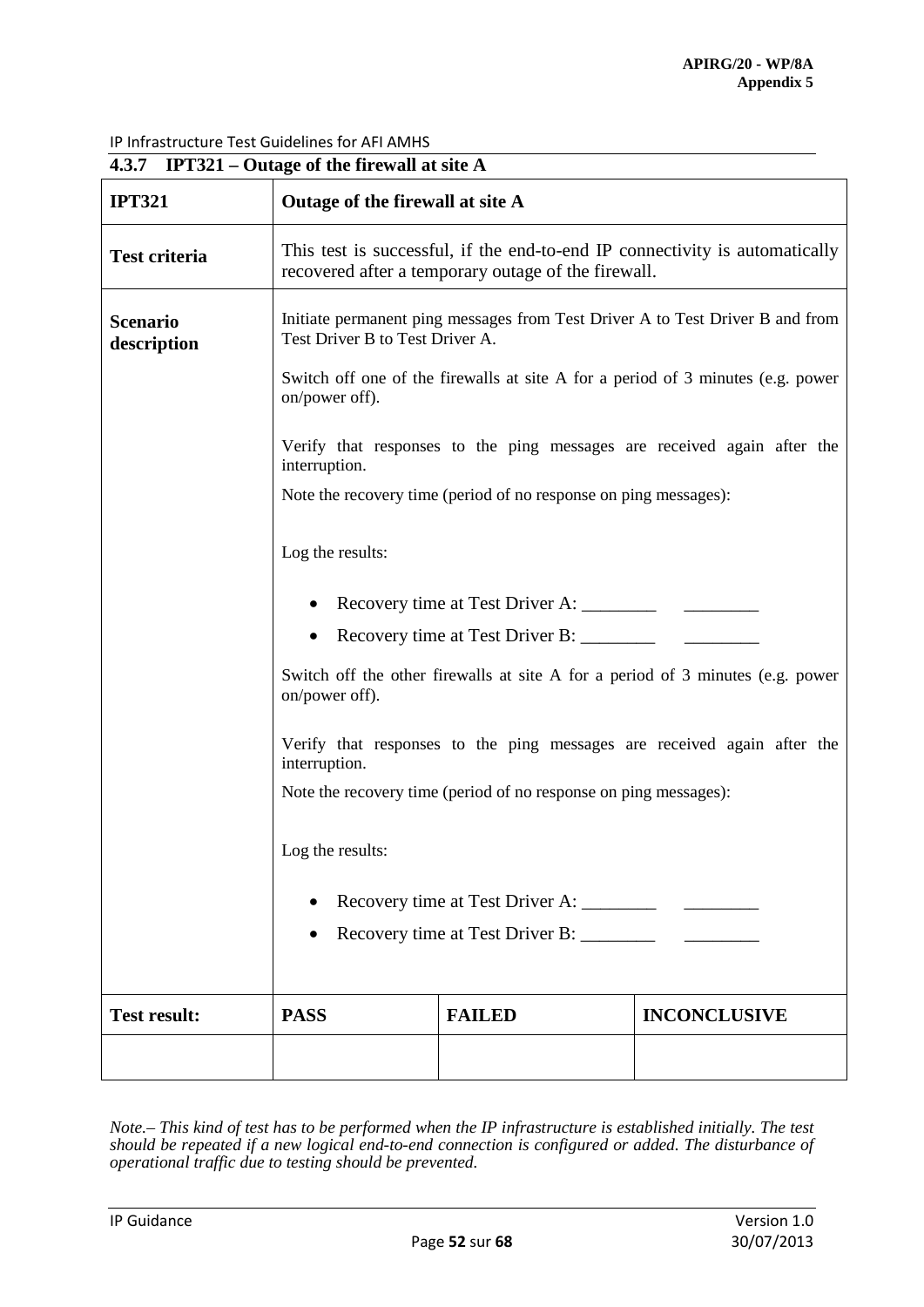### 4.3.7 IPT321 – Outage of the firewall at site A

| **IPT321** | **Outage of the firewall at site A** | | |
|---|---|---|---|
| **Test criteria** | This test is successful, if the end-to-end IP connectivity is automatically recovered after a temporary outage of the firewall. | | |
| **Scenario description** | Initiate permanent ping messages from Test Driver A to Test Driver B and from Test Driver B to Test Driver A.<br><br>Switch off one of the firewalls at site A for a period of 3 minutes (e.g. power on/power off).<br><br>Verify that responses to the ping messages are received again after the interruption.<br><br>Note the recovery time (period of no response on ping messages):<br><br>Log the results:<br><br>• Recovery time at Test Driver A: ________ ________<br>• Recovery time at Test Driver B: ________ ________<br><br>Switch off the other firewalls at site A for a period of 3 minutes (e.g. power on/power off).<br><br>Verify that responses to the ping messages are received again after the interruption.<br><br>Note the recovery time (period of no response on ping messages):<br><br>Log the results:<br><br>• Recovery time at Test Driver A: ________ ________<br>• Recovery time at Test Driver B: ________ ________ | | |
| **Test result:** | **PASS** | **FAILED** | **INCONCLUSIVE** |
| | | | |

*Note.– This kind of test has to be performed when the IP infrastructure is established initially. The test should be repeated if a new logical end-to-end connection is configured or added. The disturbance of operational traffic due to testing should be prevented.*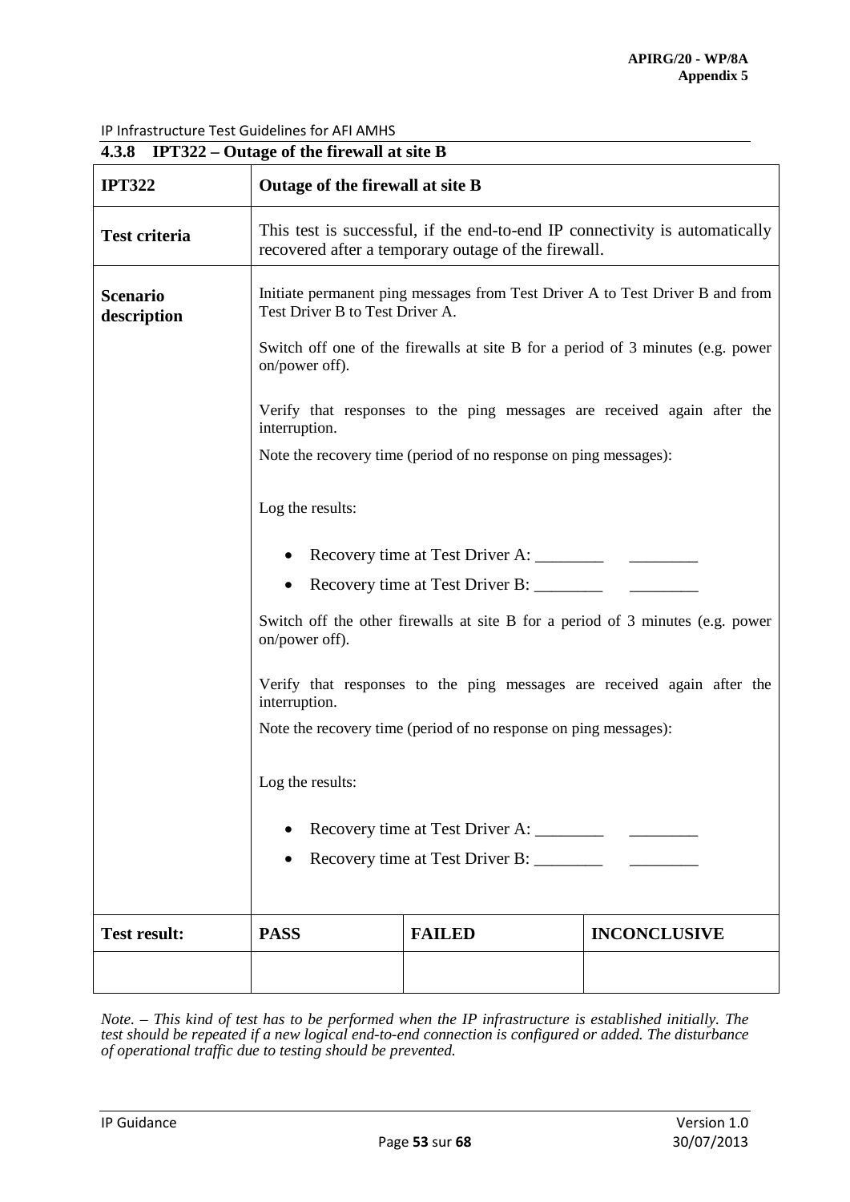### 4.3.8 IPT322 – Outage of the firewall at site B

| **IPT322** | **Outage of the firewall at site B** | | |
|---|---|---|---|
| **Test criteria** | This test is successful, if the end-to-end IP connectivity is automatically recovered after a temporary outage of the firewall. | | |
| **Scenario description** | Initiate permanent ping messages from Test Driver A to Test Driver B and from Test Driver B to Test Driver A.<br><br>Switch off one of the firewalls at site B for a period of 3 minutes (e.g. power on/power off).<br><br>Verify that responses to the ping messages are received again after the interruption.<br><br>Note the recovery time (period of no response on ping messages):<br><br>Log the results:<br><br>• Recovery time at Test Driver A: ________ ________<br>• Recovery time at Test Driver B: ________ ________<br><br>Switch off the other firewalls at site B for a period of 3 minutes (e.g. power on/power off).<br><br>Verify that responses to the ping messages are received again after the interruption.<br><br>Note the recovery time (period of no response on ping messages):<br><br>Log the results:<br><br>• Recovery time at Test Driver A: ________ ________<br>• Recovery time at Test Driver B: ________ ________ | | |
| **Test result:** | **PASS** | **FAILED** | **INCONCLUSIVE** |
| | | | |

*Note. – This kind of test has to be performed when the IP infrastructure is established initially. The test should be repeated if a new logical end-to-end connection is configured or added. The disturbance of operational traffic due to testing should be prevented.*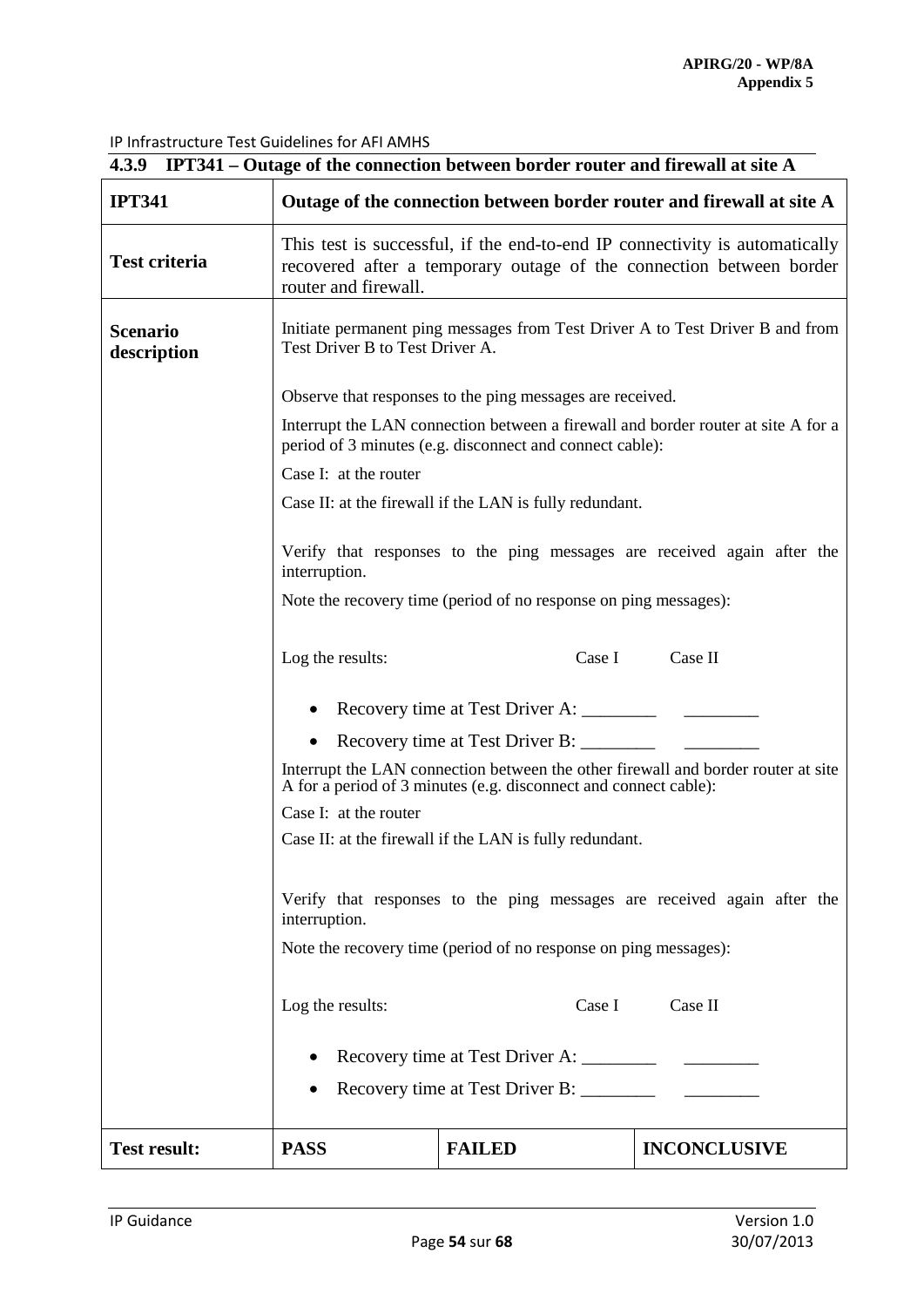### 4.3.9 IPT341 – Outage of the connection between border router and firewall at site A

| **IPT341** | **Outage of the connection between border router and firewall at site A** | | |
|---|---|---|---|
| **Test criteria** | This test is successful, if the end-to-end IP connectivity is automatically recovered after a temporary outage of the connection between border router and firewall. | | |
| **Scenario description** | Initiate permanent ping messages from Test Driver A to Test Driver B and from Test Driver B to Test Driver A.<br><br>Observe that responses to the ping messages are received.<br><br>Interrupt the LAN connection between a firewall and border router at site A for a period of 3 minutes (e.g. disconnect and connect cable):<br><br>Case I: at the router<br><br>Case II: at the firewall if the LAN is fully redundant.<br><br>Verify that responses to the ping messages are received again after the interruption.<br><br>Note the recovery time (period of no response on ping messages):<br><br>Log the results: Case I Case II<br><br>• Recovery time at Test Driver A: ________ ________<br>• Recovery time at Test Driver B: ________ ________<br><br>Interrupt the LAN connection between the other firewall and border router at site A for a period of 3 minutes (e.g. disconnect and connect cable):<br><br>Case I: at the router<br><br>Case II: at the firewall if the LAN is fully redundant.<br><br>Verify that responses to the ping messages are received again after the interruption.<br><br>Note the recovery time (period of no response on ping messages):<br><br>Log the results: Case I Case II<br><br>• Recovery time at Test Driver A: ________ ________<br>• Recovery time at Test Driver B: ________ ________ | | |
| **Test result:** | **PASS** | **FAILED** | **INCONCLUSIVE** |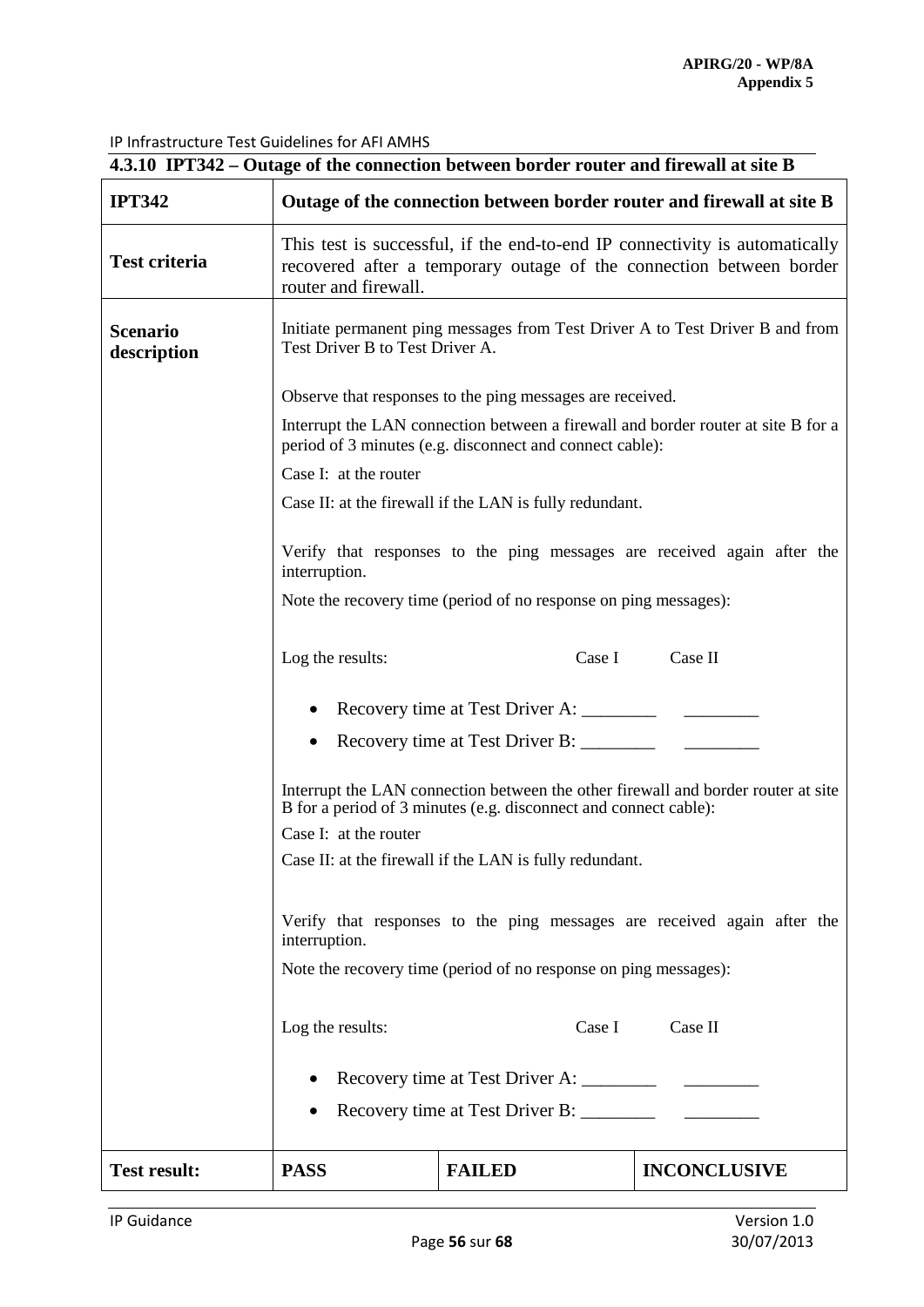### 4.3.10 IPT342 – Outage of the connection between border router and firewall at site B

| **IPT342** | **Outage of the connection between border router and firewall at site B** | | |
|---|---|---|---|
| **Test criteria** | This test is successful, if the end-to-end IP connectivity is automatically recovered after a temporary outage of the connection between border router and firewall. | | |
| **Scenario description** | Initiate permanent ping messages from Test Driver A to Test Driver B and from Test Driver B to Test Driver A.<br><br>Observe that responses to the ping messages are received.<br><br>Interrupt the LAN connection between a firewall and border router at site B for a period of 3 minutes (e.g. disconnect and connect cable):<br>Case I: at the router<br>Case II: at the firewall if the LAN is fully redundant.<br><br>Verify that responses to the ping messages are received again after the interruption.<br>Note the recovery time (period of no response on ping messages):<br><br>Log the results: Case I Case II<br><br>• Recovery time at Test Driver A: ________ ________<br>• Recovery time at Test Driver B: ________ ________<br><br>Interrupt the LAN connection between the other firewall and border router at site B for a period of 3 minutes (e.g. disconnect and connect cable):<br>Case I: at the router<br>Case II: at the firewall if the LAN is fully redundant.<br><br>Verify that responses to the ping messages are received again after the interruption.<br>Note the recovery time (period of no response on ping messages):<br><br>Log the results: Case I Case II<br><br>• Recovery time at Test Driver A: ________ ________<br>• Recovery time at Test Driver B: ________ ________ | | |
| **Test result:** | **PASS** | **FAILED** | **INCONCLUSIVE** |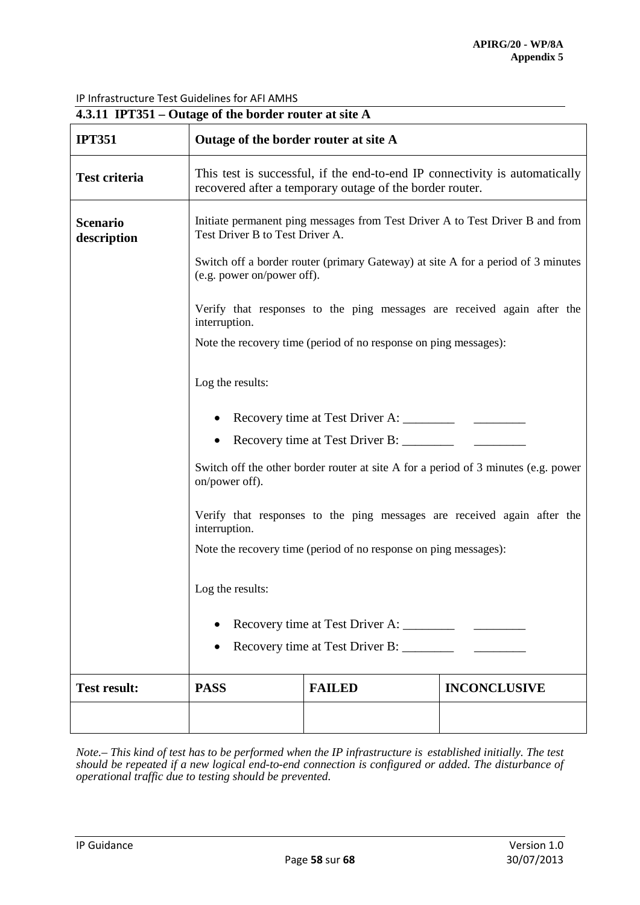### 4.3.11 IPT351 – Outage of the border router at site A

| **IPT351** | **Outage of the border router at site A** | | |
|---|---|---|---|
| **Test criteria** | This test is successful, if the end-to-end IP connectivity is automatically recovered after a temporary outage of the border router. | | |
| **Scenario description** | Initiate permanent ping messages from Test Driver A to Test Driver B and from Test Driver B to Test Driver A.<br><br>Switch off a border router (primary Gateway) at site A for a period of 3 minutes (e.g. power on/power off).<br><br>Verify that responses to the ping messages are received again after the interruption.<br><br>Note the recovery time (period of no response on ping messages):<br><br>Log the results:<br><br>• Recovery time at Test Driver A: ________ ________<br>• Recovery time at Test Driver B: ________ ________<br><br>Switch off the other border router at site A for a period of 3 minutes (e.g. power on/power off).<br><br>Verify that responses to the ping messages are received again after the interruption.<br><br>Note the recovery time (period of no response on ping messages):<br><br>Log the results:<br><br>• Recovery time at Test Driver A: ________ ________<br>• Recovery time at Test Driver B: ________ ________ | | |
| **Test result:** | **PASS** | **FAILED** | **INCONCLUSIVE** |
| | | | |

*Note.– This kind of test has to be performed when the IP infrastructure is established initially. The test should be repeated if a new logical end-to-end connection is configured or added. The disturbance of operational traffic due to testing should be prevented.*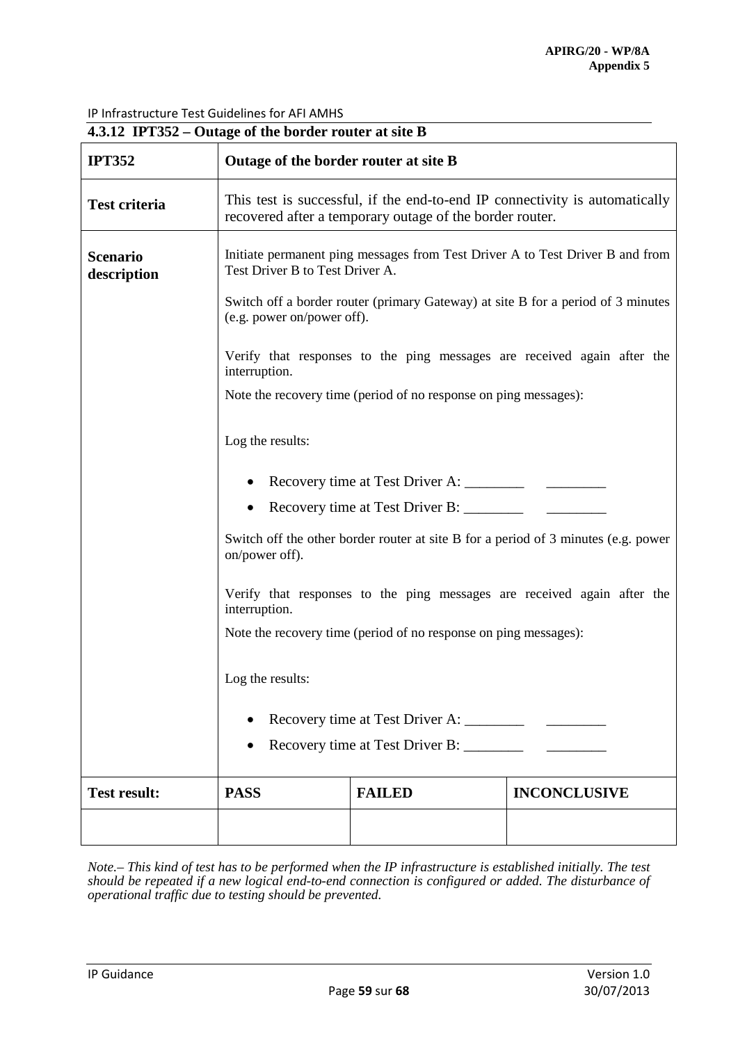#### 4.3.12 IPT352 – Outage of the border router at site B

| **IPT352** | **Outage of the border router at site B** | | |
|---|---|---|---|
| **Test criteria** | This test is successful, if the end-to-end IP connectivity is automatically recovered after a temporary outage of the border router. | | |
| **Scenario description** | Initiate permanent ping messages from Test Driver A to Test Driver B and from Test Driver B to Test Driver A.<br><br>Switch off a border router (primary Gateway) at site B for a period of 3 minutes (e.g. power on/power off).<br><br>Verify that responses to the ping messages are received again after the interruption.<br><br>Note the recovery time (period of no response on ping messages):<br><br>Log the results:<br><br>• Recovery time at Test Driver A: ________ ________<br>• Recovery time at Test Driver B: ________ ________<br><br>Switch off the other border router at site B for a period of 3 minutes (e.g. power on/power off).<br><br>Verify that responses to the ping messages are received again after the interruption.<br><br>Note the recovery time (period of no response on ping messages):<br><br>Log the results:<br><br>• Recovery time at Test Driver A: ________ ________<br>• Recovery time at Test Driver B: ________ ________ | | |
| **Test result:** | **PASS** | **FAILED** | **INCONCLUSIVE** |
| | | | |

*Note.– This kind of test has to be performed when the IP infrastructure is established initially. The test should be repeated if a new logical end-to-end connection is configured or added. The disturbance of operational traffic due to testing should be prevented.*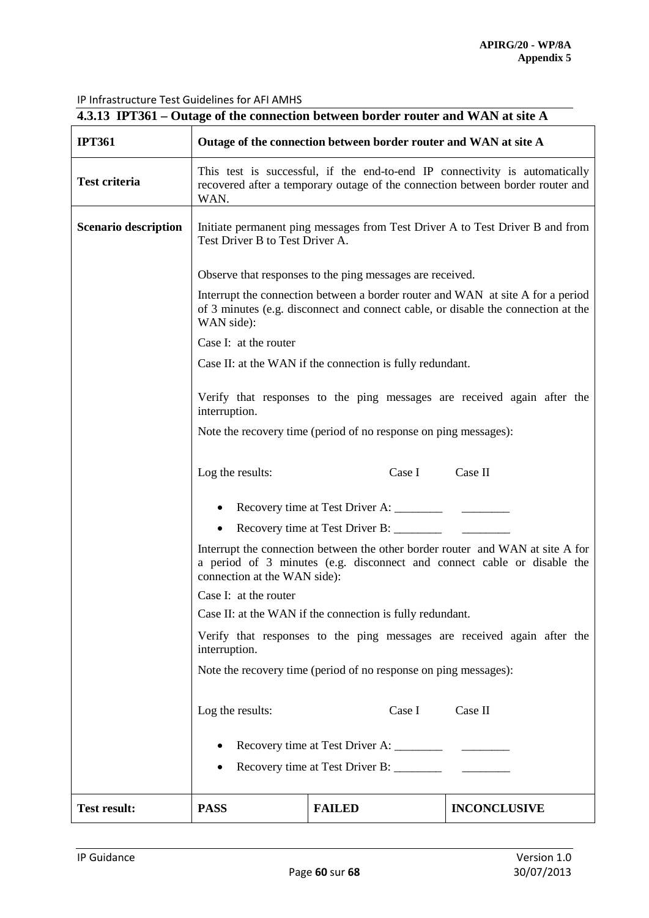#### 4.3.13 IPT361 – Outage of the connection between border router and WAN at site A

| **IPT361** | **Outage of the connection between border router and WAN at site A** | | |
|---|---|---|---|
| **Test criteria** | This test is successful, if the end-to-end IP connectivity is automatically recovered after a temporary outage of the connection between border router and WAN. | | |
| **Scenario description** | Initiate permanent ping messages from Test Driver A to Test Driver B and from Test Driver B to Test Driver A.<br><br>Observe that responses to the ping messages are received.<br><br>Interrupt the connection between a border router and WAN at site A for a period of 3 minutes (e.g. disconnect and connect cable, or disable the connection at the WAN side):<br><br>Case I: at the router<br><br>Case II: at the WAN if the connection is fully redundant.<br><br>Verify that responses to the ping messages are received again after the interruption.<br><br>Note the recovery time (period of no response on ping messages):<br><br>Log the results: Case I Case II<br><br>• Recovery time at Test Driver A: ________ ________<br>• Recovery time at Test Driver B: ________ ________<br><br>Interrupt the connection between the other border router and WAN at site A for a period of 3 minutes (e.g. disconnect and connect cable or disable the connection at the WAN side):<br><br>Case I: at the router<br><br>Case II: at the WAN if the connection is fully redundant.<br><br>Verify that responses to the ping messages are received again after the interruption.<br><br>Note the recovery time (period of no response on ping messages):<br><br>Log the results: Case I Case II<br><br>• Recovery time at Test Driver A: ________ ________<br>• Recovery time at Test Driver B: ________ ________ | | |
| **Test result:** | **PASS** | **FAILED** | **INCONCLUSIVE** |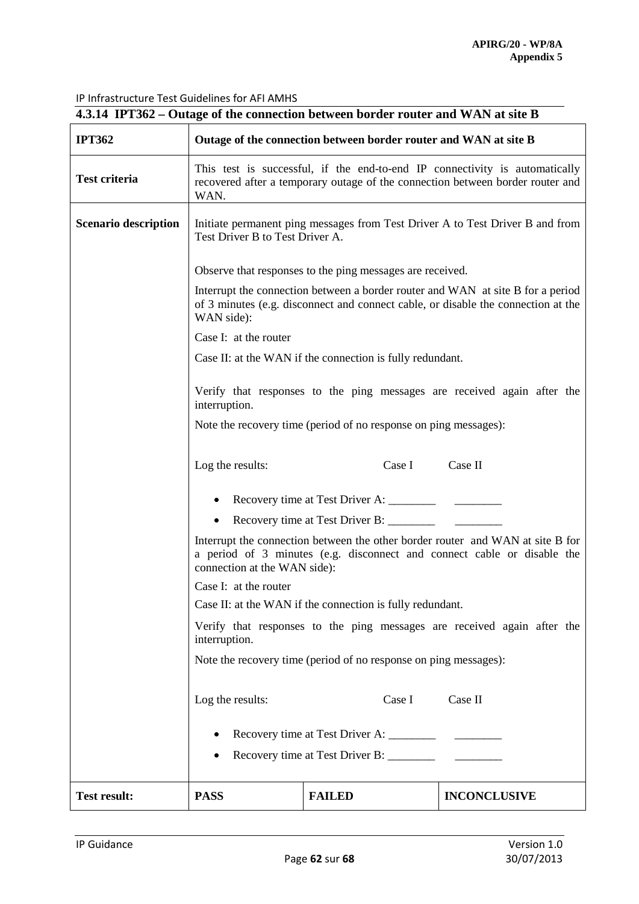#### 4.3.14 IPT362 – Outage of the connection between border router and WAN at site B

| **IPT362** | **Outage of the connection between border router and WAN at site B** | | |
|---|---|---|---|
| **Test criteria** | This test is successful, if the end-to-end IP connectivity is automatically recovered after a temporary outage of the connection between border router and WAN. | | |
| **Scenario description** | Initiate permanent ping messages from Test Driver A to Test Driver B and from Test Driver B to Test Driver A.<br><br>Observe that responses to the ping messages are received.<br><br>Interrupt the connection between a border router and WAN at site B for a period of 3 minutes (e.g. disconnect and connect cable, or disable the connection at the WAN side):<br><br>Case I: at the router<br><br>Case II: at the WAN if the connection is fully redundant.<br><br>Verify that responses to the ping messages are received again after the interruption.<br><br>Note the recovery time (period of no response on ping messages):<br><br>Log the results: Case I Case II<br><br>• Recovery time at Test Driver A: ________ ________<br>• Recovery time at Test Driver B: ________ ________<br><br>Interrupt the connection between the other border router and WAN at site B for a period of 3 minutes (e.g. disconnect and connect cable or disable the connection at the WAN side):<br><br>Case I: at the router<br><br>Case II: at the WAN if the connection is fully redundant.<br><br>Verify that responses to the ping messages are received again after the interruption.<br><br>Note the recovery time (period of no response on ping messages):<br><br>Log the results: Case I Case II<br><br>• Recovery time at Test Driver A: ________ ________<br>• Recovery time at Test Driver B: ________ ________ | | |
| **Test result:** | **PASS** | **FAILED** | **INCONCLUSIVE** |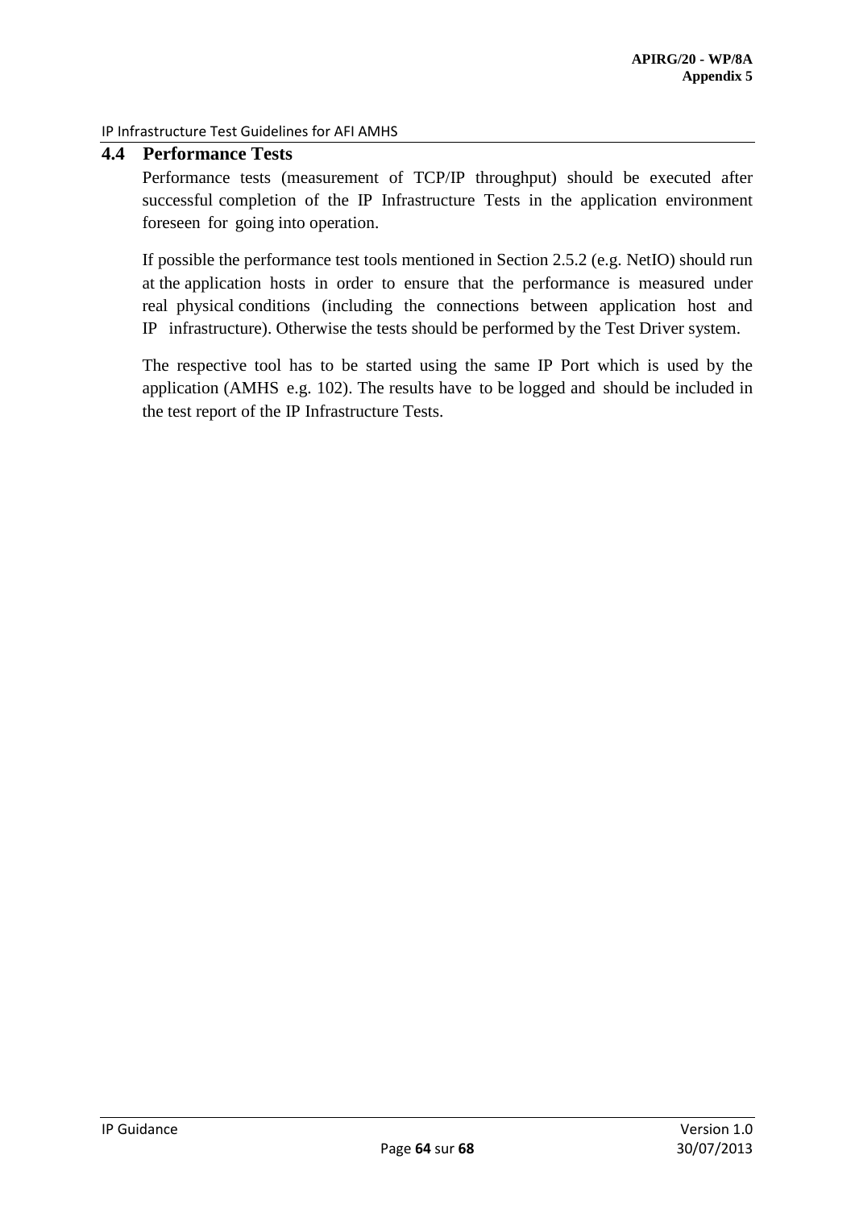## 4.4 Performance Tests

Performance tests (measurement of TCP/IP throughput) should be executed after successful completion of the IP Infrastructure Tests in the application environment foreseen for going into operation.

If possible the performance test tools mentioned in Section 2.5.2 (e.g. NetIO) should run at the application hosts in order to ensure that the performance is measured under real physical conditions (including the connections between application host and IP infrastructure). Otherwise the tests should be performed by the Test Driver system.

The respective tool has to be started using the same IP Port which is used by the application (AMHS e.g. 102). The results have to be logged and should be included in the test report of the IP Infrastructure Tests.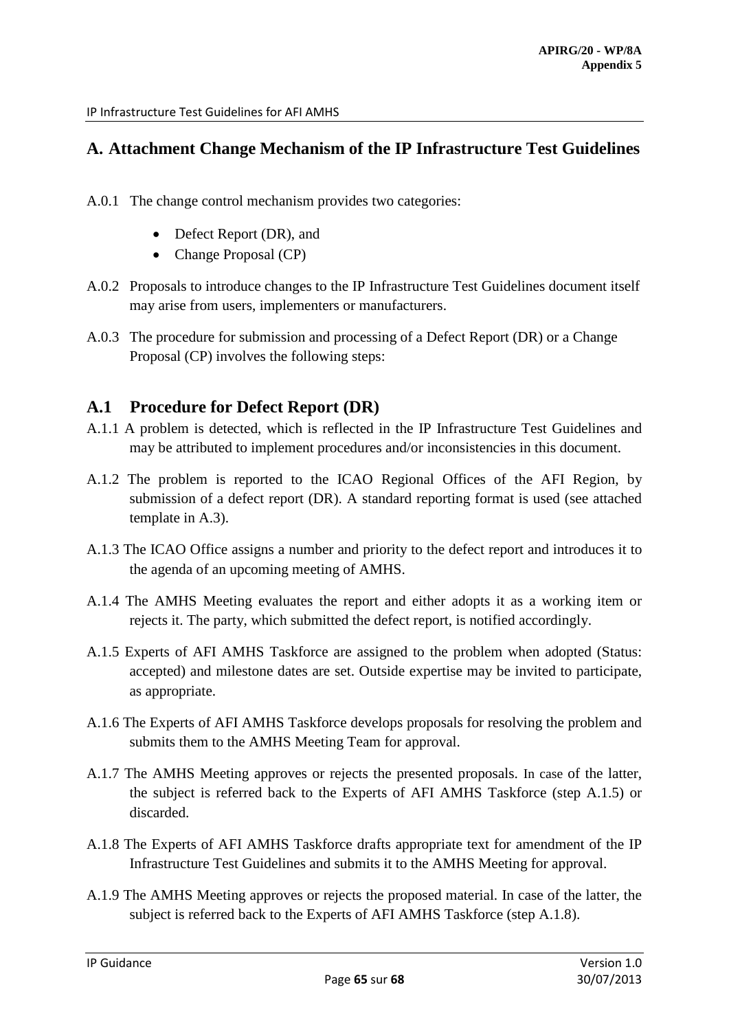# A. Attachment Change Mechanism of the IP Infrastructure Test Guidelines

A.0.1 The change control mechanism provides two categories:

- Defect Report (DR), and
- Change Proposal (CP)

A.0.2 Proposals to introduce changes to the IP Infrastructure Test Guidelines document itself may arise from users, implementers or manufacturers.

A.0.3 The procedure for submission and processing of a Defect Report (DR) or a Change Proposal (CP) involves the following steps:

## A.1 Procedure for Defect Report (DR)

A.1.1 A problem is detected, which is reflected in the IP Infrastructure Test Guidelines and may be attributed to implement procedures and/or inconsistencies in this document.

A.1.2 The problem is reported to the ICAO Regional Offices of the AFI Region, by submission of a defect report (DR). A standard reporting format is used (see attached template in A.3).

A.1.3 The ICAO Office assigns a number and priority to the defect report and introduces it to the agenda of an upcoming meeting of AMHS.

A.1.4 The AMHS Meeting evaluates the report and either adopts it as a working item or rejects it. The party, which submitted the defect report, is notified accordingly.

A.1.5 Experts of AFI AMHS Taskforce are assigned to the problem when adopted (Status: accepted) and milestone dates are set. Outside expertise may be invited to participate, as appropriate.

A.1.6 The Experts of AFI AMHS Taskforce develops proposals for resolving the problem and submits them to the AMHS Meeting Team for approval.

A.1.7 The AMHS Meeting approves or rejects the presented proposals. In case of the latter, the subject is referred back to the Experts of AFI AMHS Taskforce (step A.1.5) or discarded.

A.1.8 The Experts of AFI AMHS Taskforce drafts appropriate text for amendment of the IP Infrastructure Test Guidelines and submits it to the AMHS Meeting for approval.

A.1.9 The AMHS Meeting approves or rejects the proposed material. In case of the latter, the subject is referred back to the Experts of AFI AMHS Taskforce (step A.1.8).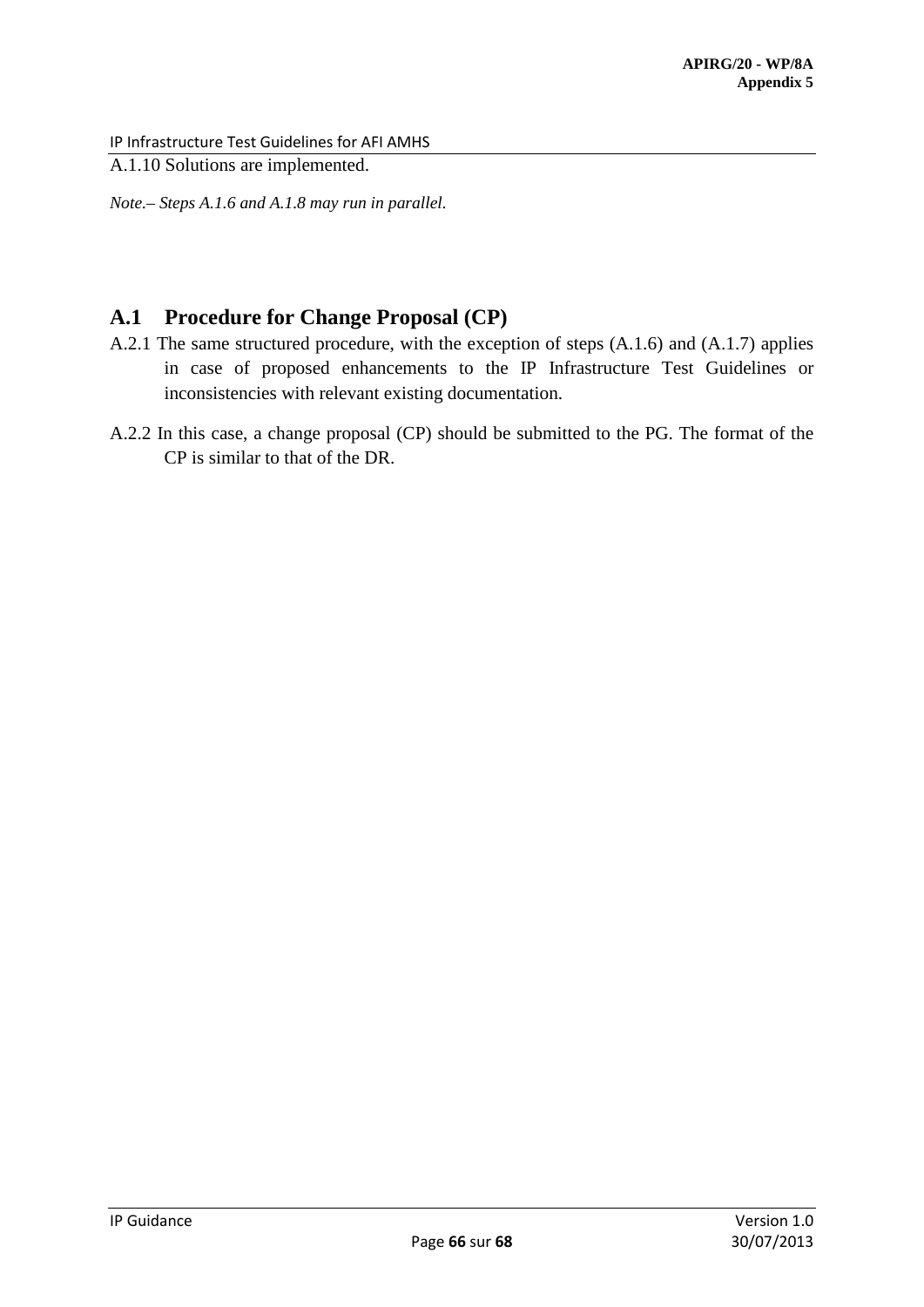A.1.10 Solutions are implemented.

*Note.– Steps A.1.6 and A.1.8 may run in parallel.*

## A.1 Procedure for Change Proposal (CP)

A.2.1 The same structured procedure, with the exception of steps (A.1.6) and (A.1.7) applies in case of proposed enhancements to the IP Infrastructure Test Guidelines or inconsistencies with relevant existing documentation.

A.2.2 In this case, a change proposal (CP) should be submitted to the PG. The format of the CP is similar to that of the DR.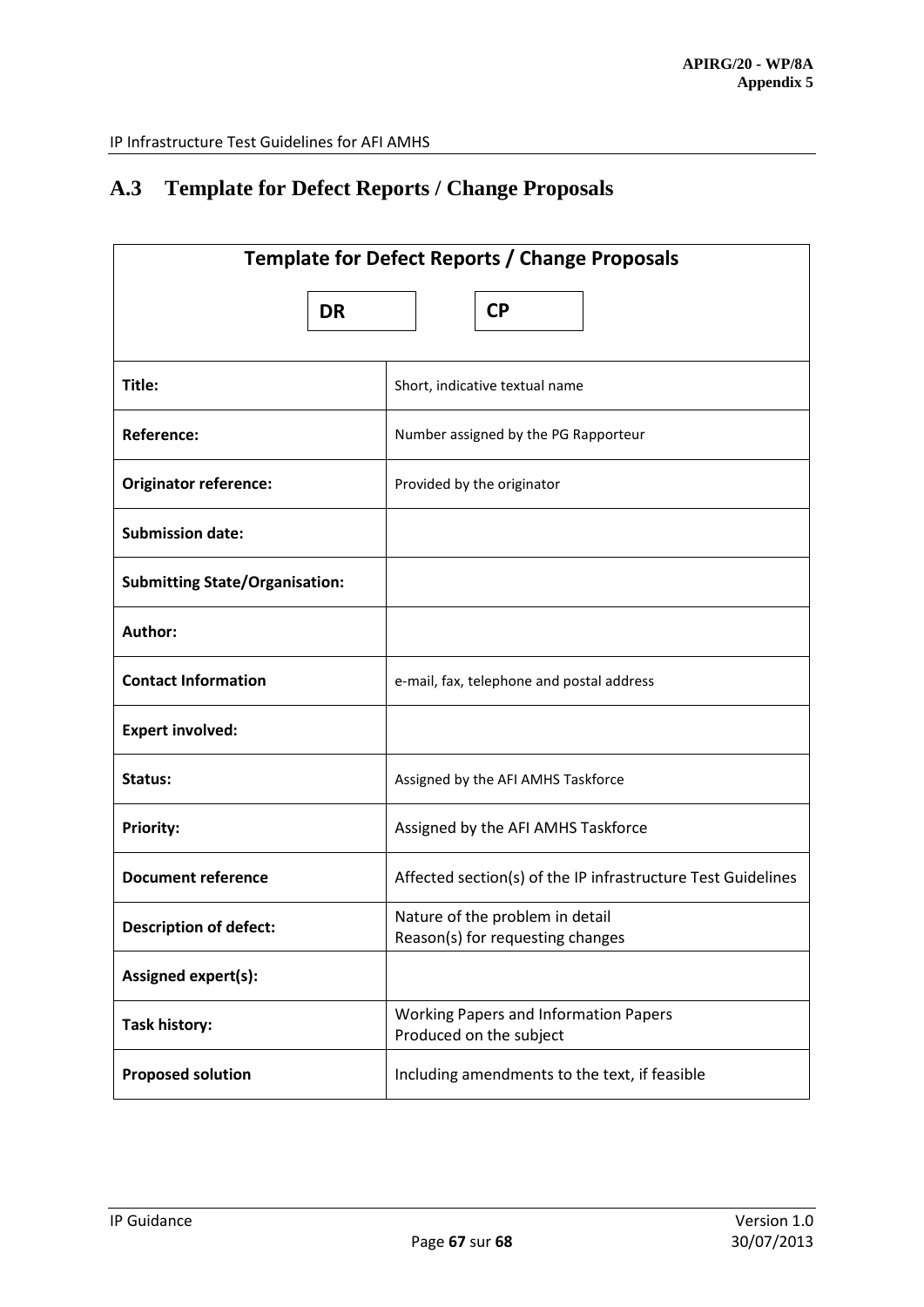## A.3 Template for Defect Reports / Change Proposals

| Template for Defect Reports / Change Proposals | |
|---|---|
| DR | CP |
| **Title:** | Short, indicative textual name |
| **Reference:** | Number assigned by the PG Rapporteur |
| **Originator reference:** | Provided by the originator |
| **Submission date:** | |
| **Submitting State/Organisation:** | |
| **Author:** | |
| **Contact Information** | e-mail, fax, telephone and postal address |
| **Expert involved:** | |
| **Status:** | Assigned by the AFI AMHS Taskforce |
| **Priority:** | Assigned by the AFI AMHS Taskforce |
| **Document reference** | Affected section(s) of the IP infrastructure Test Guidelines |
| **Description of defect:** | Nature of the problem in detail<br>Reason(s) for requesting changes |
| **Assigned expert(s):** | |
| **Task history:** | Working Papers and Information Papers<br>Produced on the subject |
| **Proposed solution** | Including amendments to the text, if feasible |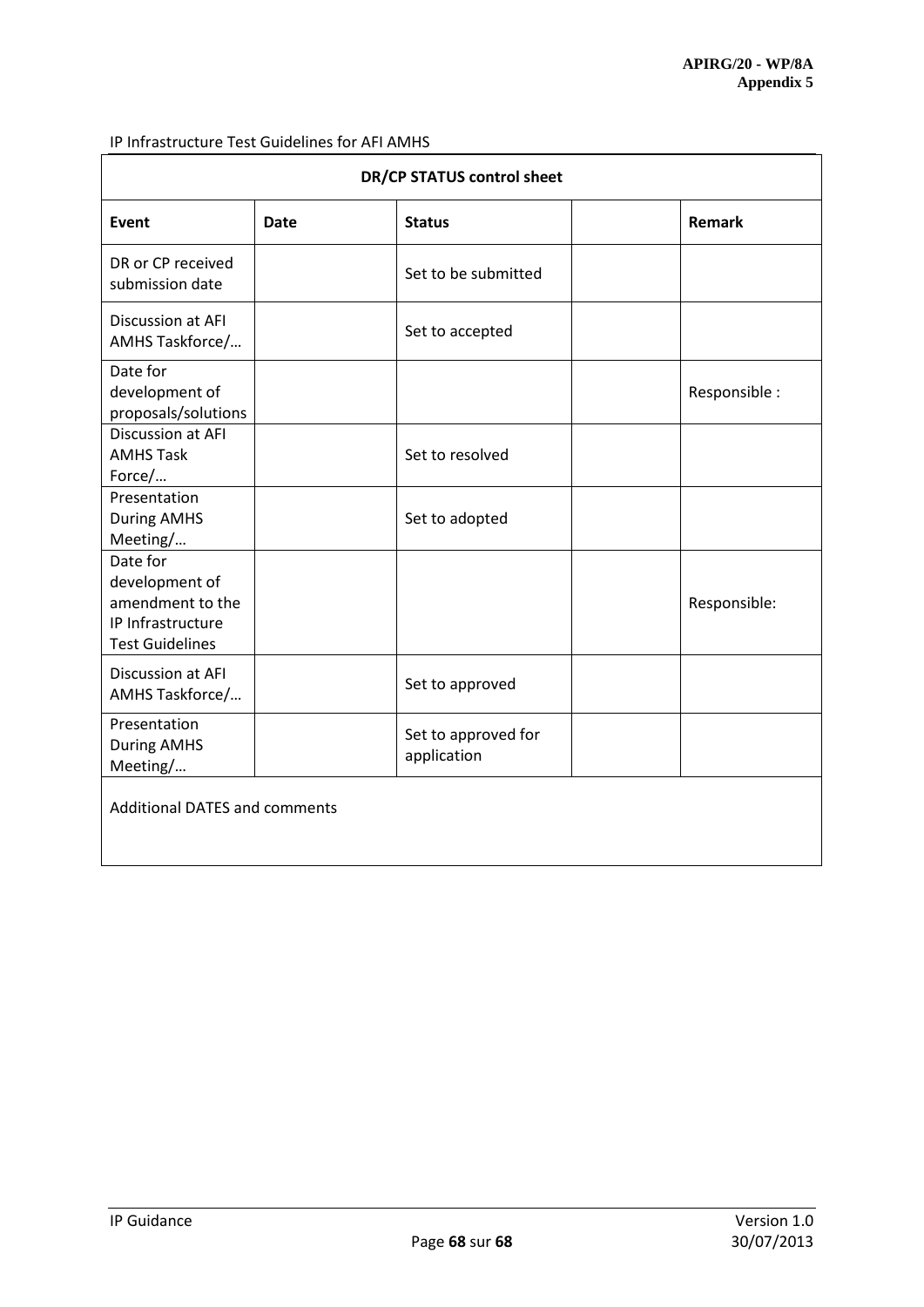IP Infrastructure Test Guidelines for AFI AMHS

| DR/CP STATUS control sheet | | | | |
|---|---|---|---|---|
| **Event** | **Date** | **Status** | | **Remark** |
| DR or CP received submission date | | Set to be submitted | | |
| Discussion at AFI AMHS Taskforce/… | | Set to accepted | | |
| Date for development of proposals/solutions | | | | Responsible : |
| Discussion at AFI AMHS Task Force/… | | Set to resolved | | |
| Presentation During AMHS Meeting/… | | Set to adopted | | |
| Date for development of amendment to the IP Infrastructure Test Guidelines | | | | Responsible: |
| Discussion at AFI AMHS Taskforce/… | | Set to approved | | |
| Presentation During AMHS Meeting/… | | Set to approved for application | | |
| Additional DATES and comments | | | | |